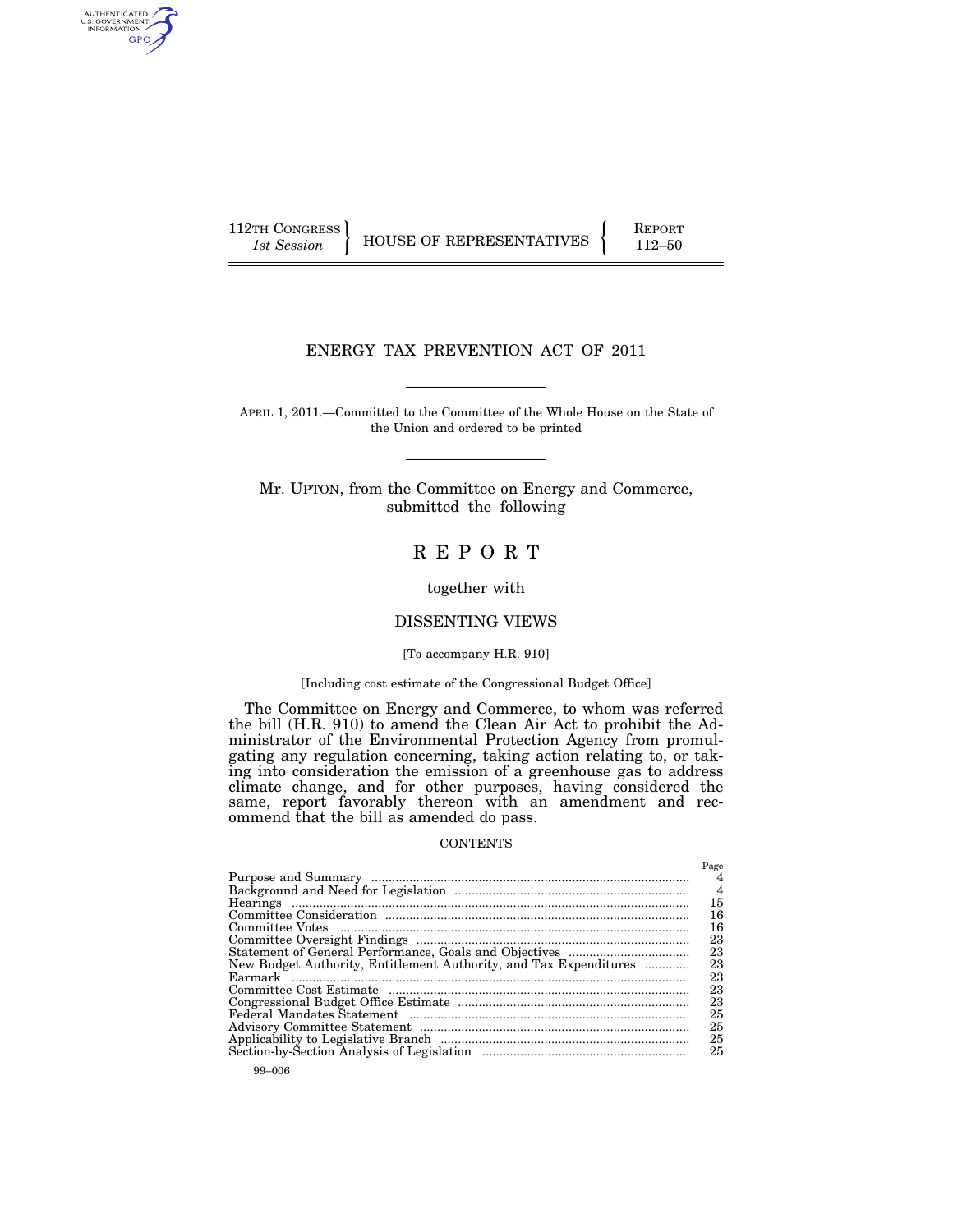112TH CONGRESS
*1st Session*

HOUSE OF REPRESENTATIVES

REPORT
112–50

# ENERGY TAX PREVENTION ACT OF 2011

APRIL 1, 2011.—Committed to the Committee of the Whole House on the State of the Union and ordered to be printed

Mr. UPTON, from the Committee on Energy and Commerce, submitted the following

# REPORT

together with

## DISSENTING VIEWS

[To accompany H.R. 910]

[Including cost estimate of the Congressional Budget Office]

The Committee on Energy and Commerce, to whom was referred the bill (H.R. 910) to amend the Clean Air Act to prohibit the Administrator of the Environmental Protection Agency from promulgating any regulation concerning, taking action relating to, or taking into consideration the emission of a greenhouse gas to address climate change, and for other purposes, having considered the same, report favorably thereon with an amendment and recommend that the bill as amended do pass.

CONTENTS

| | Page |
|---|---|
| Purpose and Summary | 4 |
| Background and Need for Legislation | 4 |
| Hearings | 15 |
| Committee Consideration | 16 |
| Committee Votes | 16 |
| Committee Oversight Findings | 23 |
| Statement of General Performance, Goals and Objectives | 23 |
| New Budget Authority, Entitlement Authority, and Tax Expenditures | 23 |
| Earmark | 23 |
| Committee Cost Estimate | 23 |
| Congressional Budget Office Estimate | 23 |
| Federal Mandates Statement | 25 |
| Advisory Committee Statement | 25 |
| Applicability to Legislative Branch | 25 |
| Section-by-Section Analysis of Legislation | 25 |

99–006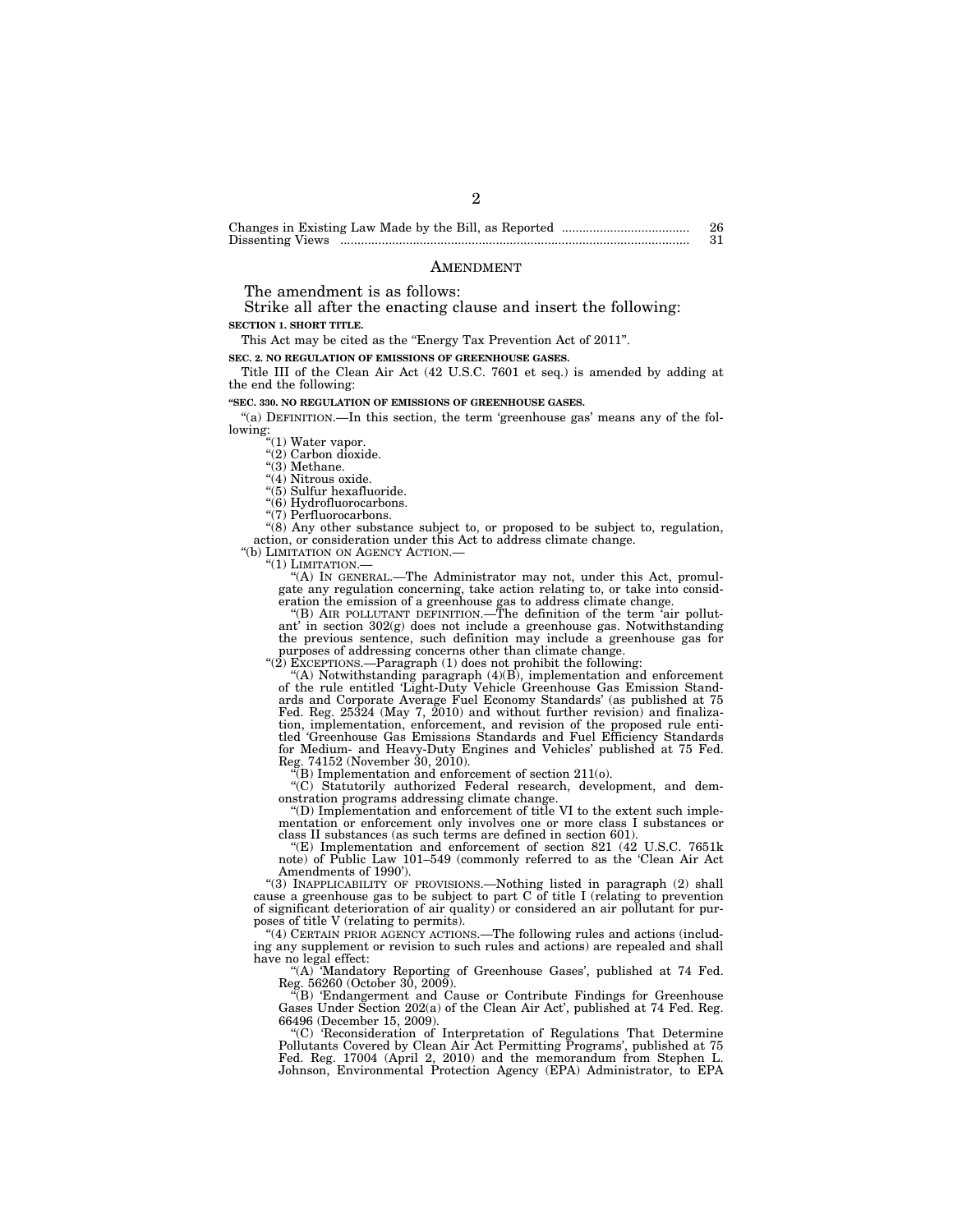| | |
|---|---|
| Changes in Existing Law Made by the Bill, as Reported .................................... | 26 |
| Dissenting Views ................................................................................................... | 31 |

## AMENDMENT

The amendment is as follows:

Strike all after the enacting clause and insert the following:

**SECTION 1. SHORT TITLE.**

This Act may be cited as the "Energy Tax Prevention Act of 2011".

**SEC. 2. NO REGULATION OF EMISSIONS OF GREENHOUSE GASES.**

Title III of the Clean Air Act (42 U.S.C. 7601 et seq.) is amended by adding at the end the following:

**"SEC. 330. NO REGULATION OF EMISSIONS OF GREENHOUSE GASES.**

"(a) DEFINITION.—In this section, the term 'greenhouse gas' means any of the following:

"(1) Water vapor.

"(2) Carbon dioxide.

"(3) Methane.

"(4) Nitrous oxide.

"(5) Sulfur hexafluoride.

"(6) Hydrofluorocarbons.

"(7) Perfluorocarbons.

"(8) Any other substance subject to, or proposed to be subject to, regulation, action, or consideration under this Act to address climate change.

"(b) LIMITATION ON AGENCY ACTION.—

"(1) LIMITATION.—

"(A) IN GENERAL.—The Administrator may not, under this Act, promulgate any regulation concerning, take action relating to, or take into consideration the emission of a greenhouse gas to address climate change.

"(B) AIR POLLUTANT DEFINITION.—The definition of the term 'air pollutant' in section 302(g) does not include a greenhouse gas. Notwithstanding the previous sentence, such definition may include a greenhouse gas for purposes of addressing concerns other than climate change.

"(2) EXCEPTIONS.—Paragraph (1) does not prohibit the following:

"(A) Notwithstanding paragraph (4)(B), implementation and enforcement of the rule entitled 'Light-Duty Vehicle Greenhouse Gas Emission Standards and Corporate Average Fuel Economy Standards' (as published at 75 Fed. Reg. 25324 (May 7, 2010) and without further revision) and finalization, implementation, enforcement, and revision of the proposed rule entitled 'Greenhouse Gas Emissions Standards and Fuel Efficiency Standards for Medium- and Heavy-Duty Engines and Vehicles' published at 75 Fed. Reg. 74152 (November 30, 2010).

"(B) Implementation and enforcement of section 211(o).

"(C) Statutorily authorized Federal research, development, and demonstration programs addressing climate change.

"(D) Implementation and enforcement of title VI to the extent such implementation or enforcement only involves one or more class I substances or class II substances (as such terms are defined in section 601).

"(E) Implementation and enforcement of section 821 (42 U.S.C. 7651k note) of Public Law 101–549 (commonly referred to as the 'Clean Air Act Amendments of 1990').

"(3) INAPPLICABILITY OF PROVISIONS.—Nothing listed in paragraph (2) shall cause a greenhouse gas to be subject to part C of title I (relating to prevention of significant deterioration of air quality) or considered an air pollutant for purposes of title V (relating to permits).

"(4) CERTAIN PRIOR AGENCY ACTIONS.—The following rules and actions (including any supplement or revision to such rules and actions) are repealed and shall have no legal effect:

"(A) 'Mandatory Reporting of Greenhouse Gases', published at 74 Fed. Reg. 56260 (October 30, 2009).

"(B) 'Endangerment and Cause or Contribute Findings for Greenhouse Gases Under Section 202(a) of the Clean Air Act', published at 74 Fed. Reg. 66496 (December 15, 2009).

"(C) 'Reconsideration of Interpretation of Regulations That Determine Pollutants Covered by Clean Air Act Permitting Programs', published at 75 Fed. Reg. 17004 (April 2, 2010) and the memorandum from Stephen L. Johnson, Environmental Protection Agency (EPA) Administrator, to EPA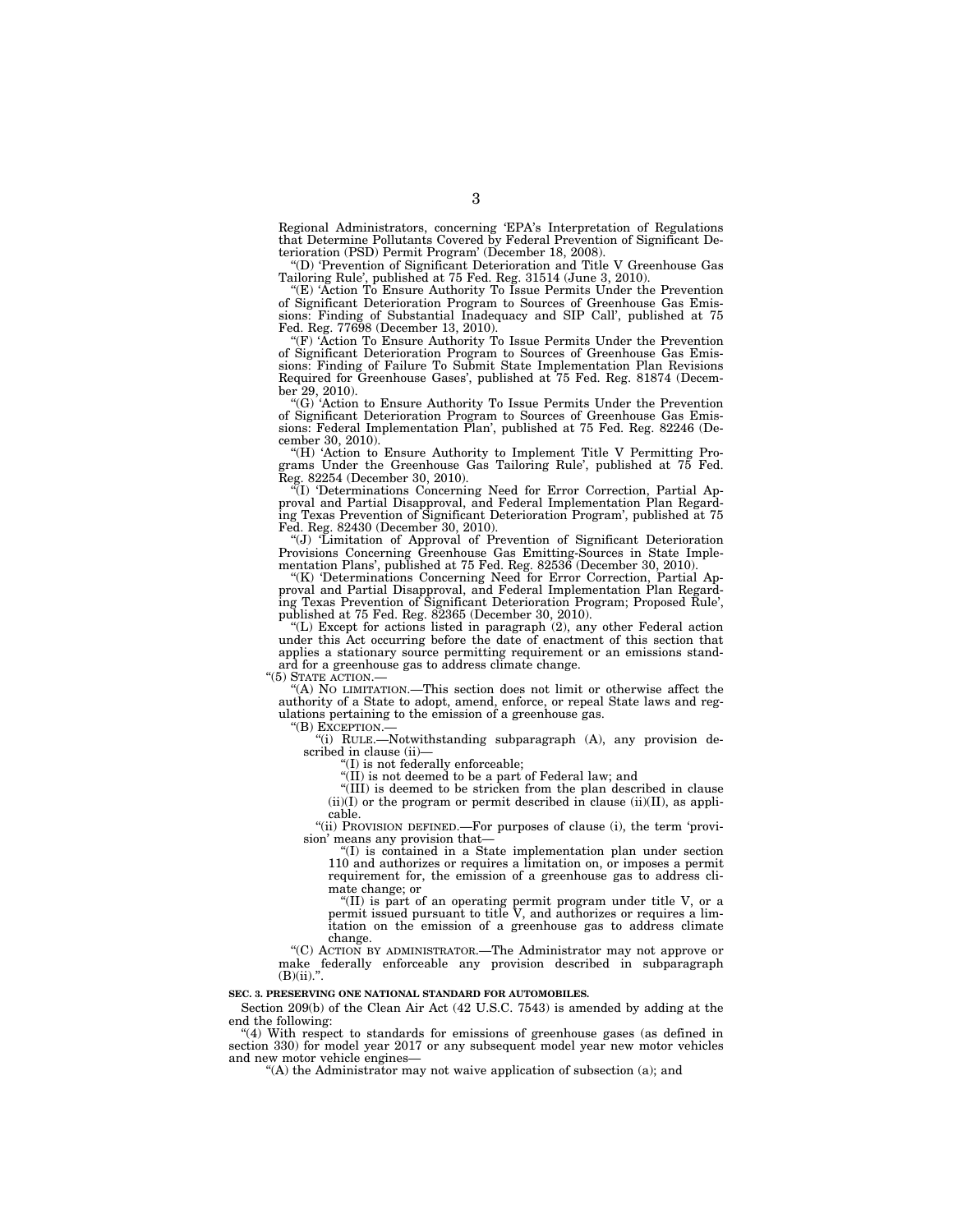Regional Administrators, concerning 'EPA's Interpretation of Regulations that Determine Pollutants Covered by Federal Prevention of Significant Deterioration (PSD) Permit Program' (December 18, 2008).

"(D) 'Prevention of Significant Deterioration and Title V Greenhouse Gas Tailoring Rule', published at 75 Fed. Reg. 31514 (June 3, 2010).

"(E) 'Action To Ensure Authority To Issue Permits Under the Prevention of Significant Deterioration Program to Sources of Greenhouse Gas Emissions: Finding of Substantial Inadequacy and SIP Call', published at 75 Fed. Reg. 77698 (December 13, 2010).

"(F) 'Action To Ensure Authority To Issue Permits Under the Prevention of Significant Deterioration Program to Sources of Greenhouse Gas Emissions: Finding of Failure To Submit State Implementation Plan Revisions Required for Greenhouse Gases', published at 75 Fed. Reg. 81874 (December 29, 2010).

"(G) 'Action to Ensure Authority To Issue Permits Under the Prevention of Significant Deterioration Program to Sources of Greenhouse Gas Emissions: Federal Implementation Plan', published at 75 Fed. Reg. 82246 (December 30, 2010).

"(H) 'Action to Ensure Authority to Implement Title V Permitting Programs Under the Greenhouse Gas Tailoring Rule', published at 75 Fed. Reg. 82254 (December 30, 2010).

"(I) 'Determinations Concerning Need for Error Correction, Partial Approval and Partial Disapproval, and Federal Implementation Plan Regarding Texas Prevention of Significant Deterioration Program', published at 75 Fed. Reg. 82430 (December 30, 2010).

"(J) 'Limitation of Approval of Prevention of Significant Deterioration Provisions Concerning Greenhouse Gas Emitting-Sources in State Implementation Plans', published at 75 Fed. Reg. 82536 (December 30, 2010).

"(K) 'Determinations Concerning Need for Error Correction, Partial Approval and Partial Disapproval, and Federal Implementation Plan Regarding Texas Prevention of Significant Deterioration Program; Proposed Rule', published at 75 Fed. Reg. 82365 (December 30, 2010).

"(L) Except for actions listed in paragraph (2), any other Federal action under this Act occurring before the date of enactment of this section that applies a stationary source permitting requirement or an emissions standard for a greenhouse gas to address climate change.

"(5) STATE ACTION.—

"(A) NO LIMITATION.—This section does not limit or otherwise affect the authority of a State to adopt, amend, enforce, or repeal State laws and regulations pertaining to the emission of a greenhouse gas.

"(B) EXCEPTION.—

"(i) RULE.—Notwithstanding subparagraph (A), any provision described in clause (ii)—

"(I) is not federally enforceable;

"(II) is not deemed to be a part of Federal law; and

"(III) is deemed to be stricken from the plan described in clause (ii)(I) or the program or permit described in clause (ii)(II), as applicable.

"(ii) PROVISION DEFINED.—For purposes of clause (i), the term 'provision' means any provision that—

"(I) is contained in a State implementation plan under section 110 and authorizes or requires a limitation on, or imposes a permit requirement for, the emission of a greenhouse gas to address climate change; or

"(II) is part of an operating permit program under title V, or a permit issued pursuant to title V, and authorizes or requires a limitation on the emission of a greenhouse gas to address climate change.

"(C) ACTION BY ADMINISTRATOR.—The Administrator may not approve or make federally enforceable any provision described in subparagraph (B)(ii).".

**SEC. 3. PRESERVING ONE NATIONAL STANDARD FOR AUTOMOBILES.**

Section 209(b) of the Clean Air Act (42 U.S.C. 7543) is amended by adding at the end the following:

"(4) With respect to standards for emissions of greenhouse gases (as defined in section 330) for model year 2017 or any subsequent model year new motor vehicles and new motor vehicle engines—

"(A) the Administrator may not waive application of subsection (a); and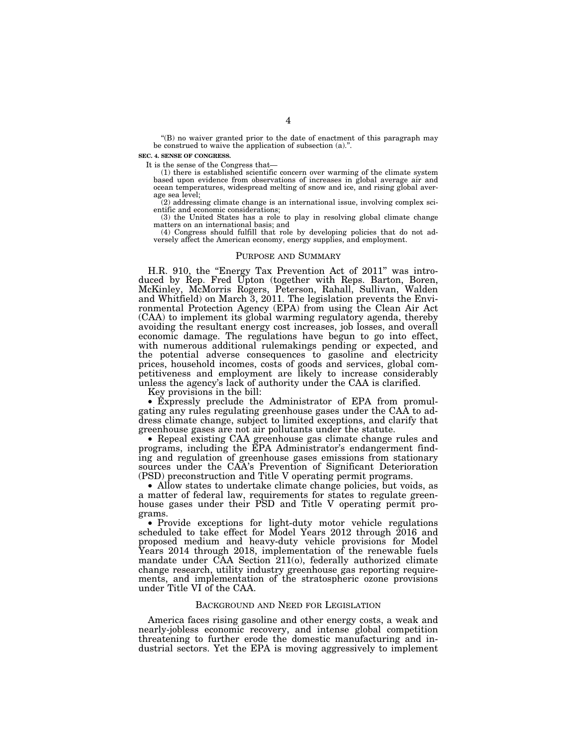"(B) no waiver granted prior to the date of enactment of this paragraph may be construed to waive the application of subsection (a).".

**SEC. 4. SENSE OF CONGRESS.**

It is the sense of the Congress that—

(1) there is established scientific concern over warming of the climate system based upon evidence from observations of increases in global average air and ocean temperatures, widespread melting of snow and ice, and rising global average sea level;

(2) addressing climate change is an international issue, involving complex scientific and economic considerations;

(3) the United States has a role to play in resolving global climate change matters on an international basis; and

(4) Congress should fulfill that role by developing policies that do not adversely affect the American economy, energy supplies, and employment.

## PURPOSE AND SUMMARY

H.R. 910, the "Energy Tax Prevention Act of 2011" was introduced by Rep. Fred Upton (together with Reps. Barton, Boren, McKinley, McMorris Rogers, Peterson, Rahall, Sullivan, Walden and Whitfield) on March 3, 2011. The legislation prevents the Environmental Protection Agency (EPA) from using the Clean Air Act (CAA) to implement its global warming regulatory agenda, thereby avoiding the resultant energy cost increases, job losses, and overall economic damage. The regulations have begun to go into effect, with numerous additional rulemakings pending or expected, and the potential adverse consequences to gasoline and electricity prices, household incomes, costs of goods and services, global competitiveness and employment are likely to increase considerably unless the agency's lack of authority under the CAA is clarified.

Key provisions in the bill:

- Expressly preclude the Administrator of EPA from promulgating any rules regulating greenhouse gases under the CAA to address climate change, subject to limited exceptions, and clarify that greenhouse gases are not air pollutants under the statute.
- Repeal existing CAA greenhouse gas climate change rules and programs, including the EPA Administrator's endangerment finding and regulation of greenhouse gases emissions from stationary sources under the CAA's Prevention of Significant Deterioration (PSD) preconstruction and Title V operating permit programs.
- Allow states to undertake climate change policies, but voids, as a matter of federal law, requirements for states to regulate greenhouse gases under their PSD and Title V operating permit programs.
- Provide exceptions for light-duty motor vehicle regulations scheduled to take effect for Model Years 2012 through 2016 and proposed medium and heavy-duty vehicle provisions for Model Years 2014 through 2018, implementation of the renewable fuels mandate under CAA Section 211(o), federally authorized climate change research, utility industry greenhouse gas reporting requirements, and implementation of the stratospheric ozone provisions under Title VI of the CAA.

## BACKGROUND AND NEED FOR LEGISLATION

America faces rising gasoline and other energy costs, a weak and nearly-jobless economic recovery, and intense global competition threatening to further erode the domestic manufacturing and industrial sectors. Yet the EPA is moving aggressively to implement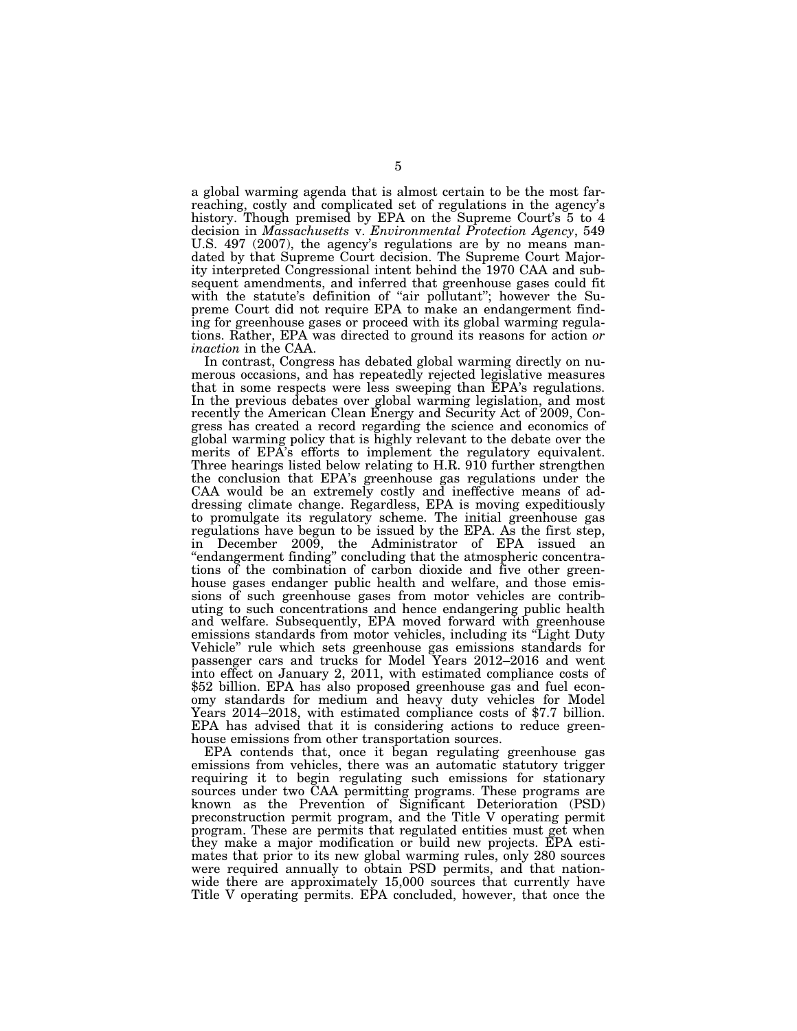a global warming agenda that is almost certain to be the most far-reaching, costly and complicated set of regulations in the agency's history. Though premised by EPA on the Supreme Court's 5 to 4 decision in *Massachusetts* v. *Environmental Protection Agency*, 549 U.S. 497 (2007), the agency's regulations are by no means mandated by that Supreme Court decision. The Supreme Court Majority interpreted Congressional intent behind the 1970 CAA and subsequent amendments, and inferred that greenhouse gases could fit with the statute's definition of "air pollutant"; however the Supreme Court did not require EPA to make an endangerment finding for greenhouse gases or proceed with its global warming regulations. Rather, EPA was directed to ground its reasons for action *or inaction* in the CAA.

In contrast, Congress has debated global warming directly on numerous occasions, and has repeatedly rejected legislative measures that in some respects were less sweeping than EPA's regulations. In the previous debates over global warming legislation, and most recently the American Clean Energy and Security Act of 2009, Congress has created a record regarding the science and economics of global warming policy that is highly relevant to the debate over the merits of EPA's efforts to implement the regulatory equivalent. Three hearings listed below relating to H.R. 910 further strengthen the conclusion that EPA's greenhouse gas regulations under the CAA would be an extremely costly and ineffective means of addressing climate change. Regardless, EPA is moving expeditiously to promulgate its regulatory scheme. The initial greenhouse gas regulations have begun to be issued by the EPA. As the first step, in December 2009, the Administrator of EPA issued an "endangerment finding" concluding that the atmospheric concentrations of the combination of carbon dioxide and five other greenhouse gases endanger public health and welfare, and those emissions of such greenhouse gases from motor vehicles are contributing to such concentrations and hence endangering public health and welfare. Subsequently, EPA moved forward with greenhouse emissions standards from motor vehicles, including its "Light Duty Vehicle" rule which sets greenhouse gas emissions standards for passenger cars and trucks for Model Years 2012–2016 and went into effect on January 2, 2011, with estimated compliance costs of $52 billion. EPA has also proposed greenhouse gas and fuel economy standards for medium and heavy duty vehicles for Model Years 2014–2018, with estimated compliance costs of $7.7 billion. EPA has advised that it is considering actions to reduce greenhouse emissions from other transportation sources.

EPA contends that, once it began regulating greenhouse gas emissions from vehicles, there was an automatic statutory trigger requiring it to begin regulating such emissions for stationary sources under two CAA permitting programs. These programs are known as the Prevention of Significant Deterioration (PSD) preconstruction permit program, and the Title V operating permit program. These are permits that regulated entities must get when they make a major modification or build new projects. EPA estimates that prior to its new global warming rules, only 280 sources were required annually to obtain PSD permits, and that nationwide there are approximately 15,000 sources that currently have Title V operating permits. EPA concluded, however, that once the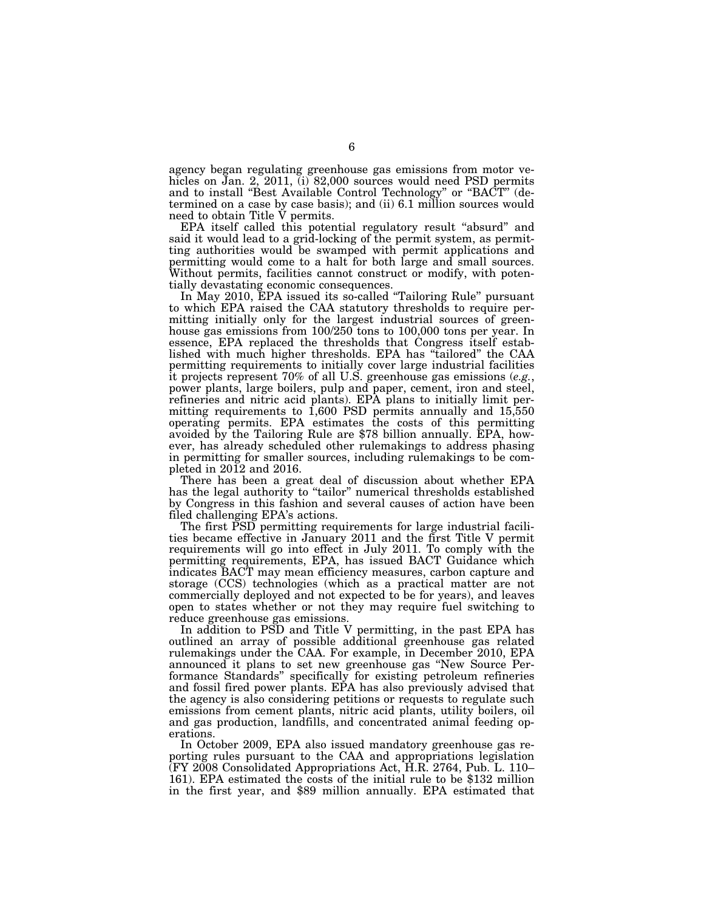agency began regulating greenhouse gas emissions from motor vehicles on Jan. 2, 2011, (i) 82,000 sources would need PSD permits and to install "Best Available Control Technology" or "BACT" (determined on a case by case basis); and (ii) 6.1 million sources would need to obtain Title V permits.

EPA itself called this potential regulatory result "absurd" and said it would lead to a grid-locking of the permit system, as permitting authorities would be swamped with permit applications and permitting would come to a halt for both large and small sources. Without permits, facilities cannot construct or modify, with potentially devastating economic consequences.

In May 2010, EPA issued its so-called "Tailoring Rule" pursuant to which EPA raised the CAA statutory thresholds to require permitting initially only for the largest industrial sources of greenhouse gas emissions from 100/250 tons to 100,000 tons per year. In essence, EPA replaced the thresholds that Congress itself established with much higher thresholds. EPA has "tailored" the CAA permitting requirements to initially cover large industrial facilities it projects represent 70% of all U.S. greenhouse gas emissions (*e.g.*, power plants, large boilers, pulp and paper, cement, iron and steel, refineries and nitric acid plants). EPA plans to initially limit permitting requirements to 1,600 PSD permits annually and 15,550 operating permits. EPA estimates the costs of this permitting avoided by the Tailoring Rule are $78 billion annually. EPA, however, has already scheduled other rulemakings to address phasing in permitting for smaller sources, including rulemakings to be completed in 2012 and 2016.

There has been a great deal of discussion about whether EPA has the legal authority to "tailor" numerical thresholds established by Congress in this fashion and several causes of action have been filed challenging EPA's actions.

The first PSD permitting requirements for large industrial facilities became effective in January 2011 and the first Title V permit requirements will go into effect in July 2011. To comply with the permitting requirements, EPA, has issued BACT Guidance which indicates BACT may mean efficiency measures, carbon capture and storage (CCS) technologies (which as a practical matter are not commercially deployed and not expected to be for years), and leaves open to states whether or not they may require fuel switching to reduce greenhouse gas emissions.

In addition to PSD and Title V permitting, in the past EPA has outlined an array of possible additional greenhouse gas related rulemakings under the CAA. For example, in December 2010, EPA announced it plans to set new greenhouse gas "New Source Performance Standards" specifically for existing petroleum refineries and fossil fired power plants. EPA has also previously advised that the agency is also considering petitions or requests to regulate such emissions from cement plants, nitric acid plants, utility boilers, oil and gas production, landfills, and concentrated animal feeding operations.

In October 2009, EPA also issued mandatory greenhouse gas reporting rules pursuant to the CAA and appropriations legislation (FY 2008 Consolidated Appropriations Act, H.R. 2764, Pub. L. 110–161). EPA estimated the costs of the initial rule to be $132 million in the first year, and $89 million annually. EPA estimated that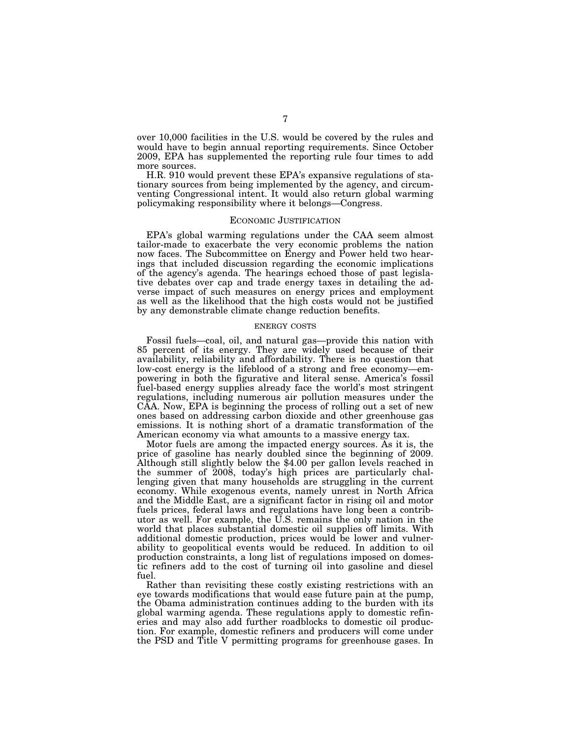over 10,000 facilities in the U.S. would be covered by the rules and would have to begin annual reporting requirements. Since October 2009, EPA has supplemented the reporting rule four times to add more sources.

H.R. 910 would prevent these EPA's expansive regulations of stationary sources from being implemented by the agency, and circumventing Congressional intent. It would also return global warming policymaking responsibility where it belongs—Congress.

## ECONOMIC JUSTIFICATION

EPA's global warming regulations under the CAA seem almost tailor-made to exacerbate the very economic problems the nation now faces. The Subcommittee on Energy and Power held two hearings that included discussion regarding the economic implications of the agency's agenda. The hearings echoed those of past legislative debates over cap and trade energy taxes in detailing the adverse impact of such measures on energy prices and employment as well as the likelihood that the high costs would not be justified by any demonstrable climate change reduction benefits.

### ENERGY COSTS

Fossil fuels—coal, oil, and natural gas—provide this nation with 85 percent of its energy. They are widely used because of their availability, reliability and affordability. There is no question that low-cost energy is the lifeblood of a strong and free economy—empowering in both the figurative and literal sense. America's fossil fuel-based energy supplies already face the world's most stringent regulations, including numerous air pollution measures under the CAA. Now, EPA is beginning the process of rolling out a set of new ones based on addressing carbon dioxide and other greenhouse gas emissions. It is nothing short of a dramatic transformation of the American economy via what amounts to a massive energy tax.

Motor fuels are among the impacted energy sources. As it is, the price of gasoline has nearly doubled since the beginning of 2009. Although still slightly below the $4.00 per gallon levels reached in the summer of 2008, today's high prices are particularly challenging given that many households are struggling in the current economy. While exogenous events, namely unrest in North Africa and the Middle East, are a significant factor in rising oil and motor fuels prices, federal laws and regulations have long been a contributor as well. For example, the U.S. remains the only nation in the world that places substantial domestic oil supplies off limits. With additional domestic production, prices would be lower and vulnerability to geopolitical events would be reduced. In addition to oil production constraints, a long list of regulations imposed on domestic refiners add to the cost of turning oil into gasoline and diesel fuel.

Rather than revisiting these costly existing restrictions with an eye towards modifications that would ease future pain at the pump, the Obama administration continues adding to the burden with its global warming agenda. These regulations apply to domestic refineries and may also add further roadblocks to domestic oil production. For example, domestic refiners and producers will come under the PSD and Title V permitting programs for greenhouse gases. In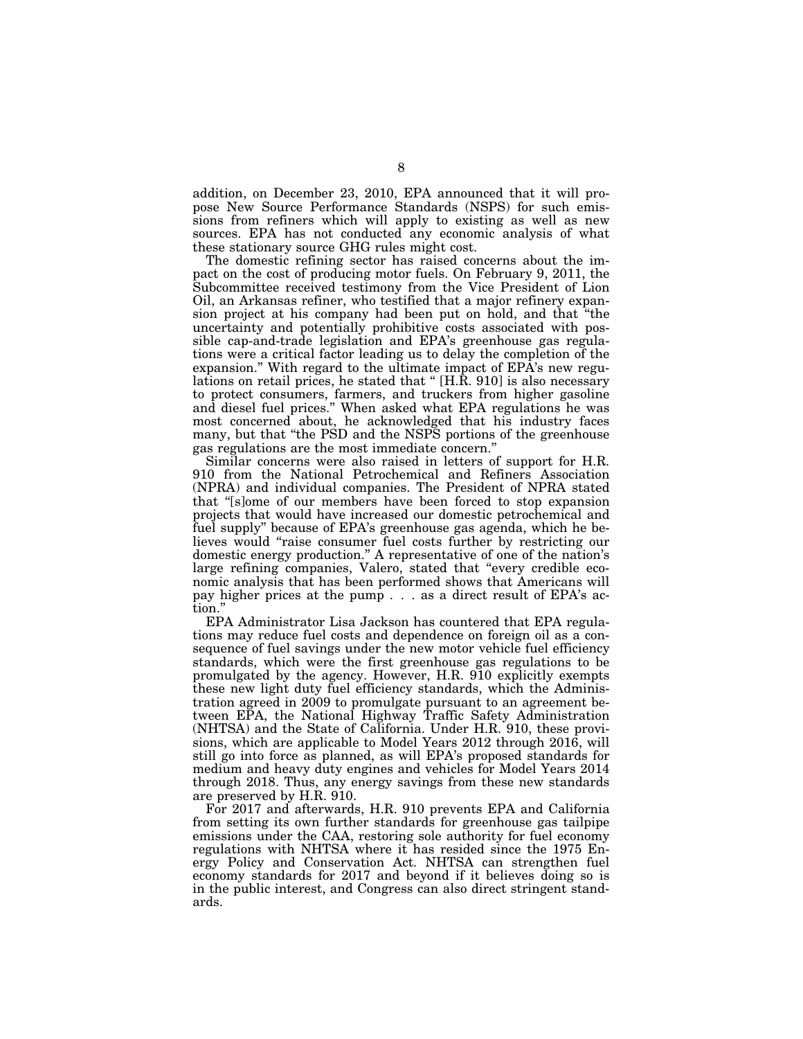addition, on December 23, 2010, EPA announced that it will propose New Source Performance Standards (NSPS) for such emissions from refiners which will apply to existing as well as new sources. EPA has not conducted any economic analysis of what these stationary source GHG rules might cost.

The domestic refining sector has raised concerns about the impact on the cost of producing motor fuels. On February 9, 2011, the Subcommittee received testimony from the Vice President of Lion Oil, an Arkansas refiner, who testified that a major refinery expansion project at his company had been put on hold, and that "the uncertainty and potentially prohibitive costs associated with possible cap-and-trade legislation and EPA's greenhouse gas regulations were a critical factor leading us to delay the completion of the expansion." With regard to the ultimate impact of EPA's new regulations on retail prices, he stated that " [H.R. 910] is also necessary to protect consumers, farmers, and truckers from higher gasoline and diesel fuel prices." When asked what EPA regulations he was most concerned about, he acknowledged that his industry faces many, but that "the PSD and the NSPS portions of the greenhouse gas regulations are the most immediate concern."

Similar concerns were also raised in letters of support for H.R. 910 from the National Petrochemical and Refiners Association (NPRA) and individual companies. The President of NPRA stated that "[s]ome of our members have been forced to stop expansion projects that would have increased our domestic petrochemical and fuel supply" because of EPA's greenhouse gas agenda, which he believes would "raise consumer fuel costs further by restricting our domestic energy production." A representative of one of the nation's large refining companies, Valero, stated that "every credible economic analysis that has been performed shows that Americans will pay higher prices at the pump . . . as a direct result of EPA's action."

EPA Administrator Lisa Jackson has countered that EPA regulations may reduce fuel costs and dependence on foreign oil as a consequence of fuel savings under the new motor vehicle fuel efficiency standards, which were the first greenhouse gas regulations to be promulgated by the agency. However, H.R. 910 explicitly exempts these new light duty fuel efficiency standards, which the Administration agreed in 2009 to promulgate pursuant to an agreement between EPA, the National Highway Traffic Safety Administration (NHTSA) and the State of California. Under H.R. 910, these provisions, which are applicable to Model Years 2012 through 2016, will still go into force as planned, as will EPA's proposed standards for medium and heavy duty engines and vehicles for Model Years 2014 through 2018. Thus, any energy savings from these new standards are preserved by H.R. 910.

For 2017 and afterwards, H.R. 910 prevents EPA and California from setting its own further standards for greenhouse gas tailpipe emissions under the CAA, restoring sole authority for fuel economy regulations with NHTSA where it has resided since the 1975 Energy Policy and Conservation Act. NHTSA can strengthen fuel economy standards for 2017 and beyond if it believes doing so is in the public interest, and Congress can also direct stringent standards.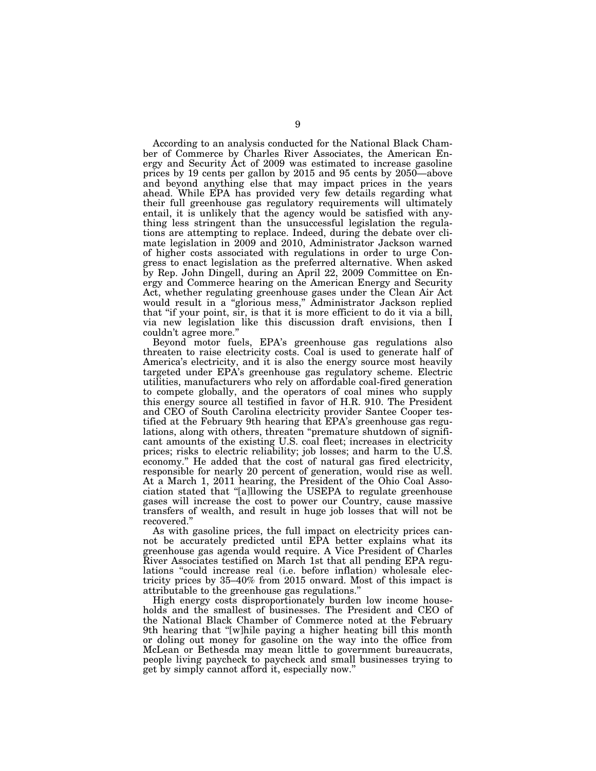According to an analysis conducted for the National Black Chamber of Commerce by Charles River Associates, the American Energy and Security Act of 2009 was estimated to increase gasoline prices by 19 cents per gallon by 2015 and 95 cents by 2050—above and beyond anything else that may impact prices in the years ahead. While EPA has provided very few details regarding what their full greenhouse gas regulatory requirements will ultimately entail, it is unlikely that the agency would be satisfied with anything less stringent than the unsuccessful legislation the regulations are attempting to replace. Indeed, during the debate over climate legislation in 2009 and 2010, Administrator Jackson warned of higher costs associated with regulations in order to urge Congress to enact legislation as the preferred alternative. When asked by Rep. John Dingell, during an April 22, 2009 Committee on Energy and Commerce hearing on the American Energy and Security Act, whether regulating greenhouse gases under the Clean Air Act would result in a "glorious mess," Administrator Jackson replied that "if your point, sir, is that it is more efficient to do it via a bill, via new legislation like this discussion draft envisions, then I couldn't agree more."

Beyond motor fuels, EPA's greenhouse gas regulations also threaten to raise electricity costs. Coal is used to generate half of America's electricity, and it is also the energy source most heavily targeted under EPA's greenhouse gas regulatory scheme. Electric utilities, manufacturers who rely on affordable coal-fired generation to compete globally, and the operators of coal mines who supply this energy source all testified in favor of H.R. 910. The President and CEO of South Carolina electricity provider Santee Cooper testified at the February 9th hearing that EPA's greenhouse gas regulations, along with others, threaten "premature shutdown of significant amounts of the existing U.S. coal fleet; increases in electricity prices; risks to electric reliability; job losses; and harm to the U.S. economy." He added that the cost of natural gas fired electricity, responsible for nearly 20 percent of generation, would rise as well. At a March 1, 2011 hearing, the President of the Ohio Coal Association stated that "[a]llowing the USEPA to regulate greenhouse gases will increase the cost to power our Country, cause massive transfers of wealth, and result in huge job losses that will not be recovered."

As with gasoline prices, the full impact on electricity prices cannot be accurately predicted until EPA better explains what its greenhouse gas agenda would require. A Vice President of Charles River Associates testified on March 1st that all pending EPA regulations "could increase real (i.e. before inflation) wholesale electricity prices by 35–40% from 2015 onward. Most of this impact is attributable to the greenhouse gas regulations."

High energy costs disproportionately burden low income households and the smallest of businesses. The President and CEO of the National Black Chamber of Commerce noted at the February 9th hearing that "[w]hile paying a higher heating bill this month or doling out money for gasoline on the way into the office from McLean or Bethesda may mean little to government bureaucrats, people living paycheck to paycheck and small businesses trying to get by simply cannot afford it, especially now."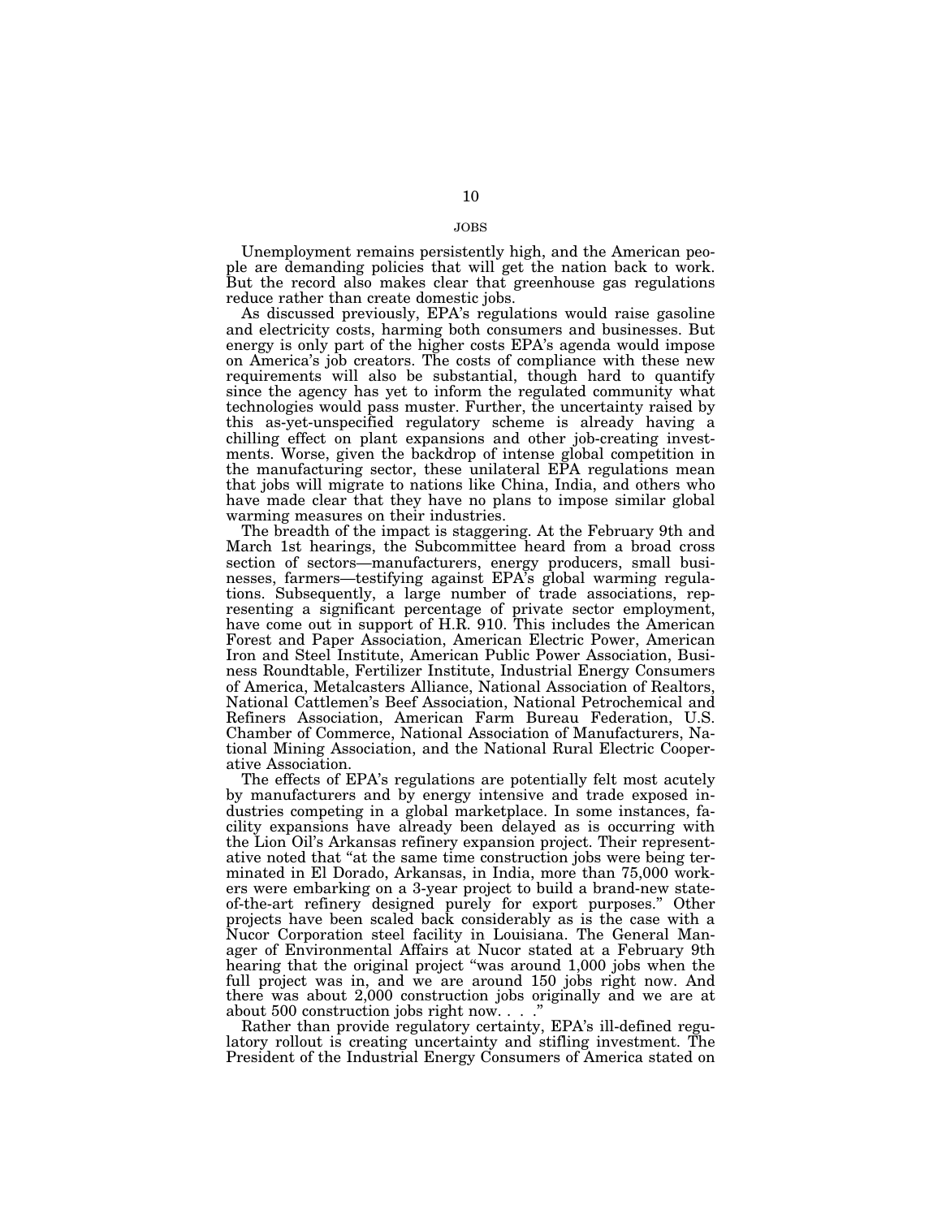## JOBS

Unemployment remains persistently high, and the American people are demanding policies that will get the nation back to work. But the record also makes clear that greenhouse gas regulations reduce rather than create domestic jobs.

As discussed previously, EPA's regulations would raise gasoline and electricity costs, harming both consumers and businesses. But energy is only part of the higher costs EPA's agenda would impose on America's job creators. The costs of compliance with these new requirements will also be substantial, though hard to quantify since the agency has yet to inform the regulated community what technologies would pass muster. Further, the uncertainty raised by this as-yet-unspecified regulatory scheme is already having a chilling effect on plant expansions and other job-creating investments. Worse, given the backdrop of intense global competition in the manufacturing sector, these unilateral EPA regulations mean that jobs will migrate to nations like China, India, and others who have made clear that they have no plans to impose similar global warming measures on their industries.

The breadth of the impact is staggering. At the February 9th and March 1st hearings, the Subcommittee heard from a broad cross section of sectors—manufacturers, energy producers, small businesses, farmers—testifying against EPA's global warming regulations. Subsequently, a large number of trade associations, representing a significant percentage of private sector employment, have come out in support of H.R. 910. This includes the American Forest and Paper Association, American Electric Power, American Iron and Steel Institute, American Public Power Association, Business Roundtable, Fertilizer Institute, Industrial Energy Consumers of America, Metalcasters Alliance, National Association of Realtors, National Cattlemen's Beef Association, National Petrochemical and Refiners Association, American Farm Bureau Federation, U.S. Chamber of Commerce, National Association of Manufacturers, National Mining Association, and the National Rural Electric Cooperative Association.

The effects of EPA's regulations are potentially felt most acutely by manufacturers and by energy intensive and trade exposed industries competing in a global marketplace. In some instances, facility expansions have already been delayed as is occurring with the Lion Oil's Arkansas refinery expansion project. Their representative noted that "at the same time construction jobs were being terminated in El Dorado, Arkansas, in India, more than 75,000 workers were embarking on a 3-year project to build a brand-new state-of-the-art refinery designed purely for export purposes." Other projects have been scaled back considerably as is the case with a Nucor Corporation steel facility in Louisiana. The General Manager of Environmental Affairs at Nucor stated at a February 9th hearing that the original project "was around 1,000 jobs when the full project was in, and we are around 150 jobs right now. And there was about 2,000 construction jobs originally and we are at about 500 construction jobs right now. . . ."

Rather than provide regulatory certainty, EPA's ill-defined regulatory rollout is creating uncertainty and stifling investment. The President of the Industrial Energy Consumers of America stated on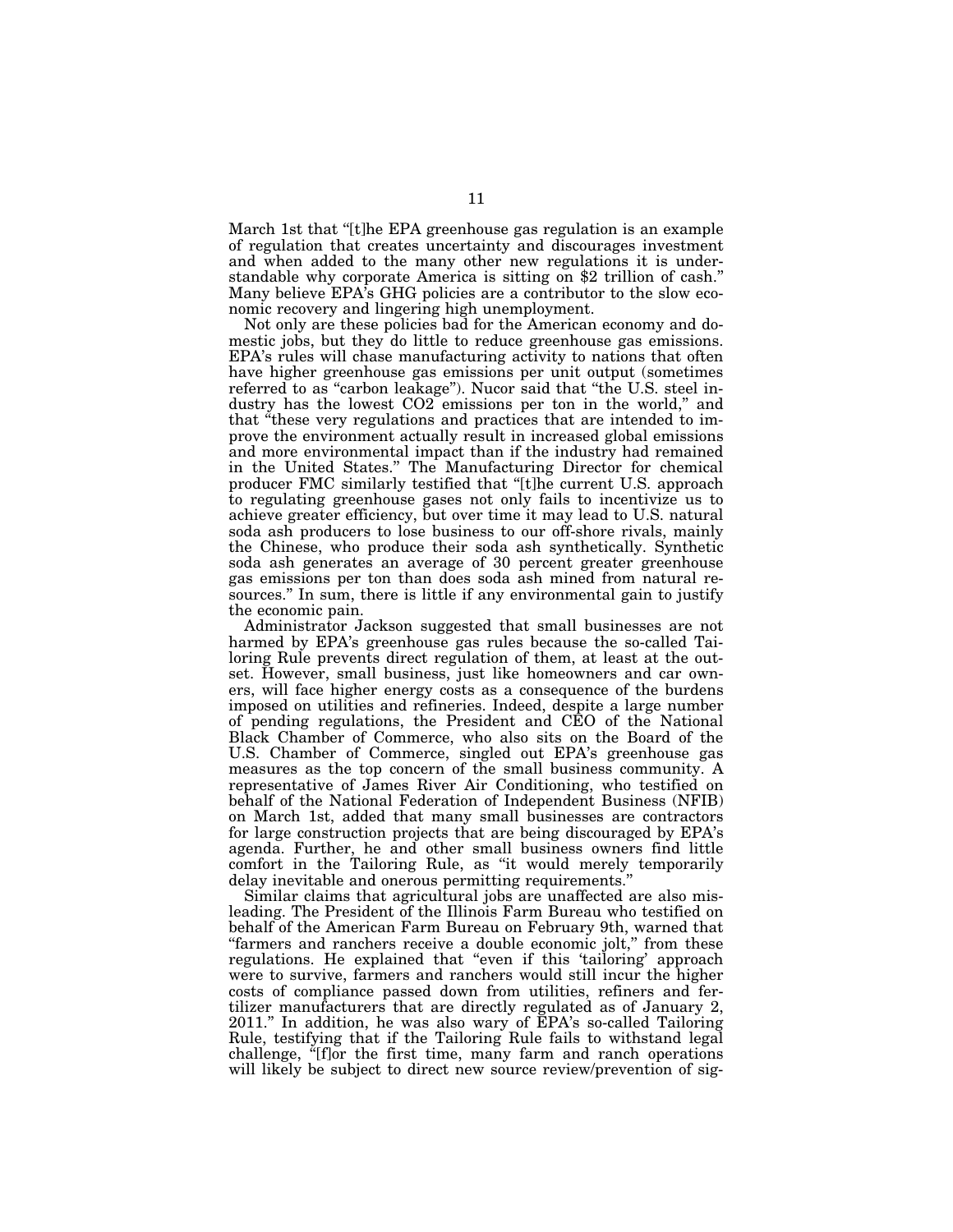March 1st that "[t]he EPA greenhouse gas regulation is an example of regulation that creates uncertainty and discourages investment and when added to the many other new regulations it is understandable why corporate America is sitting on $2 trillion of cash." Many believe EPA's GHG policies are a contributor to the slow economic recovery and lingering high unemployment.

Not only are these policies bad for the American economy and domestic jobs, but they do little to reduce greenhouse gas emissions. EPA's rules will chase manufacturing activity to nations that often have higher greenhouse gas emissions per unit output (sometimes referred to as "carbon leakage"). Nucor said that "the U.S. steel industry has the lowest CO2 emissions per ton in the world," and that "these very regulations and practices that are intended to improve the environment actually result in increased global emissions and more environmental impact than if the industry had remained in the United States." The Manufacturing Director for chemical producer FMC similarly testified that "[t]he current U.S. approach to regulating greenhouse gases not only fails to incentivize us to achieve greater efficiency, but over time it may lead to U.S. natural soda ash producers to lose business to our off-shore rivals, mainly the Chinese, who produce their soda ash synthetically. Synthetic soda ash generates an average of 30 percent greater greenhouse gas emissions per ton than does soda ash mined from natural resources." In sum, there is little if any environmental gain to justify the economic pain.

Administrator Jackson suggested that small businesses are not harmed by EPA's greenhouse gas rules because the so-called Tailoring Rule prevents direct regulation of them, at least at the outset. However, small business, just like homeowners and car owners, will face higher energy costs as a consequence of the burdens imposed on utilities and refineries. Indeed, despite a large number of pending regulations, the President and CEO of the National Black Chamber of Commerce, who also sits on the Board of the U.S. Chamber of Commerce, singled out EPA's greenhouse gas measures as the top concern of the small business community. A representative of James River Air Conditioning, who testified on behalf of the National Federation of Independent Business (NFIB) on March 1st, added that many small businesses are contractors for large construction projects that are being discouraged by EPA's agenda. Further, he and other small business owners find little comfort in the Tailoring Rule, as "it would merely temporarily delay inevitable and onerous permitting requirements."

Similar claims that agricultural jobs are unaffected are also misleading. The President of the Illinois Farm Bureau who testified on behalf of the American Farm Bureau on February 9th, warned that "farmers and ranchers receive a double economic jolt," from these regulations. He explained that "even if this 'tailoring' approach were to survive, farmers and ranchers would still incur the higher costs of compliance passed down from utilities, refiners and fertilizer manufacturers that are directly regulated as of January 2, 2011." In addition, he was also wary of EPA's so-called Tailoring Rule, testifying that if the Tailoring Rule fails to withstand legal challenge, "[f]or the first time, many farm and ranch operations will likely be subject to direct new source review/prevention of sig-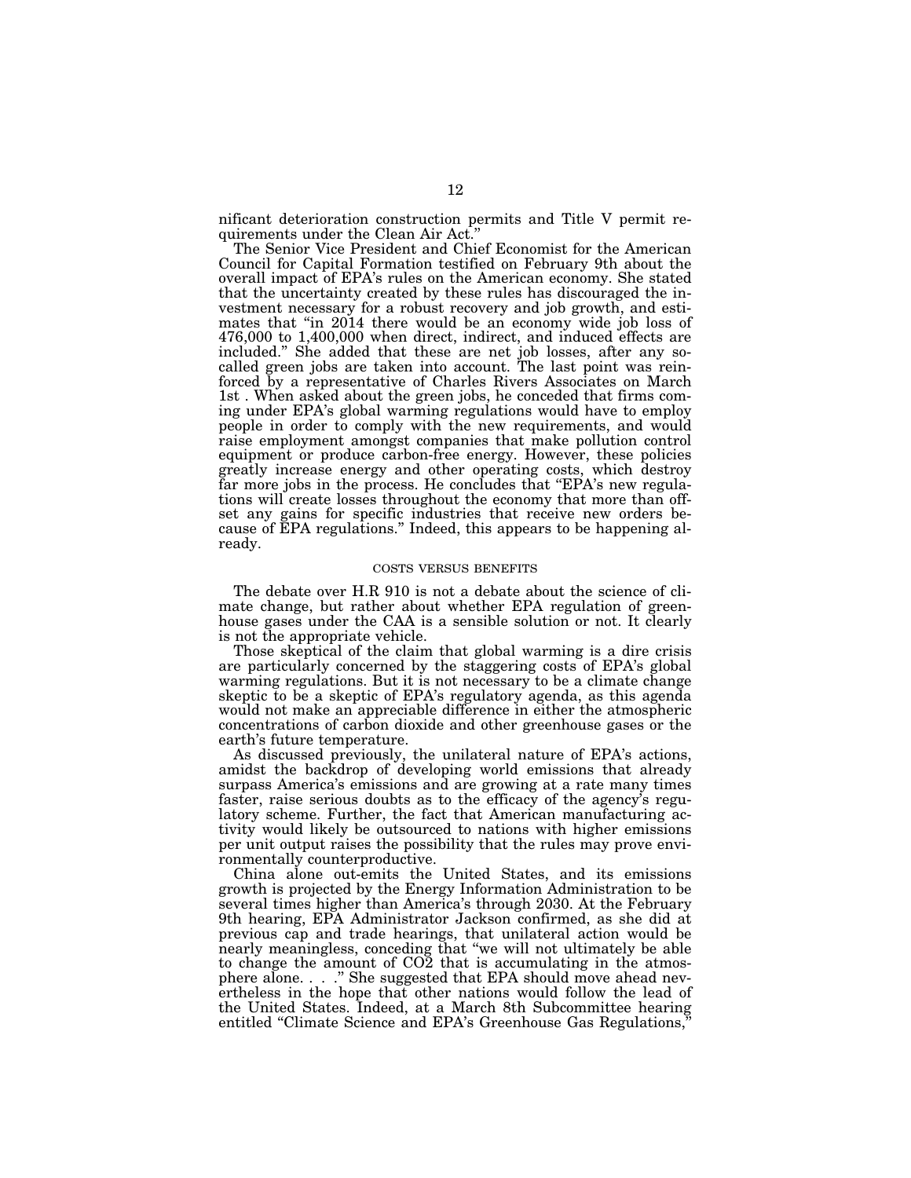nificant deterioration construction permits and Title V permit requirements under the Clean Air Act."

The Senior Vice President and Chief Economist for the American Council for Capital Formation testified on February 9th about the overall impact of EPA's rules on the American economy. She stated that the uncertainty created by these rules has discouraged the investment necessary for a robust recovery and job growth, and estimates that "in 2014 there would be an economy wide job loss of 476,000 to 1,400,000 when direct, indirect, and induced effects are included." She added that these are net job losses, after any so-called green jobs are taken into account. The last point was reinforced by a representative of Charles Rivers Associates on March 1st . When asked about the green jobs, he conceded that firms coming under EPA's global warming regulations would have to employ people in order to comply with the new requirements, and would raise employment amongst companies that make pollution control equipment or produce carbon-free energy. However, these policies greatly increase energy and other operating costs, which destroy far more jobs in the process. He concludes that "EPA's new regulations will create losses throughout the economy that more than offset any gains for specific industries that receive new orders because of EPA regulations." Indeed, this appears to be happening already.

## COSTS VERSUS BENEFITS

The debate over H.R 910 is not a debate about the science of climate change, but rather about whether EPA regulation of greenhouse gases under the CAA is a sensible solution or not. It clearly is not the appropriate vehicle.

Those skeptical of the claim that global warming is a dire crisis are particularly concerned by the staggering costs of EPA's global warming regulations. But it is not necessary to be a climate change skeptic to be a skeptic of EPA's regulatory agenda, as this agenda would not make an appreciable difference in either the atmospheric concentrations of carbon dioxide and other greenhouse gases or the earth's future temperature.

As discussed previously, the unilateral nature of EPA's actions, amidst the backdrop of developing world emissions that already surpass America's emissions and are growing at a rate many times faster, raise serious doubts as to the efficacy of the agency's regulatory scheme. Further, the fact that American manufacturing activity would likely be outsourced to nations with higher emissions per unit output raises the possibility that the rules may prove environmentally counterproductive.

China alone out-emits the United States, and its emissions growth is projected by the Energy Information Administration to be several times higher than America's through 2030. At the February 9th hearing, EPA Administrator Jackson confirmed, as she did at previous cap and trade hearings, that unilateral action would be nearly meaningless, conceding that "we will not ultimately be able to change the amount of $CO_2$ that is accumulating in the atmosphere alone. . . ." She suggested that EPA should move ahead nevertheless in the hope that other nations would follow the lead of the United States. Indeed, at a March 8th Subcommittee hearing entitled "Climate Science and EPA's Greenhouse Gas Regulations,"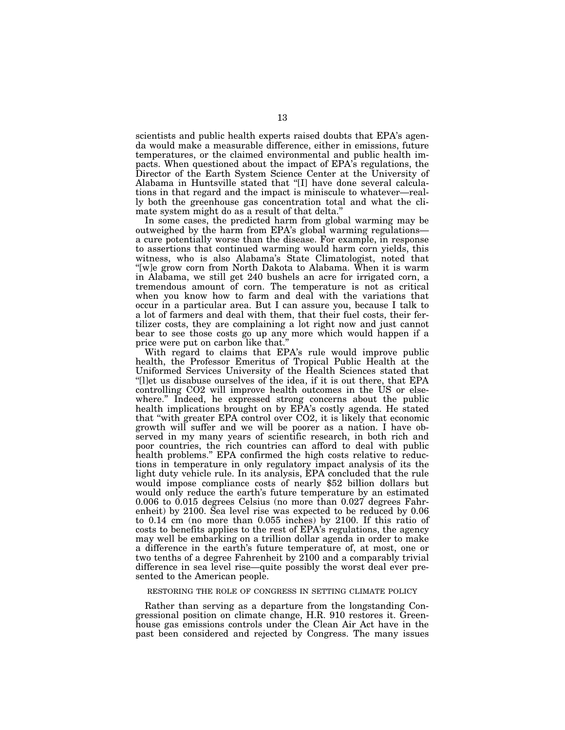scientists and public health experts raised doubts that EPA's agenda would make a measurable difference, either in emissions, future temperatures, or the claimed environmental and public health impacts. When questioned about the impact of EPA's regulations, the Director of the Earth System Science Center at the University of Alabama in Huntsville stated that "[I] have done several calculations in that regard and the impact is miniscule to whatever—really both the greenhouse gas concentration total and what the climate system might do as a result of that delta."

In some cases, the predicted harm from global warming may be outweighed by the harm from EPA's global warming regulations—a cure potentially worse than the disease. For example, in response to assertions that continued warming would harm corn yields, this witness, who is also Alabama's State Climatologist, noted that "[w]e grow corn from North Dakota to Alabama. When it is warm in Alabama, we still get 240 bushels an acre for irrigated corn, a tremendous amount of corn. The temperature is not as critical when you know how to farm and deal with the variations that occur in a particular area. But I can assure you, because I talk to a lot of farmers and deal with them, that their fuel costs, their fertilizer costs, they are complaining a lot right now and just cannot bear to see those costs go up any more which would happen if a price were put on carbon like that."

With regard to claims that EPA's rule would improve public health, the Professor Emeritus of Tropical Public Health at the Uniformed Services University of the Health Sciences stated that "[l]et us disabuse ourselves of the idea, if it is out there, that EPA controlling CO2 will improve health outcomes in the US or elsewhere." Indeed, he expressed strong concerns about the public health implications brought on by EPA's costly agenda. He stated that "with greater EPA control over CO2, it is likely that economic growth will suffer and we will be poorer as a nation. I have observed in my many years of scientific research, in both rich and poor countries, the rich countries can afford to deal with public health problems." EPA confirmed the high costs relative to reductions in temperature in only regulatory impact analysis of its the light duty vehicle rule. In its analysis, EPA concluded that the rule would impose compliance costs of nearly $52 billion dollars but would only reduce the earth's future temperature by an estimated 0.006 to 0.015 degrees Celsius (no more than 0.027 degrees Fahrenheit) by 2100. Sea level rise was expected to be reduced by 0.06 to 0.14 cm (no more than 0.055 inches) by 2100. If this ratio of costs to benefits applies to the rest of EPA's regulations, the agency may well be embarking on a trillion dollar agenda in order to make a difference in the earth's future temperature of, at most, one or two tenths of a degree Fahrenheit by 2100 and a comparably trivial difference in sea level rise—quite possibly the worst deal ever presented to the American people.

## RESTORING THE ROLE OF CONGRESS IN SETTING CLIMATE POLICY

Rather than serving as a departure from the longstanding Congressional position on climate change, H.R. 910 restores it. Greenhouse gas emissions controls under the Clean Air Act have in the past been considered and rejected by Congress. The many issues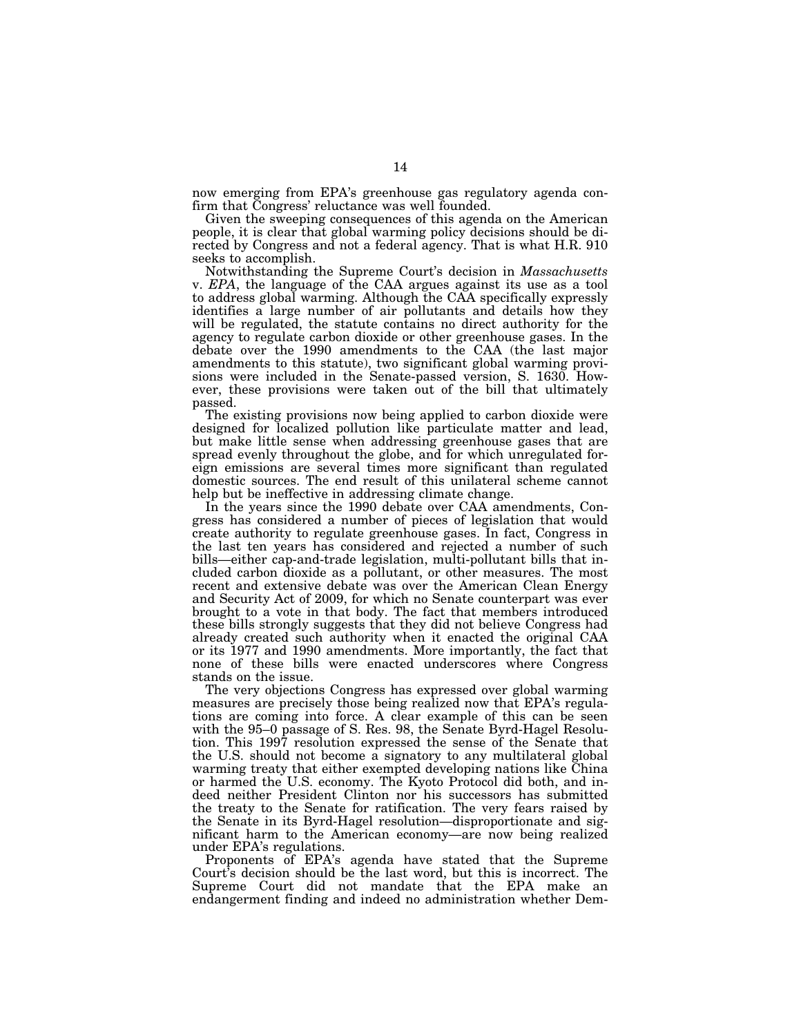now emerging from EPA's greenhouse gas regulatory agenda confirm that Congress' reluctance was well founded.

Given the sweeping consequences of this agenda on the American people, it is clear that global warming policy decisions should be directed by Congress and not a federal agency. That is what H.R. 910 seeks to accomplish.

Notwithstanding the Supreme Court's decision in *Massachusetts* v. *EPA*, the language of the CAA argues against its use as a tool to address global warming. Although the CAA specifically expressly identifies a large number of air pollutants and details how they will be regulated, the statute contains no direct authority for the agency to regulate carbon dioxide or other greenhouse gases. In the debate over the 1990 amendments to the CAA (the last major amendments to this statute), two significant global warming provisions were included in the Senate-passed version, S. 1630. However, these provisions were taken out of the bill that ultimately passed.

The existing provisions now being applied to carbon dioxide were designed for localized pollution like particulate matter and lead, but make little sense when addressing greenhouse gases that are spread evenly throughout the globe, and for which unregulated foreign emissions are several times more significant than regulated domestic sources. The end result of this unilateral scheme cannot help but be ineffective in addressing climate change.

In the years since the 1990 debate over CAA amendments, Congress has considered a number of pieces of legislation that would create authority to regulate greenhouse gases. In fact, Congress in the last ten years has considered and rejected a number of such bills—either cap-and-trade legislation, multi-pollutant bills that included carbon dioxide as a pollutant, or other measures. The most recent and extensive debate was over the American Clean Energy and Security Act of 2009, for which no Senate counterpart was ever brought to a vote in that body. The fact that members introduced these bills strongly suggests that they did not believe Congress had already created such authority when it enacted the original CAA or its 1977 and 1990 amendments. More importantly, the fact that none of these bills were enacted underscores where Congress stands on the issue.

The very objections Congress has expressed over global warming measures are precisely those being realized now that EPA's regulations are coming into force. A clear example of this can be seen with the 95–0 passage of S. Res. 98, the Senate Byrd-Hagel Resolution. This 1997 resolution expressed the sense of the Senate that the U.S. should not become a signatory to any multilateral global warming treaty that either exempted developing nations like China or harmed the U.S. economy. The Kyoto Protocol did both, and indeed neither President Clinton nor his successors has submitted the treaty to the Senate for ratification. The very fears raised by the Senate in its Byrd-Hagel resolution—disproportionate and significant harm to the American economy—are now being realized under EPA's regulations.

Proponents of EPA's agenda have stated that the Supreme Court's decision should be the last word, but this is incorrect. The Supreme Court did not mandate that the EPA make an endangerment finding and indeed no administration whether Dem-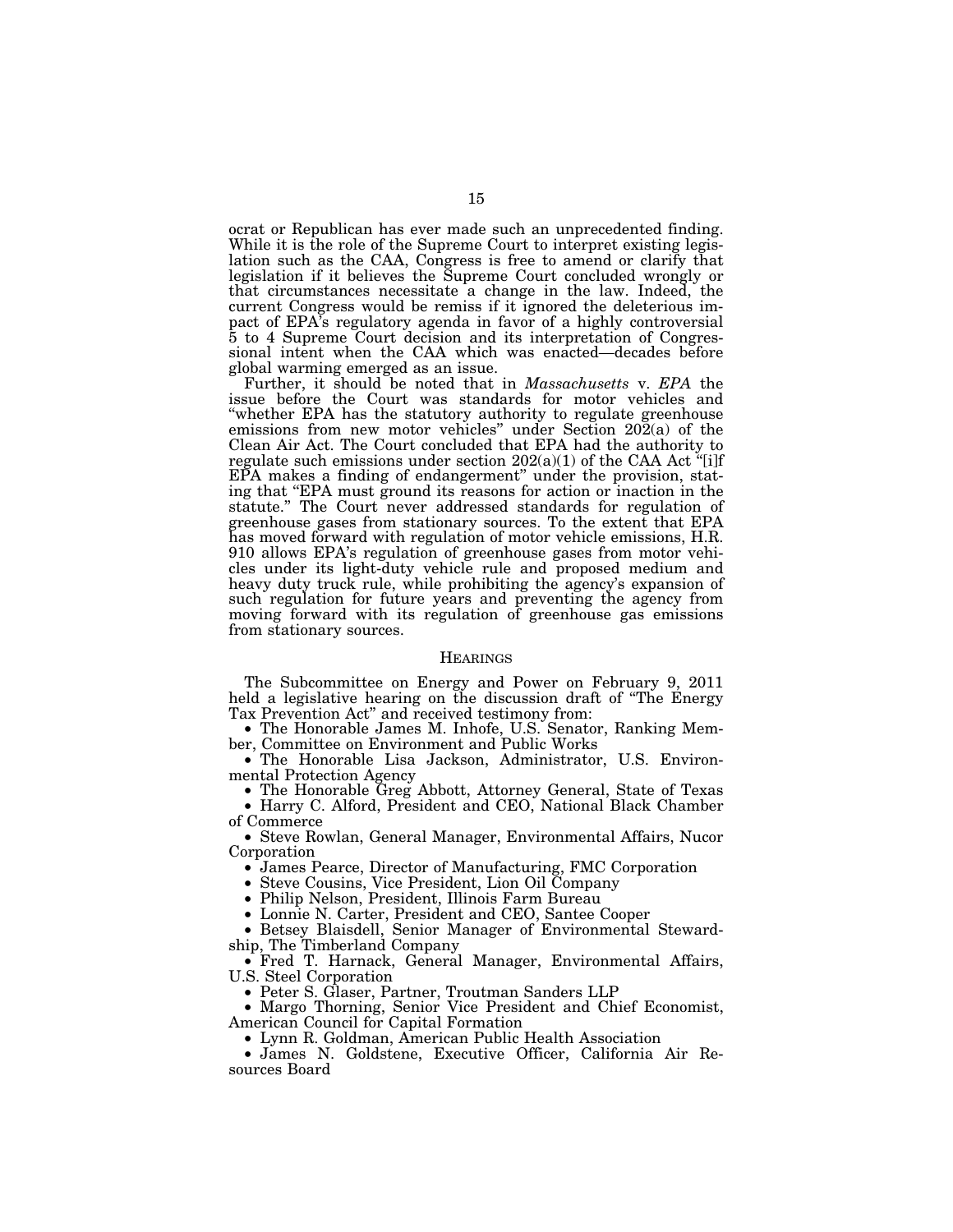ocrat or Republican has ever made such an unprecedented finding. While it is the role of the Supreme Court to interpret existing legislation such as the CAA, Congress is free to amend or clarify that legislation if it believes the Supreme Court concluded wrongly or that circumstances necessitate a change in the law. Indeed, the current Congress would be remiss if it ignored the deleterious impact of EPA's regulatory agenda in favor of a highly controversial 5 to 4 Supreme Court decision and its interpretation of Congressional intent when the CAA which was enacted—decades before global warming emerged as an issue.

Further, it should be noted that in *Massachusetts* v. *EPA* the issue before the Court was standards for motor vehicles and "whether EPA has the statutory authority to regulate greenhouse emissions from new motor vehicles" under Section 202(a) of the Clean Air Act. The Court concluded that EPA had the authority to regulate such emissions under section 202(a)(1) of the CAA Act "[i]f EPA makes a finding of endangerment" under the provision, stating that "EPA must ground its reasons for action or inaction in the statute." The Court never addressed standards for regulation of greenhouse gases from stationary sources. To the extent that EPA has moved forward with regulation of motor vehicle emissions, H.R. 910 allows EPA's regulation of greenhouse gases from motor vehicles under its light-duty vehicle rule and proposed medium and heavy duty truck rule, while prohibiting the agency's expansion of such regulation for future years and preventing the agency from moving forward with its regulation of greenhouse gas emissions from stationary sources.

## HEARINGS

The Subcommittee on Energy and Power on February 9, 2011 held a legislative hearing on the discussion draft of "The Energy Tax Prevention Act" and received testimony from:

- The Honorable James M. Inhofe, U.S. Senator, Ranking Member, Committee on Environment and Public Works
- The Honorable Lisa Jackson, Administrator, U.S. Environmental Protection Agency
- The Honorable Greg Abbott, Attorney General, State of Texas
- Harry C. Alford, President and CEO, National Black Chamber of Commerce
- Steve Rowlan, General Manager, Environmental Affairs, Nucor Corporation
- James Pearce, Director of Manufacturing, FMC Corporation
- Steve Cousins, Vice President, Lion Oil Company
- Philip Nelson, President, Illinois Farm Bureau
- Lonnie N. Carter, President and CEO, Santee Cooper
- Betsey Blaisdell, Senior Manager of Environmental Stewardship, The Timberland Company
- Fred T. Harnack, General Manager, Environmental Affairs, U.S. Steel Corporation
- Peter S. Glaser, Partner, Troutman Sanders LLP
- Margo Thorning, Senior Vice President and Chief Economist, American Council for Capital Formation
- Lynn R. Goldman, American Public Health Association
- James N. Goldstene, Executive Officer, California Air Resources Board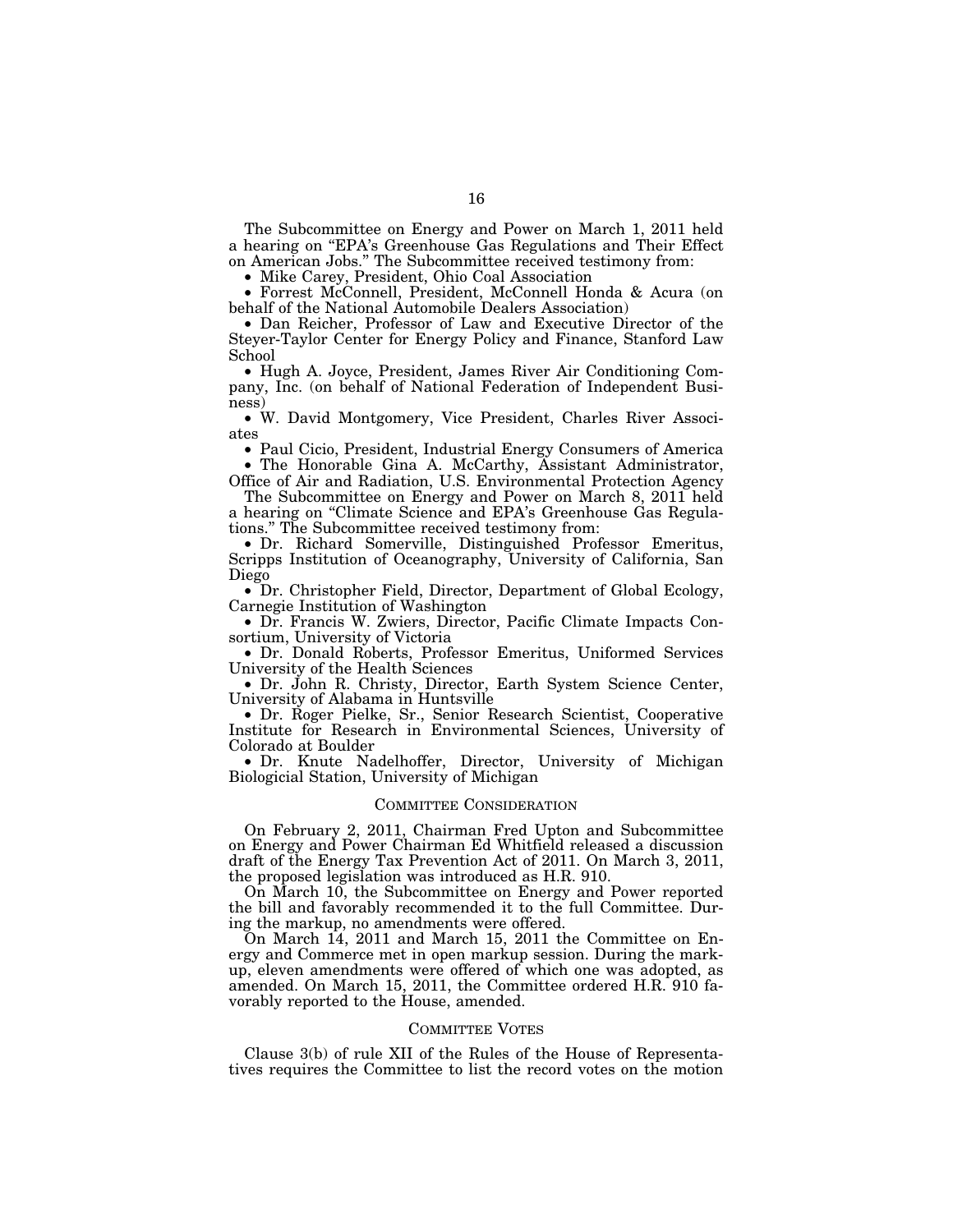The Subcommittee on Energy and Power on March 1, 2011 held a hearing on "EPA's Greenhouse Gas Regulations and Their Effect on American Jobs." The Subcommittee received testimony from:

- Mike Carey, President, Ohio Coal Association
- Forrest McConnell, President, McConnell Honda & Acura (on behalf of the National Automobile Dealers Association)
- Dan Reicher, Professor of Law and Executive Director of the Steyer-Taylor Center for Energy Policy and Finance, Stanford Law School
- Hugh A. Joyce, President, James River Air Conditioning Company, Inc. (on behalf of National Federation of Independent Business)
- W. David Montgomery, Vice President, Charles River Associates
- Paul Cicio, President, Industrial Energy Consumers of America
- The Honorable Gina A. McCarthy, Assistant Administrator, Office of Air and Radiation, U.S. Environmental Protection Agency

The Subcommittee on Energy and Power on March 8, 2011 held a hearing on "Climate Science and EPA's Greenhouse Gas Regulations." The Subcommittee received testimony from:

- Dr. Richard Somerville, Distinguished Professor Emeritus, Scripps Institution of Oceanography, University of California, San Diego
- Dr. Christopher Field, Director, Department of Global Ecology, Carnegie Institution of Washington
- Dr. Francis W. Zwiers, Director, Pacific Climate Impacts Consortium, University of Victoria
- Dr. Donald Roberts, Professor Emeritus, Uniformed Services University of the Health Sciences
- Dr. John R. Christy, Director, Earth System Science Center, University of Alabama in Huntsville
- Dr. Roger Pielke, Sr., Senior Research Scientist, Cooperative Institute for Research in Environmental Sciences, University of Colorado at Boulder
- Dr. Knute Nadelhoffer, Director, University of Michigan Biologicial Station, University of Michigan

## COMMITTEE CONSIDERATION

On February 2, 2011, Chairman Fred Upton and Subcommittee on Energy and Power Chairman Ed Whitfield released a discussion draft of the Energy Tax Prevention Act of 2011. On March 3, 2011, the proposed legislation was introduced as H.R. 910.

On March 10, the Subcommittee on Energy and Power reported the bill and favorably recommended it to the full Committee. During the markup, no amendments were offered.

On March 14, 2011 and March 15, 2011 the Committee on Energy and Commerce met in open markup session. During the markup, eleven amendments were offered of which one was adopted, as amended. On March 15, 2011, the Committee ordered H.R. 910 favorably reported to the House, amended.

## COMMITTEE VOTES

Clause 3(b) of rule XII of the Rules of the House of Representatives requires the Committee to list the record votes on the motion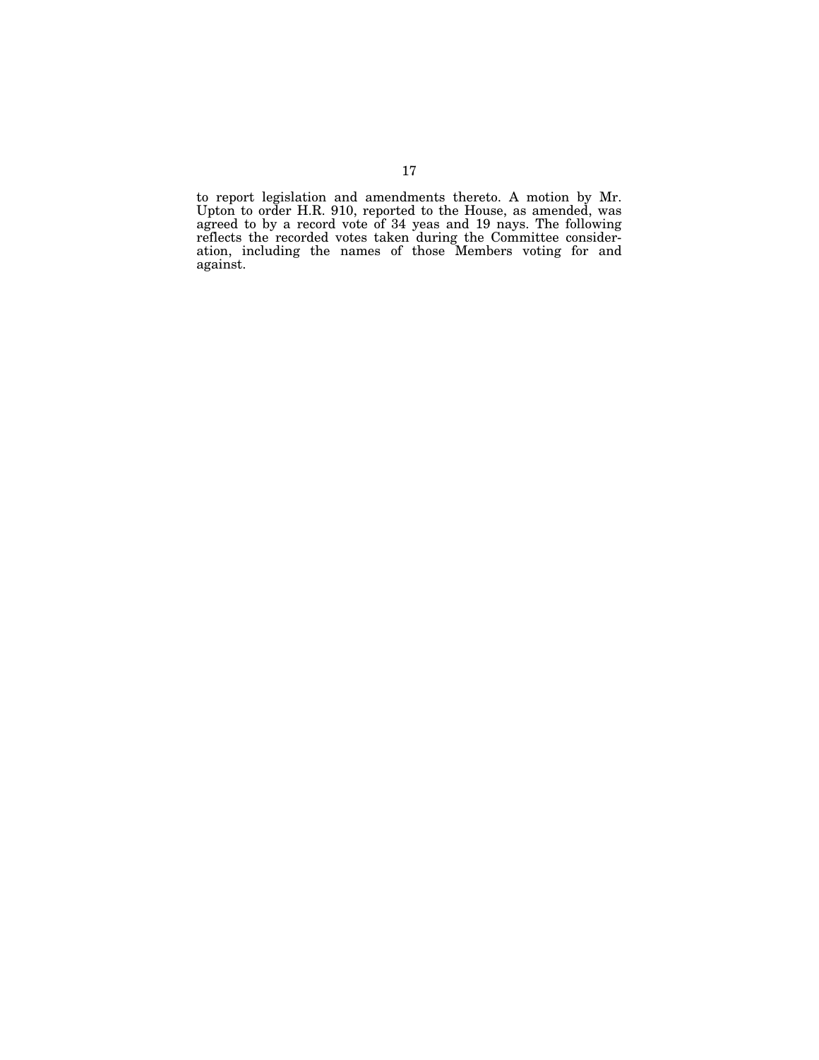to report legislation and amendments thereto. A motion by Mr. Upton to order H.R. 910, reported to the House, as amended, was agreed to by a record vote of 34 yeas and 19 nays. The following reflects the recorded votes taken during the Committee consideration, including the names of those Members voting for and against.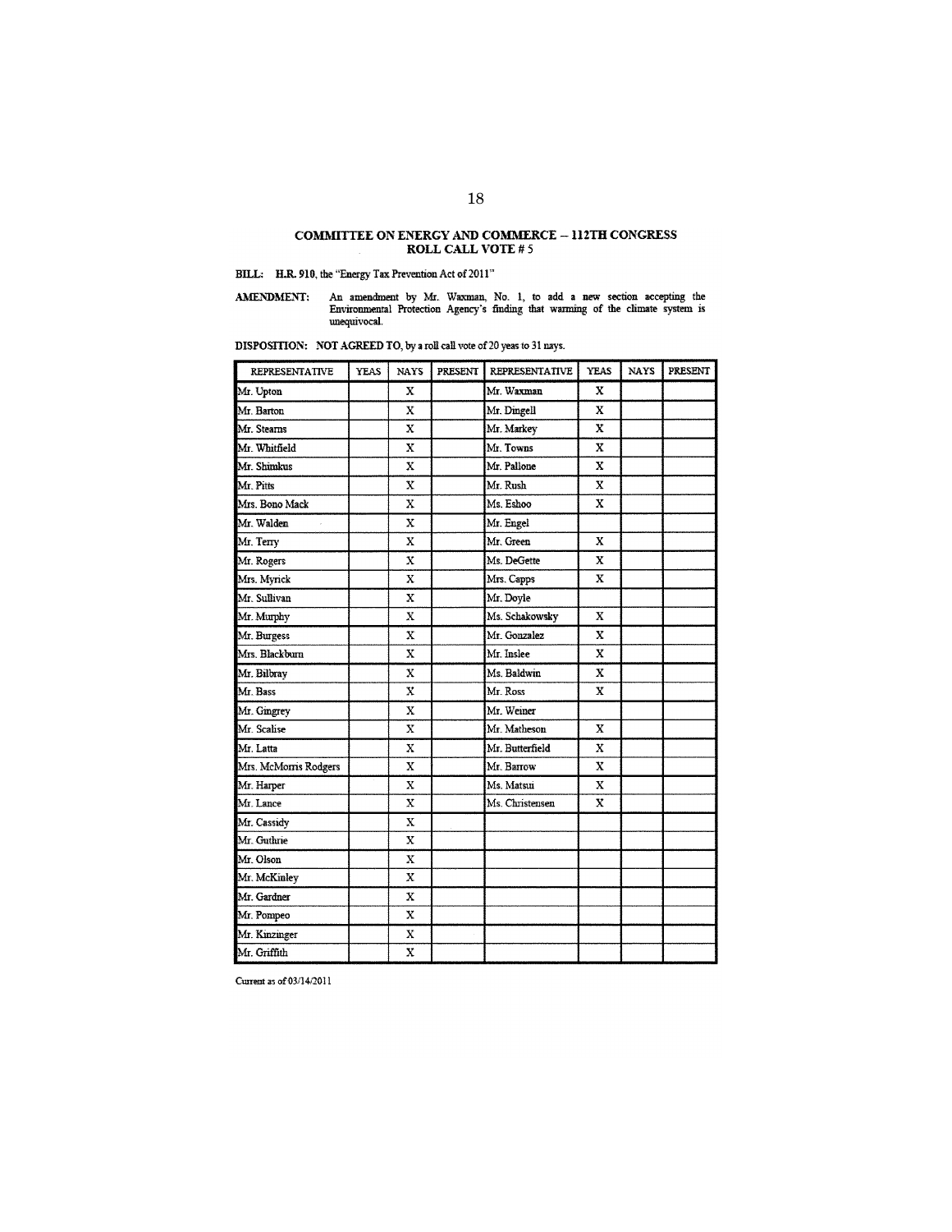## COMMITTEE ON ENERGY AND COMMERCE – 112TH CONGRESS
## ROLL CALL VOTE # 5

**BILL:** H.R. 910, the "Energy Tax Prevention Act of 2011"

**AMENDMENT:** An amendment by Mr. Waxman, No. 1, to add a new section accepting the Environmental Protection Agency's finding that warming of the climate system is unequivocal.

**DISPOSITION:** NOT AGREED TO, by a roll call vote of 20 yeas to 31 nays.

| REPRESENTATIVE | YEAS | NAYS | PRESENT | REPRESENTATIVE | YEAS | NAYS | PRESENT |
|---|---|---|---|---|---|---|---|
| Mr. Upton | | X | | Mr. Waxman | X | | |
| Mr. Barton | | X | | Mr. Dingell | X | | |
| Mr. Stearns | | X | | Mr. Markey | X | | |
| Mr. Whitfield | | X | | Mr. Towns | X | | |
| Mr. Shimkus | | X | | Mr. Pallone | X | | |
| Mr. Pitts | | X | | Mr. Rush | X | | |
| Mrs. Bono Mack | | X | | Ms. Eshoo | X | | |
| Mr. Walden | | X | | Mr. Engel | | | |
| Mr. Terry | | X | | Mr. Green | X | | |
| Mr. Rogers | | X | | Ms. DeGette | X | | |
| Mrs. Myrick | | X | | Mrs. Capps | X | | |
| Mr. Sullivan | | X | | Mr. Doyle | | | |
| Mr. Murphy | | X | | Ms. Schakowsky | X | | |
| Mr. Burgess | | X | | Mr. Gonzalez | X | | |
| Mrs. Blackburn | | X | | Mr. Inslee | X | | |
| Mr. Bilbray | | X | | Ms. Baldwin | X | | |
| Mr. Bass | | X | | Mr. Ross | X | | |
| Mr. Gingrey | | X | | Mr. Weiner | | | |
| Mr. Scalise | | X | | Mr. Matheson | X | | |
| Mr. Latta | | X | | Mr. Butterfield | X | | |
| Mrs. McMorris Rodgers | | X | | Mr. Barrow | X | | |
| Mr. Harper | | X | | Ms. Matsui | X | | |
| Mr. Lance | | X | | Ms. Christensen | X | | |
| Mr. Cassidy | | X | | | | | |
| Mr. Guthrie | | X | | | | | |
| Mr. Olson | | X | | | | | |
| Mr. McKinley | | X | | | | | |
| Mr. Gardner | | X | | | | | |
| Mr. Pompeo | | X | | | | | |
| Mr. Kinzinger | | X | | | | | |
| Mr. Griffith | | X | | | | | |

Current as of 03/14/2011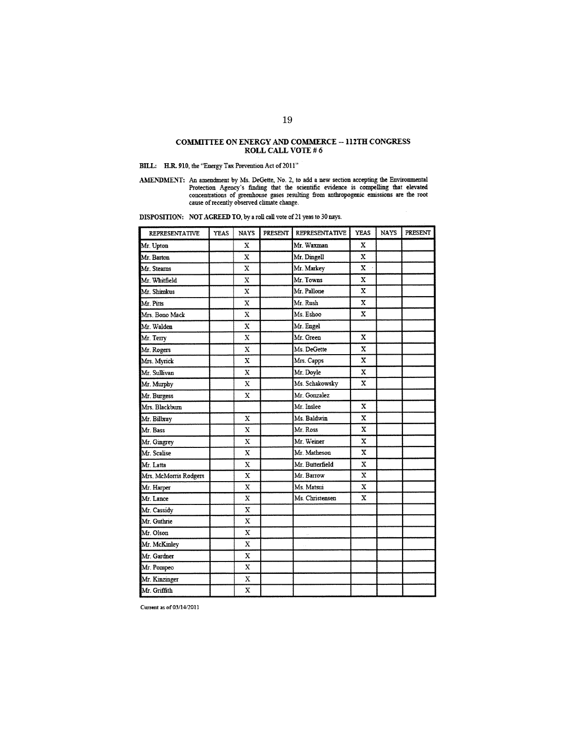## COMMITTEE ON ENERGY AND COMMERCE -- 112TH CONGRESS
## ROLL CALL VOTE # 6

**BILL:** H.R. 910, the "Energy Tax Prevention Act of 2011"

**AMENDMENT:** An amendment by Ms. DeGette, No. 2, to add a new section accepting the Environmental Protection Agency's finding that the scientific evidence is compelling that elevated concentrations of greenhouse gases resulting from anthropogenic emissions are the root cause of recently observed climate change.

**DISPOSITION:** **NOT AGREED TO**, by a roll call vote of 21 yeas to 30 nays.

| REPRESENTATIVE | YEAS | NAYS | PRESENT | REPRESENTATIVE | YEAS | NAYS | PRESENT |
|---|---|---|---|---|---|---|---|
| Mr. Upton | | X | | Mr. Waxman | X | | |
| Mr. Barton | | X | | Mr. Dingell | X | | |
| Mr. Stearns | | X | | Mr. Markey | X | | |
| Mr. Whitfield | | X | | Mr. Towns | X | | |
| Mr. Shimkus | | X | | Mr. Pallone | X | | |
| Mr. Pitts | | X | | Mr. Rush | X | | |
| Mrs. Bono Mack | | X | | Ms. Eshoo | X | | |
| Mr. Walden | | X | | Mr. Engel | | | |
| Mr. Terry | | X | | Mr. Green | X | | |
| Mr. Rogers | | X | | Ms. DeGette | X | | |
| Mrs. Myrick | | X | | Mrs. Capps | X | | |
| Mr. Sullivan | | X | | Mr. Doyle | X | | |
| Mr. Murphy | | X | | Ms. Schakowsky | X | | |
| Mr. Burgess | | X | | Mr. Gonzalez | | | |
| Mrs. Blackburn | | | | Mr. Inslee | X | | |
| Mr. Bilbray | | X | | Ms. Baldwin | X | | |
| Mr. Bass | | X | | Mr. Ross | X | | |
| Mr. Gingrey | | X | | Mr. Weiner | X | | |
| Mr. Scalise | | X | | Mr. Matheson | X | | |
| Mr. Latta | | X | | Mr. Butterfield | X | | |
| Mrs. McMorris Rodgers | | X | | Mr. Barrow | X | | |
| Mr. Harper | | X | | Ms. Matsui | X | | |
| Mr. Lance | | X | | Ms. Christensen | X | | |
| Mr. Cassidy | | X | | | | | |
| Mr. Guthrie | | X | | | | | |
| Mr. Olson | | X | | | | | |
| Mr. McKinley | | X | | | | | |
| Mr. Gardner | | X | | | | | |
| Mr. Pompeo | | X | | | | | |
| Mr. Kinzinger | | X | | | | | |
| Mr. Griffith | | X | | | | | |

Current as of 03/14/2011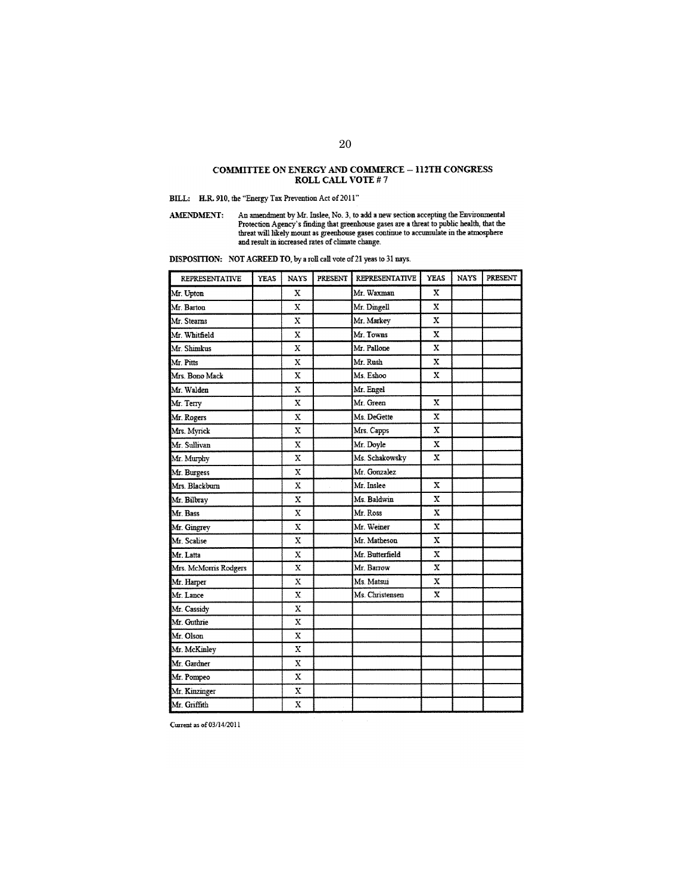## COMMITTEE ON ENERGY AND COMMERCE – 112TH CONGRESS
## ROLL CALL VOTE # 7

**BILL:** H.R. 910, the "Energy Tax Prevention Act of 2011"

**AMENDMENT:** An amendment by Mr. Inslee, No. 3, to add a new section accepting the Environmental Protection Agency's finding that greenhouse gases are a threat to public health, that the threat will likely mount as greenhouse gases continue to accumulate in the atmosphere and result in increased rates of climate change.

**DISPOSITION:** NOT AGREED TO, by a roll call vote of 21 yeas to 31 nays.

| REPRESENTATIVE | YEAS | NAYS | PRESENT | REPRESENTATIVE | YEAS | NAYS | PRESENT |
|---|---|---|---|---|---|---|---|
| Mr. Upton | | X | | Mr. Waxman | X | | |
| Mr. Barton | | X | | Mr. Dingell | X | | |
| Mr. Stearns | | X | | Mr. Markey | X | | |
| Mr. Whitfield | | X | | Mr. Towns | X | | |
| Mr. Shimkus | | X | | Mr. Pallone | X | | |
| Mr. Pitts | | X | | Mr. Rush | X | | |
| Mrs. Bono Mack | | X | | Ms. Eshoo | X | | |
| Mr. Walden | | X | | Mr. Engel | | | |
| Mr. Terry | | X | | Mr. Green | X | | |
| Mr. Rogers | | X | | Ms. DeGette | X | | |
| Mrs. Myrick | | X | | Mrs. Capps | X | | |
| Mr. Sullivan | | X | | Mr. Doyle | X | | |
| Mr. Murphy | | X | | Ms. Schakowsky | X | | |
| Mr. Burgess | | X | | Mr. Gonzalez | | | |
| Mrs. Blackburn | | X | | Mr. Inslee | X | | |
| Mr. Bilbray | | X | | Ms. Baldwin | X | | |
| Mr. Bass | | X | | Mr. Ross | X | | |
| Mr. Gingrey | | X | | Mr. Weiner | X | | |
| Mr. Scalise | | X | | Mr. Matheson | X | | |
| Mr. Latta | | X | | Mr. Butterfield | X | | |
| Mrs. McMorris Rodgers | | X | | Mr. Barrow | X | | |
| Mr. Harper | | X | | Ms. Matsui | X | | |
| Mr. Lance | | X | | Ms. Christensen | X | | |
| Mr. Cassidy | | X | | | | | |
| Mr. Guthrie | | X | | | | | |
| Mr. Olson | | X | | | | | |
| Mr. McKinley | | X | | | | | |
| Mr. Gardner | | X | | | | | |
| Mr. Pompeo | | X | | | | | |
| Mr. Kinzinger | | X | | | | | |
| Mr. Griffith | | X | | | | | |

Current as of 03/14/2011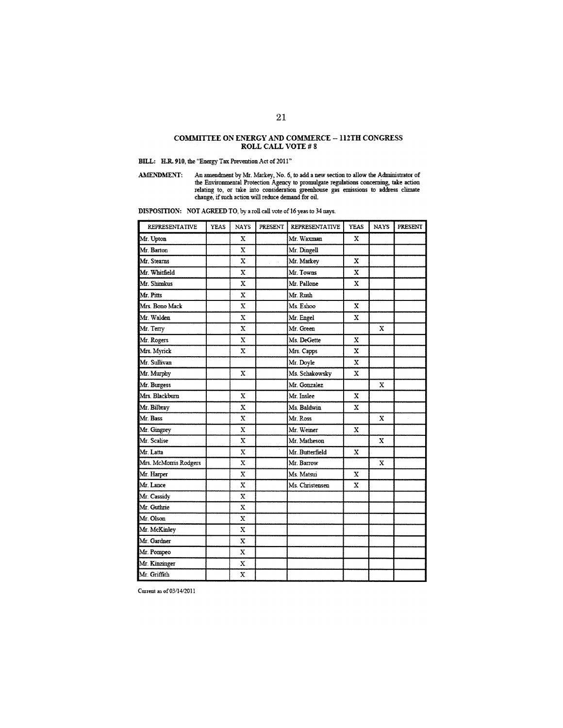## COMMITTEE ON ENERGY AND COMMERCE – 112TH CONGRESS
## ROLL CALL VOTE # 8

**BILL:** H.R. 910, the "Energy Tax Prevention Act of 2011"

**AMENDMENT:** An amendment by Mr. Markey, No. 6, to add a new section to allow the Administrator of the Environmental Protection Agency to promulgate regulations concerning, take action relating to, or take into consideration greenhouse gas emissions to address climate change, if such action will reduce demand for oil.

**DISPOSITION:** NOT AGREED TO, by a roll call vote of 16 yeas to 34 nays.

| REPRESENTATIVE | YEAS | NAYS | PRESENT | REPRESENTATIVE | YEAS | NAYS | PRESENT |
|---|---|---|---|---|---|---|---|
| Mr. Upton | | X | | Mr. Waxman | X | | |
| Mr. Barton | | X | | Mr. Dingell | | | |
| Mr. Stearns | | X | | Mr. Markey | X | | |
| Mr. Whitfield | | X | | Mr. Towns | X | | |
| Mr. Shimkus | | X | | Mr. Pallone | X | | |
| Mr. Pitts | | X | | Mr. Rush | | | |
| Mrs. Bono Mack | | X | | Ms. Eshoo | X | | |
| Mr. Walden | | X | | Mr. Engel | X | | |
| Mr. Terry | | X | | Mr. Green | | X | |
| Mr. Rogers | | X | | Ms. DeGette | X | | |
| Mrs. Myrick | | X | | Mrs. Capps | X | | |
| Mr. Sullivan | | | | Mr. Doyle | X | | |
| Mr. Murphy | | X | | Ms. Schakowsky | X | | |
| Mr. Burgess | | | | Mr. Gonzalez | | X | |
| Mrs. Blackburn | | X | | Mr. Inslee | X | | |
| Mr. Bilbray | | X | | Ms. Baldwin | X | | |
| Mr. Bass | | X | | Mr. Ross | | X | |
| Mr. Gingrey | | X | | Mr. Weiner | X | | |
| Mr. Scalise | | X | | Mr. Matheson | | X | |
| Mr. Latta | | X | | Mr. Butterfield | X | | |
| Mrs. McMorris Rodgers | | X | | Mr. Barrow | | X | |
| Mr. Harper | | X | | Ms. Matsui | X | | |
| Mr. Lance | | X | | Ms. Christensen | X | | |
| Mr. Cassidy | | X | | | | | |
| Mr. Guthrie | | X | | | | | |
| Mr. Olson | | X | | | | | |
| Mr. McKinley | | X | | | | | |
| Mr. Gardner | | X | | | | | |
| Mr. Pompeo | | X | | | | | |
| Mr. Kinzinger | | X | | | | | |
| Mr. Griffith | | X | | | | | |

Current as of 03/14/2011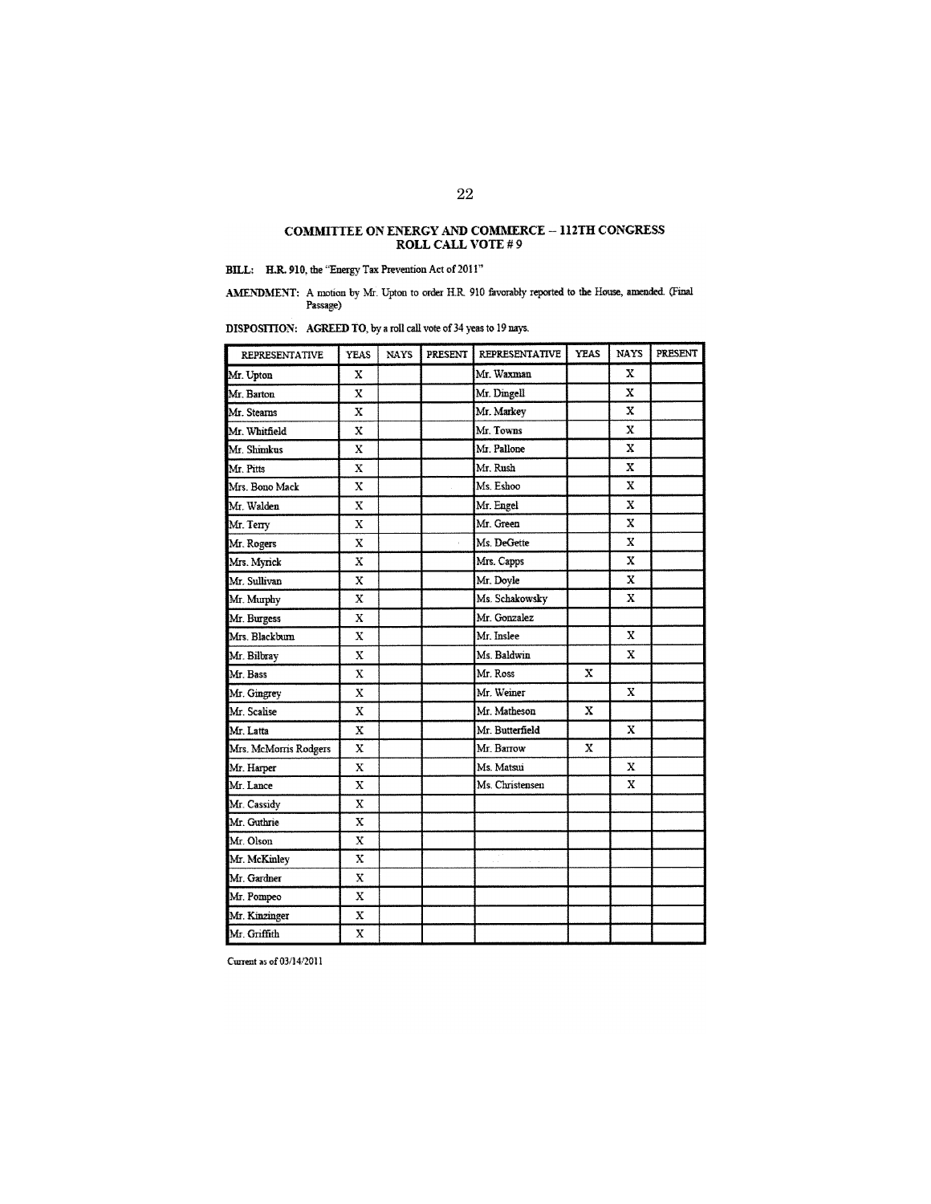## COMMITTEE ON ENERGY AND COMMERCE – 112TH CONGRESS
## ROLL CALL VOTE # 9

**BILL:** **H.R. 910**, the "Energy Tax Prevention Act of 2011"

**AMENDMENT:** A motion by Mr. Upton to order H.R. 910 favorably reported to the House, amended. (Final Passage)

**DISPOSITION:** **AGREED TO**, by a roll call vote of 34 yeas to 19 nays.

| REPRESENTATIVE | YEAS | NAYS | PRESENT | REPRESENTATIVE | YEAS | NAYS | PRESENT |
|---|---|---|---|---|---|---|---|
| Mr. Upton | X | | | Mr. Waxman | | X | |
| Mr. Barton | X | | | Mr. Dingell | | X | |
| Mr. Stearns | X | | | Mr. Markey | | X | |
| Mr. Whitfield | X | | | Mr. Towns | | X | |
| Mr. Shimkus | X | | | Mr. Pallone | | X | |
| Mr. Pitts | X | | | Mr. Rush | | X | |
| Mrs. Bono Mack | X | | | Ms. Eshoo | | X | |
| Mr. Walden | X | | | Mr. Engel | | X | |
| Mr. Terry | X | | | Mr. Green | | X | |
| Mr. Rogers | X | | | Ms. DeGette | | X | |
| Mrs. Myrick | X | | | Mrs. Capps | | X | |
| Mr. Sullivan | X | | | Mr. Doyle | | X | |
| Mr. Murphy | X | | | Ms. Schakowsky | | X | |
| Mr. Burgess | X | | | Mr. Gonzalez | | | |
| Mrs. Blackburn | X | | | Mr. Inslee | | X | |
| Mr. Bilbray | X | | | Ms. Baldwin | | X | |
| Mr. Bass | X | | | Mr. Ross | X | | |
| Mr. Gingrey | X | | | Mr. Weiner | | X | |
| Mr. Scalise | X | | | Mr. Matheson | X | | |
| Mr. Latta | X | | | Mr. Butterfield | | X | |
| Mrs. McMorris Rodgers | X | | | Mr. Barrow | X | | |
| Mr. Harper | X | | | Ms. Matsui | | X | |
| Mr. Lance | X | | | Ms. Christensen | | X | |
| Mr. Cassidy | X | | | | | | |
| Mr. Guthrie | X | | | | | | |
| Mr. Olson | X | | | | | | |
| Mr. McKinley | X | | | | | | |
| Mr. Gardner | X | | | | | | |
| Mr. Pompeo | X | | | | | | |
| Mr. Kinzinger | X | | | | | | |
| Mr. Griffith | X | | | | | | |

Current as of 03/14/2011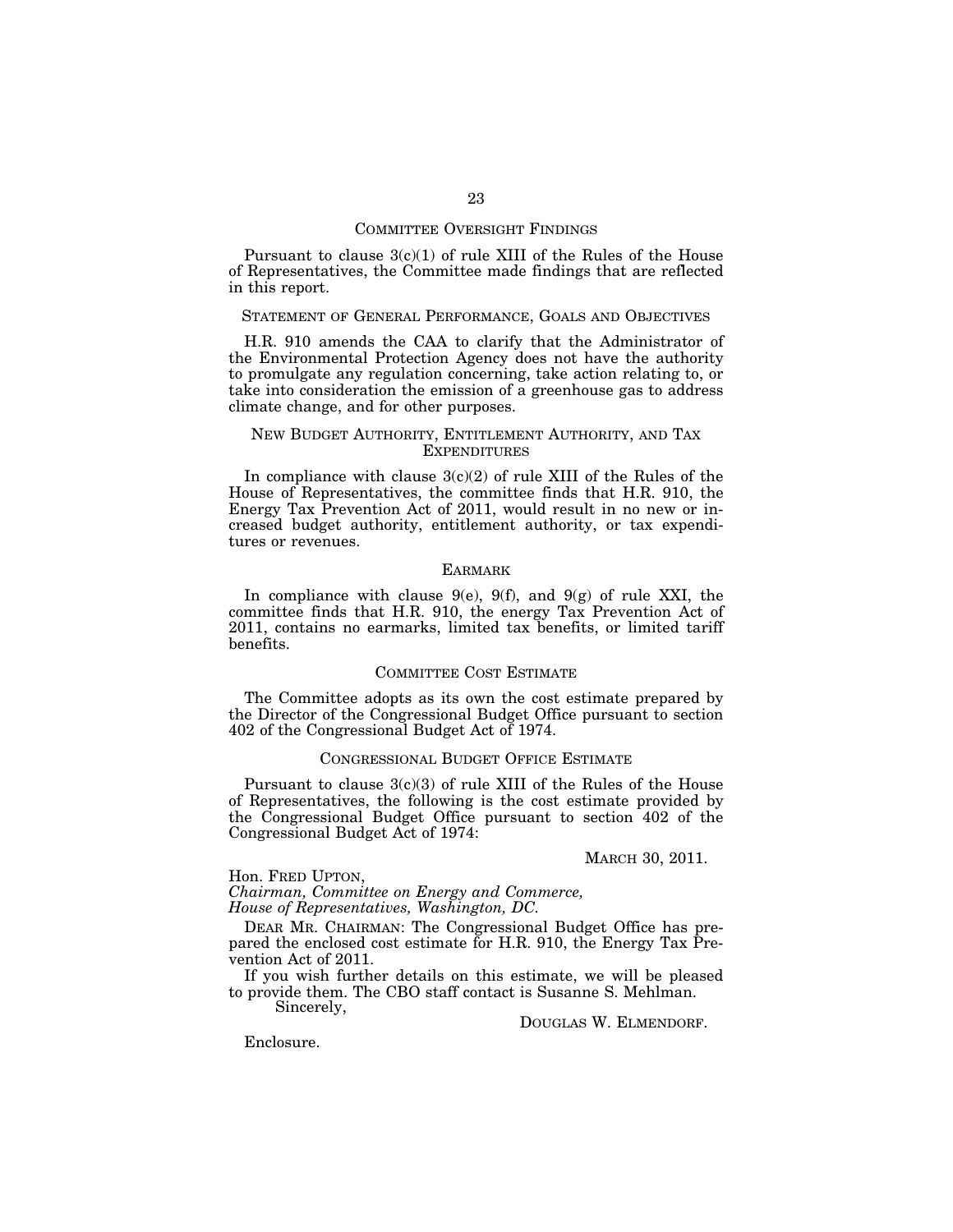## COMMITTEE OVERSIGHT FINDINGS

Pursuant to clause 3(c)(1) of rule XIII of the Rules of the House of Representatives, the Committee made findings that are reflected in this report.

## STATEMENT OF GENERAL PERFORMANCE, GOALS AND OBJECTIVES

H.R. 910 amends the CAA to clarify that the Administrator of the Environmental Protection Agency does not have the authority to promulgate any regulation concerning, take action relating to, or take into consideration the emission of a greenhouse gas to address climate change, and for other purposes.

## NEW BUDGET AUTHORITY, ENTITLEMENT AUTHORITY, AND TAX EXPENDITURES

In compliance with clause 3(c)(2) of rule XIII of the Rules of the House of Representatives, the committee finds that H.R. 910, the Energy Tax Prevention Act of 2011, would result in no new or increased budget authority, entitlement authority, or tax expenditures or revenues.

## EARMARK

In compliance with clause 9(e), 9(f), and 9(g) of rule XXI, the committee finds that H.R. 910, the energy Tax Prevention Act of 2011, contains no earmarks, limited tax benefits, or limited tariff benefits.

## COMMITTEE COST ESTIMATE

The Committee adopts as its own the cost estimate prepared by the Director of the Congressional Budget Office pursuant to section 402 of the Congressional Budget Act of 1974.

## CONGRESSIONAL BUDGET OFFICE ESTIMATE

Pursuant to clause 3(c)(3) of rule XIII of the Rules of the House of Representatives, the following is the cost estimate provided by the Congressional Budget Office pursuant to section 402 of the Congressional Budget Act of 1974:

MARCH 30, 2011.

Hon. FRED UPTON,
*Chairman, Committee on Energy and Commerce,*
*House of Representatives, Washington, DC.*

DEAR MR. CHAIRMAN: The Congressional Budget Office has prepared the enclosed cost estimate for H.R. 910, the Energy Tax Prevention Act of 2011.

If you wish further details on this estimate, we will be pleased to provide them. The CBO staff contact is Susanne S. Mehlman.

Sincerely,

DOUGLAS W. ELMENDORF.

Enclosure.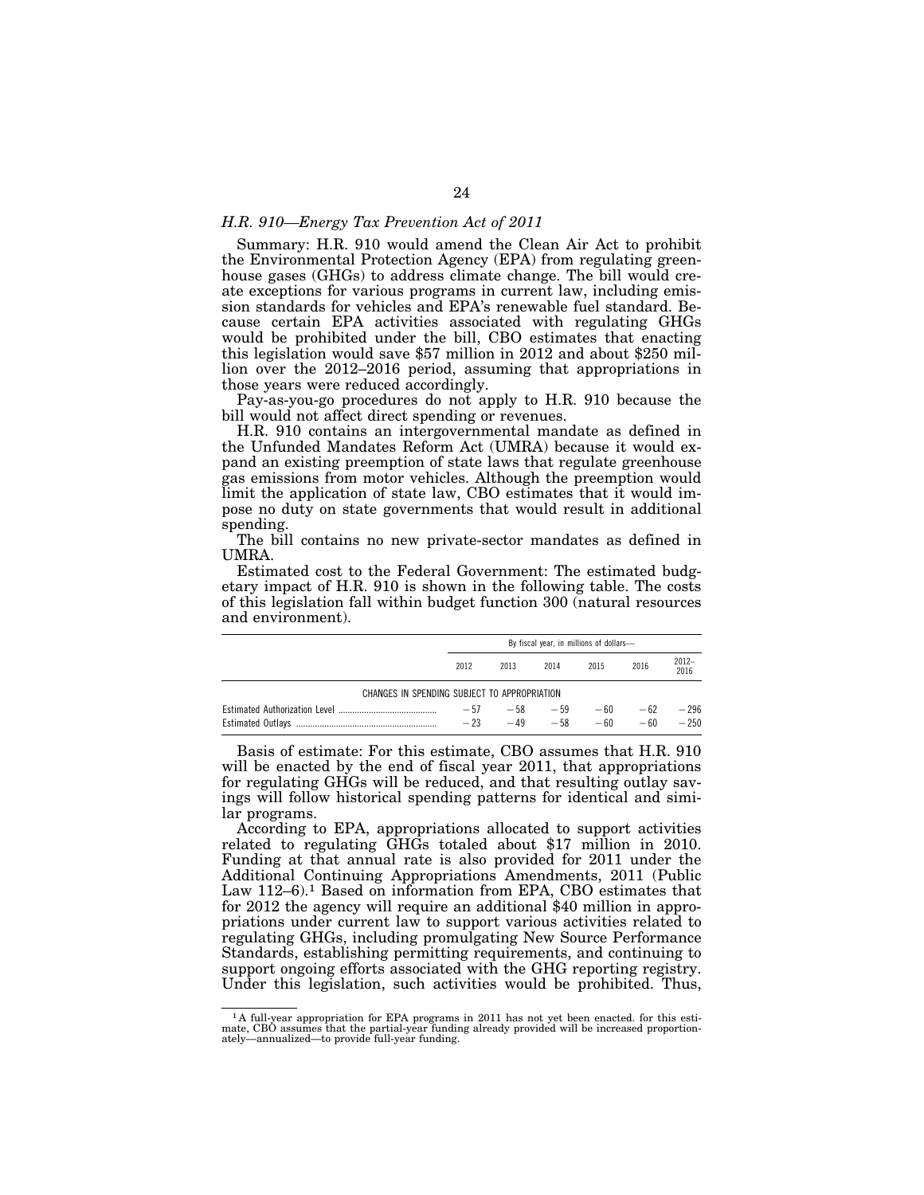*H.R. 910—Energy Tax Prevention Act of 2011*

Summary: H.R. 910 would amend the Clean Air Act to prohibit the Environmental Protection Agency (EPA) from regulating greenhouse gases (GHGs) to address climate change. The bill would create exceptions for various programs in current law, including emission standards for vehicles and EPA's renewable fuel standard. Because certain EPA activities associated with regulating GHGs would be prohibited under the bill, CBO estimates that enacting this legislation would save $57 million in 2012 and about $250 million over the 2012–2016 period, assuming that appropriations in those years were reduced accordingly.

Pay-as-you-go procedures do not apply to H.R. 910 because the bill would not affect direct spending or revenues.

H.R. 910 contains an intergovernmental mandate as defined in the Unfunded Mandates Reform Act (UMRA) because it would expand an existing preemption of state laws that regulate greenhouse gas emissions from motor vehicles. Although the preemption would limit the application of state law, CBO estimates that it would impose no duty on state governments that would result in additional spending.

The bill contains no new private-sector mandates as defined in UMRA.

Estimated cost to the Federal Government: The estimated budgetary impact of H.R. 910 is shown in the following table. The costs of this legislation fall within budget function 300 (natural resources and environment).

| | By fiscal year, in millions of dollars— | | | | | |
|---|---|---|---|---|---|---|
| | 2012 | 2013 | 2014 | 2015 | 2016 | 2012–2016 |
| CHANGES IN SPENDING SUBJECT TO APPROPRIATION | | | | | | |
| Estimated Authorization Level | −57 | −58 | −59 | −60 | −62 | −296 |
| Estimated Outlays | −23 | −49 | −58 | −60 | −60 | −250 |

Basis of estimate: For this estimate, CBO assumes that H.R. 910 will be enacted by the end of fiscal year 2011, that appropriations for regulating GHGs will be reduced, and that resulting outlay savings will follow historical spending patterns for identical and similar programs.

According to EPA, appropriations allocated to support activities related to regulating GHGs totaled about $17 million in 2010. Funding at that annual rate is also provided for 2011 under the Additional Continuing Appropriations Amendments, 2011 (Public Law 112–6).[1] Based on information from EPA, CBO estimates that for 2012 the agency will require an additional $40 million in appropriations under current law to support various activities related to regulating GHGs, including promulgating New Source Performance Standards, establishing permitting requirements, and continuing to support ongoing efforts associated with the GHG reporting registry. Under this legislation, such activities would be prohibited. Thus,

[1] A full-year appropriation for EPA programs in 2011 has not yet been enacted. for this estimate, CBO assumes that the partial-year funding already provided will be increased proportionately—annualized—to provide full-year funding.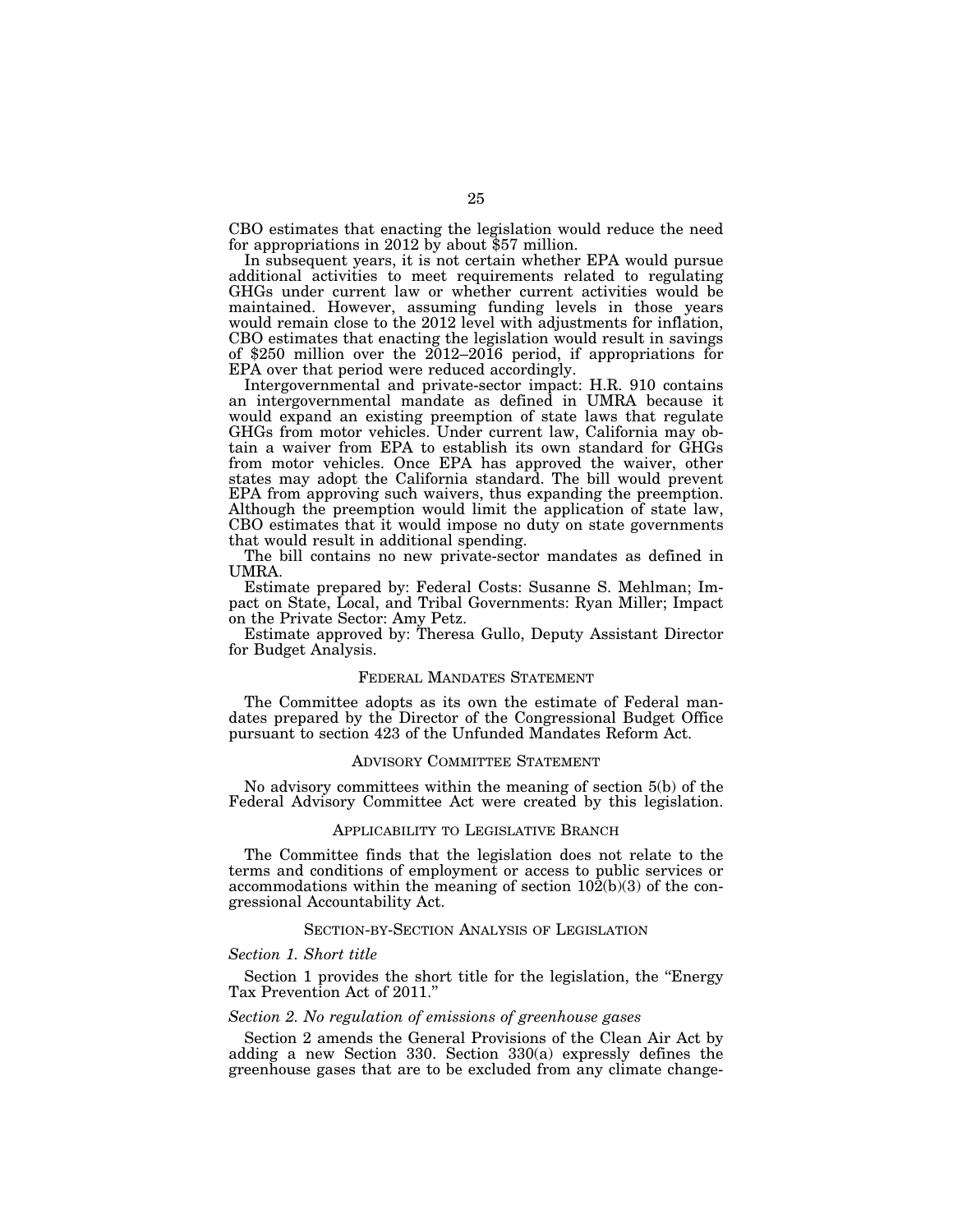CBO estimates that enacting the legislation would reduce the need for appropriations in 2012 by about $57 million.

In subsequent years, it is not certain whether EPA would pursue additional activities to meet requirements related to regulating GHGs under current law or whether current activities would be maintained. However, assuming funding levels in those years would remain close to the 2012 level with adjustments for inflation, CBO estimates that enacting the legislation would result in savings of $250 million over the 2012–2016 period, if appropriations for EPA over that period were reduced accordingly.

Intergovernmental and private-sector impact: H.R. 910 contains an intergovernmental mandate as defined in UMRA because it would expand an existing preemption of state laws that regulate GHGs from motor vehicles. Under current law, California may obtain a waiver from EPA to establish its own standard for GHGs from motor vehicles. Once EPA has approved the waiver, other states may adopt the California standard. The bill would prevent EPA from approving such waivers, thus expanding the preemption. Although the preemption would limit the application of state law, CBO estimates that it would impose no duty on state governments that would result in additional spending.

The bill contains no new private-sector mandates as defined in UMRA.

Estimate prepared by: Federal Costs: Susanne S. Mehlman; Impact on State, Local, and Tribal Governments: Ryan Miller; Impact on the Private Sector: Amy Petz.

Estimate approved by: Theresa Gullo, Deputy Assistant Director for Budget Analysis.

## FEDERAL MANDATES STATEMENT

The Committee adopts as its own the estimate of Federal mandates prepared by the Director of the Congressional Budget Office pursuant to section 423 of the Unfunded Mandates Reform Act.

## ADVISORY COMMITTEE STATEMENT

No advisory committees within the meaning of section 5(b) of the Federal Advisory Committee Act were created by this legislation.

## APPLICABILITY TO LEGISLATIVE BRANCH

The Committee finds that the legislation does not relate to the terms and conditions of employment or access to public services or accommodations within the meaning of section 102(b)(3) of the congressional Accountability Act.

## SECTION-BY-SECTION ANALYSIS OF LEGISLATION

### *Section 1. Short title*

Section 1 provides the short title for the legislation, the "Energy Tax Prevention Act of 2011."

### *Section 2. No regulation of emissions of greenhouse gases*

Section 2 amends the General Provisions of the Clean Air Act by adding a new Section 330. Section 330(a) expressly defines the greenhouse gases that are to be excluded from any climate change-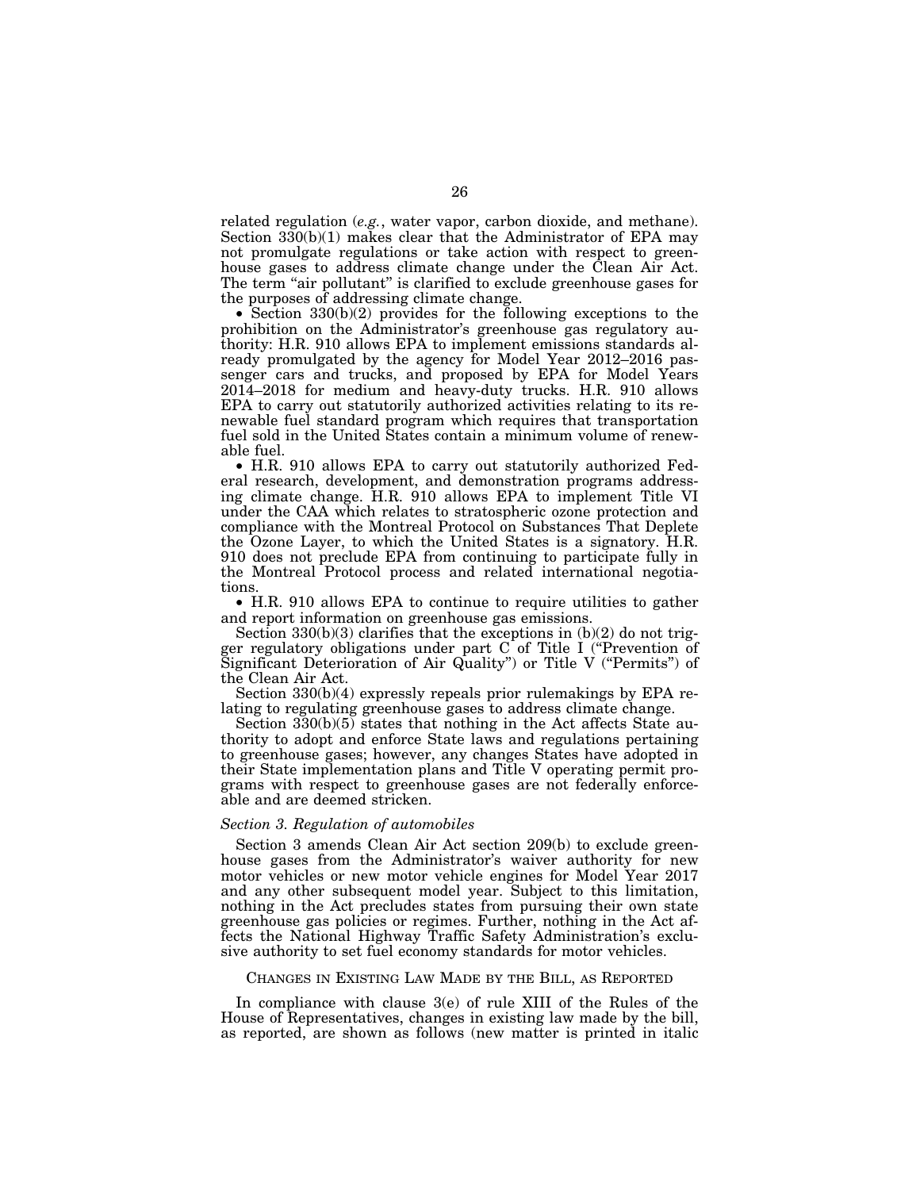related regulation (*e.g.*, water vapor, carbon dioxide, and methane). Section 330(b)(1) makes clear that the Administrator of EPA may not promulgate regulations or take action with respect to greenhouse gases to address climate change under the Clean Air Act. The term "air pollutant" is clarified to exclude greenhouse gases for the purposes of addressing climate change.

- Section 330(b)(2) provides for the following exceptions to the prohibition on the Administrator's greenhouse gas regulatory authority: H.R. 910 allows EPA to implement emissions standards already promulgated by the agency for Model Year 2012–2016 passenger cars and trucks, and proposed by EPA for Model Years 2014–2018 for medium and heavy-duty trucks. H.R. 910 allows EPA to carry out statutorily authorized activities relating to its renewable fuel standard program which requires that transportation fuel sold in the United States contain a minimum volume of renewable fuel.
- H.R. 910 allows EPA to carry out statutorily authorized Federal research, development, and demonstration programs addressing climate change. H.R. 910 allows EPA to implement Title VI under the CAA which relates to stratospheric ozone protection and compliance with the Montreal Protocol on Substances That Deplete the Ozone Layer, to which the United States is a signatory. H.R. 910 does not preclude EPA from continuing to participate fully in the Montreal Protocol process and related international negotiations.
- H.R. 910 allows EPA to continue to require utilities to gather and report information on greenhouse gas emissions.

Section 330(b)(3) clarifies that the exceptions in (b)(2) do not trigger regulatory obligations under part C of Title I ("Prevention of Significant Deterioration of Air Quality") or Title V ("Permits") of the Clean Air Act.

Section 330(b)(4) expressly repeals prior rulemakings by EPA relating to regulating greenhouse gases to address climate change.

Section 330(b)(5) states that nothing in the Act affects State authority to adopt and enforce State laws and regulations pertaining to greenhouse gases; however, any changes States have adopted in their State implementation plans and Title V operating permit programs with respect to greenhouse gases are not federally enforceable and are deemed stricken.

*Section 3. Regulation of automobiles*

Section 3 amends Clean Air Act section 209(b) to exclude greenhouse gases from the Administrator's waiver authority for new motor vehicles or new motor vehicle engines for Model Year 2017 and any other subsequent model year. Subject to this limitation, nothing in the Act precludes states from pursuing their own state greenhouse gas policies or regimes. Further, nothing in the Act affects the National Highway Traffic Safety Administration's exclusive authority to set fuel economy standards for motor vehicles.

CHANGES IN EXISTING LAW MADE BY THE BILL, AS REPORTED

In compliance with clause 3(e) of rule XIII of the Rules of the House of Representatives, changes in existing law made by the bill, as reported, are shown as follows (new matter is printed in italic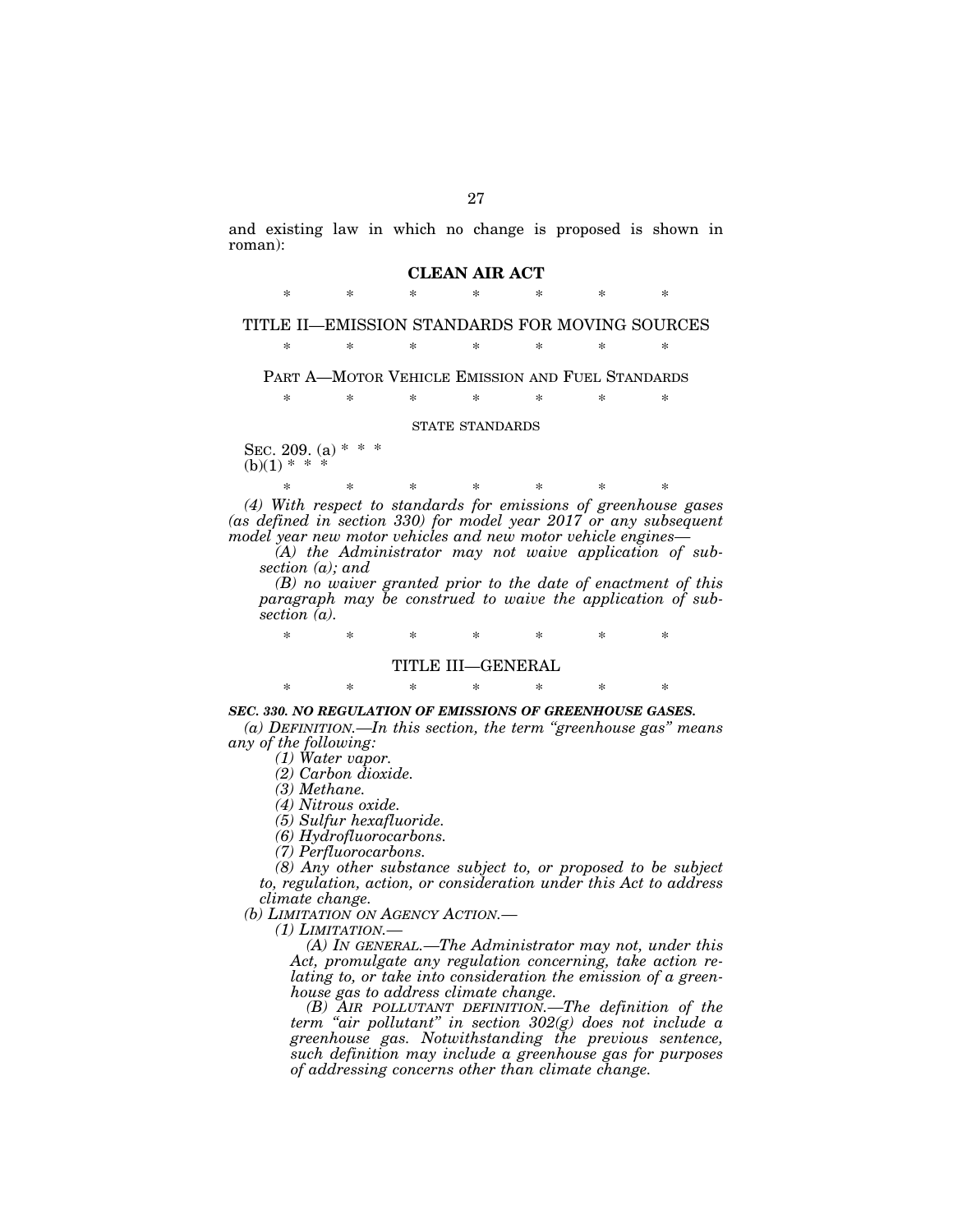and existing law in which no change is proposed is shown in roman):

## CLEAN AIR ACT

\* \* \* \* \* \* \*

### TITLE II—EMISSION STANDARDS FOR MOVING SOURCES

\* \* \* \* \* \* \*

### PART A—MOTOR VEHICLE EMISSION AND FUEL STANDARDS

\* \* \* \* \* \* \*

#### STATE STANDARDS

SEC. 209. (a) * * *
(b)(1) * * *

\* \* \* \* \* \* \*

*(4) With respect to standards for emissions of greenhouse gases (as defined in section 330) for model year 2017 or any subsequent model year new motor vehicles and new motor vehicle engines—*

*(A) the Administrator may not waive application of subsection (a); and*

*(B) no waiver granted prior to the date of enactment of this paragraph may be construed to waive the application of subsection (a).*

\* \* \* \* \* \* \*

### TITLE III—GENERAL

\* \* \* \* \* \* \*

***SEC. 330. NO REGULATION OF EMISSIONS OF GREENHOUSE GASES.***

*(a) DEFINITION.—In this section, the term "greenhouse gas" means any of the following:*

*(1) Water vapor.*

*(2) Carbon dioxide.*

*(3) Methane.*

*(4) Nitrous oxide.*

*(5) Sulfur hexafluoride.*

*(6) Hydrofluorocarbons.*

*(7) Perfluorocarbons.*

*(8) Any other substance subject to, or proposed to be subject to, regulation, action, or consideration under this Act to address climate change.*

*(b) LIMITATION ON AGENCY ACTION.—*

*(1) LIMITATION.—*

*(A) IN GENERAL.—The Administrator may not, under this Act, promulgate any regulation concerning, take action relating to, or take into consideration the emission of a greenhouse gas to address climate change.*

*(B) AIR POLLUTANT DEFINITION.—The definition of the term "air pollutant" in section 302(g) does not include a greenhouse gas. Notwithstanding the previous sentence, such definition may include a greenhouse gas for purposes of addressing concerns other than climate change.*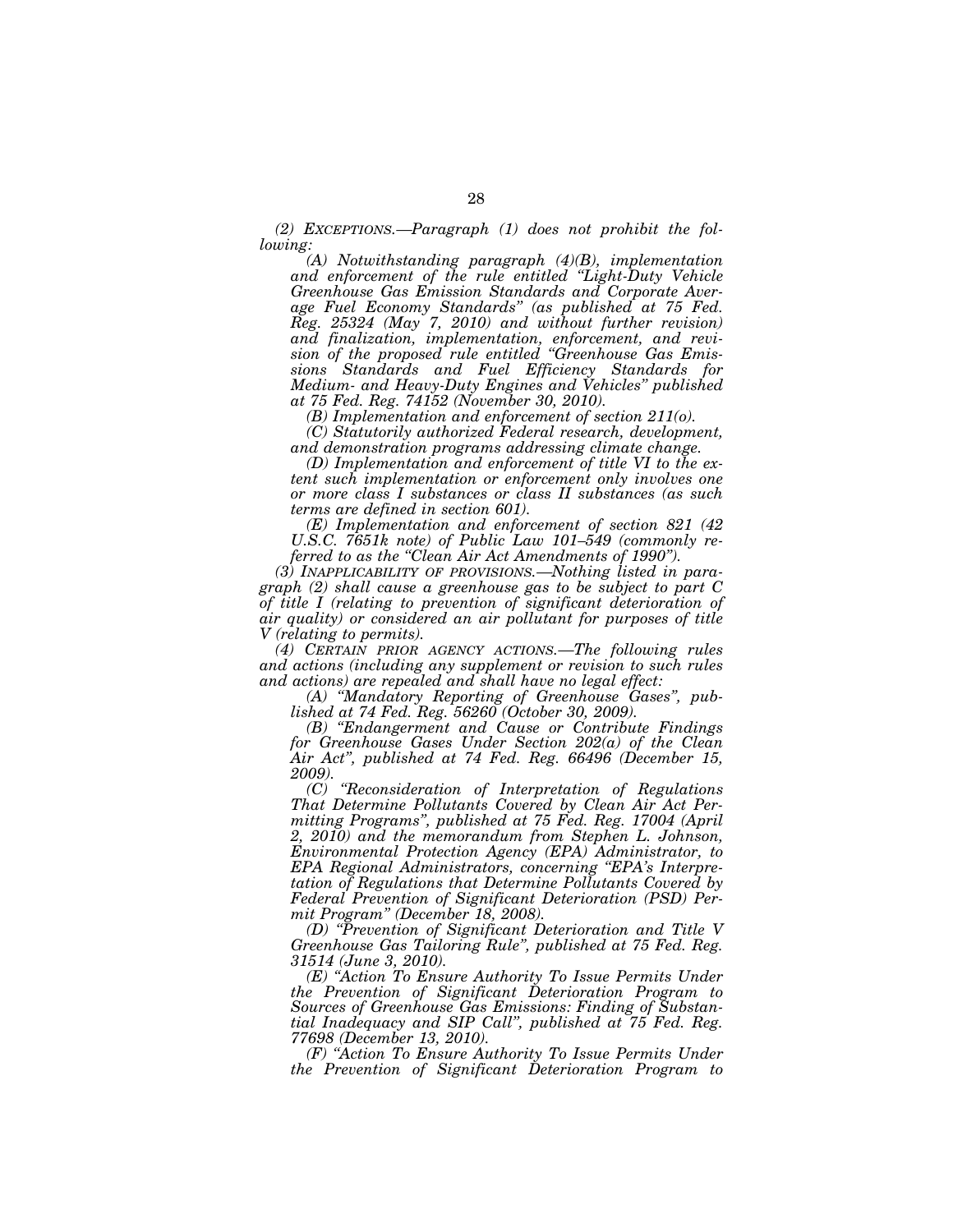*(2) EXCEPTIONS.—Paragraph (1) does not prohibit the following:*

*(A) Notwithstanding paragraph (4)(B), implementation and enforcement of the rule entitled "Light-Duty Vehicle Greenhouse Gas Emission Standards and Corporate Average Fuel Economy Standards" (as published at 75 Fed. Reg. 25324 (May 7, 2010) and without further revision) and finalization, implementation, enforcement, and revision of the proposed rule entitled "Greenhouse Gas Emissions Standards and Fuel Efficiency Standards for Medium- and Heavy-Duty Engines and Vehicles" published at 75 Fed. Reg. 74152 (November 30, 2010).*

*(B) Implementation and enforcement of section 211(o).*

*(C) Statutorily authorized Federal research, development, and demonstration programs addressing climate change.*

*(D) Implementation and enforcement of title VI to the extent such implementation or enforcement only involves one or more class I substances or class II substances (as such terms are defined in section 601).*

*(E) Implementation and enforcement of section 821 (42 U.S.C. 7651k note) of Public Law 101–549 (commonly referred to as the "Clean Air Act Amendments of 1990").*

*(3) INAPPLICABILITY OF PROVISIONS.—Nothing listed in paragraph (2) shall cause a greenhouse gas to be subject to part C of title I (relating to prevention of significant deterioration of air quality) or considered an air pollutant for purposes of title V (relating to permits).*

*(4) CERTAIN PRIOR AGENCY ACTIONS.—The following rules and actions (including any supplement or revision to such rules and actions) are repealed and shall have no legal effect:*

*(A) "Mandatory Reporting of Greenhouse Gases", published at 74 Fed. Reg. 56260 (October 30, 2009).*

*(B) "Endangerment and Cause or Contribute Findings for Greenhouse Gases Under Section 202(a) of the Clean Air Act", published at 74 Fed. Reg. 66496 (December 15, 2009).*

*(C) "Reconsideration of Interpretation of Regulations That Determine Pollutants Covered by Clean Air Act Permitting Programs", published at 75 Fed. Reg. 17004 (April 2, 2010) and the memorandum from Stephen L. Johnson, Environmental Protection Agency (EPA) Administrator, to EPA Regional Administrators, concerning "EPA's Interpretation of Regulations that Determine Pollutants Covered by Federal Prevention of Significant Deterioration (PSD) Permit Program" (December 18, 2008).*

*(D) "Prevention of Significant Deterioration and Title V Greenhouse Gas Tailoring Rule", published at 75 Fed. Reg. 31514 (June 3, 2010).*

*(E) "Action To Ensure Authority To Issue Permits Under the Prevention of Significant Deterioration Program to Sources of Greenhouse Gas Emissions: Finding of Substantial Inadequacy and SIP Call", published at 75 Fed. Reg. 77698 (December 13, 2010).*

*(F) "Action To Ensure Authority To Issue Permits Under the Prevention of Significant Deterioration Program to*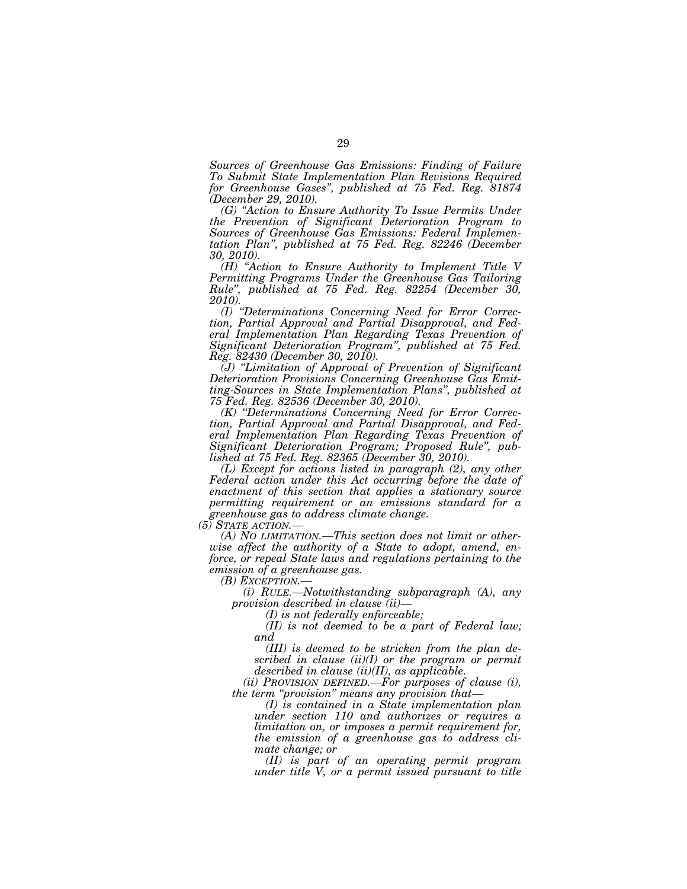*Sources of Greenhouse Gas Emissions: Finding of Failure To Submit State Implementation Plan Revisions Required for Greenhouse Gases", published at 75 Fed. Reg. 81874 (December 29, 2010).*

*(G) "Action to Ensure Authority To Issue Permits Under the Prevention of Significant Deterioration Program to Sources of Greenhouse Gas Emissions: Federal Implementation Plan", published at 75 Fed. Reg. 82246 (December 30, 2010).*

*(H) "Action to Ensure Authority to Implement Title V Permitting Programs Under the Greenhouse Gas Tailoring Rule", published at 75 Fed. Reg. 82254 (December 30, 2010).*

*(I) "Determinations Concerning Need for Error Correction, Partial Approval and Partial Disapproval, and Federal Implementation Plan Regarding Texas Prevention of Significant Deterioration Program", published at 75 Fed. Reg. 82430 (December 30, 2010).*

*(J) "Limitation of Approval of Prevention of Significant Deterioration Provisions Concerning Greenhouse Gas Emitting-Sources in State Implementation Plans", published at 75 Fed. Reg. 82536 (December 30, 2010).*

*(K) "Determinations Concerning Need for Error Correction, Partial Approval and Partial Disapproval, and Federal Implementation Plan Regarding Texas Prevention of Significant Deterioration Program; Proposed Rule", published at 75 Fed. Reg. 82365 (December 30, 2010).*

*(L) Except for actions listed in paragraph (2), any other Federal action under this Act occurring before the date of enactment of this section that applies a stationary source permitting requirement or an emissions standard for a greenhouse gas to address climate change.*

*(5) STATE ACTION.—*

*(A) NO LIMITATION.—This section does not limit or otherwise affect the authority of a State to adopt, amend, enforce, or repeal State laws and regulations pertaining to the emission of a greenhouse gas.*

*(B) EXCEPTION.—*

*(i) RULE.—Notwithstanding subparagraph (A), any provision described in clause (ii)—*

*(I) is not federally enforceable;*

*(II) is not deemed to be a part of Federal law; and*

*(III) is deemed to be stricken from the plan described in clause (ii)(I) or the program or permit described in clause (ii)(II), as applicable.*

*(ii) PROVISION DEFINED.—For purposes of clause (i), the term "provision" means any provision that—*

*(I) is contained in a State implementation plan under section 110 and authorizes or requires a limitation on, or imposes a permit requirement for, the emission of a greenhouse gas to address climate change; or*

*(II) is part of an operating permit program under title V, or a permit issued pursuant to title*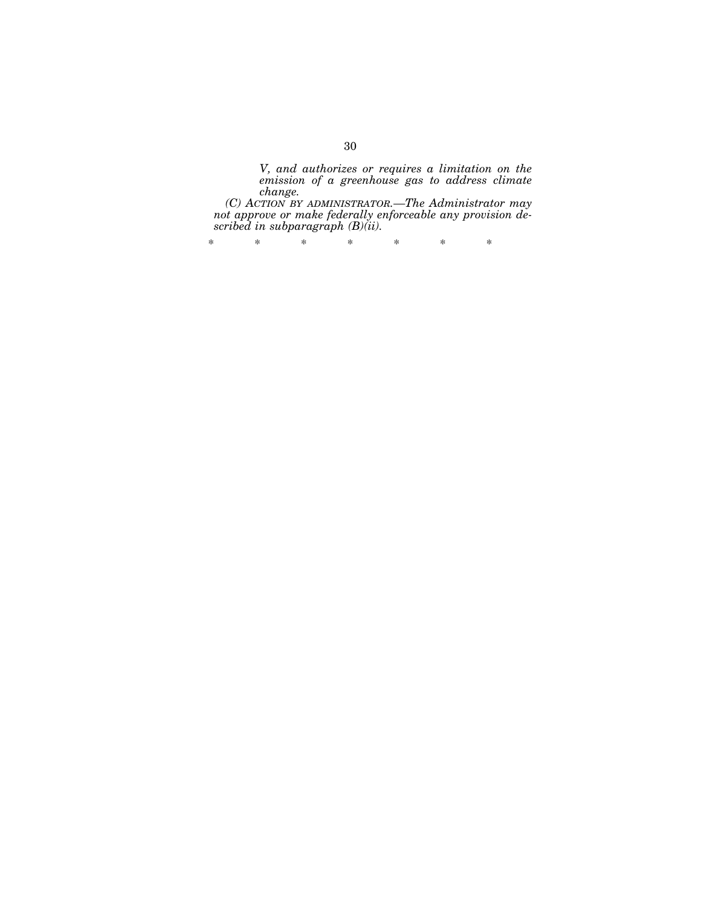*V, and authorizes or requires a limitation on the emission of a greenhouse gas to address climate change.*

*(C) ACTION BY ADMINISTRATOR.—The Administrator may not approve or make federally enforceable any provision described in subparagraph (B)(ii).*

\* \* \* \* \* \* \*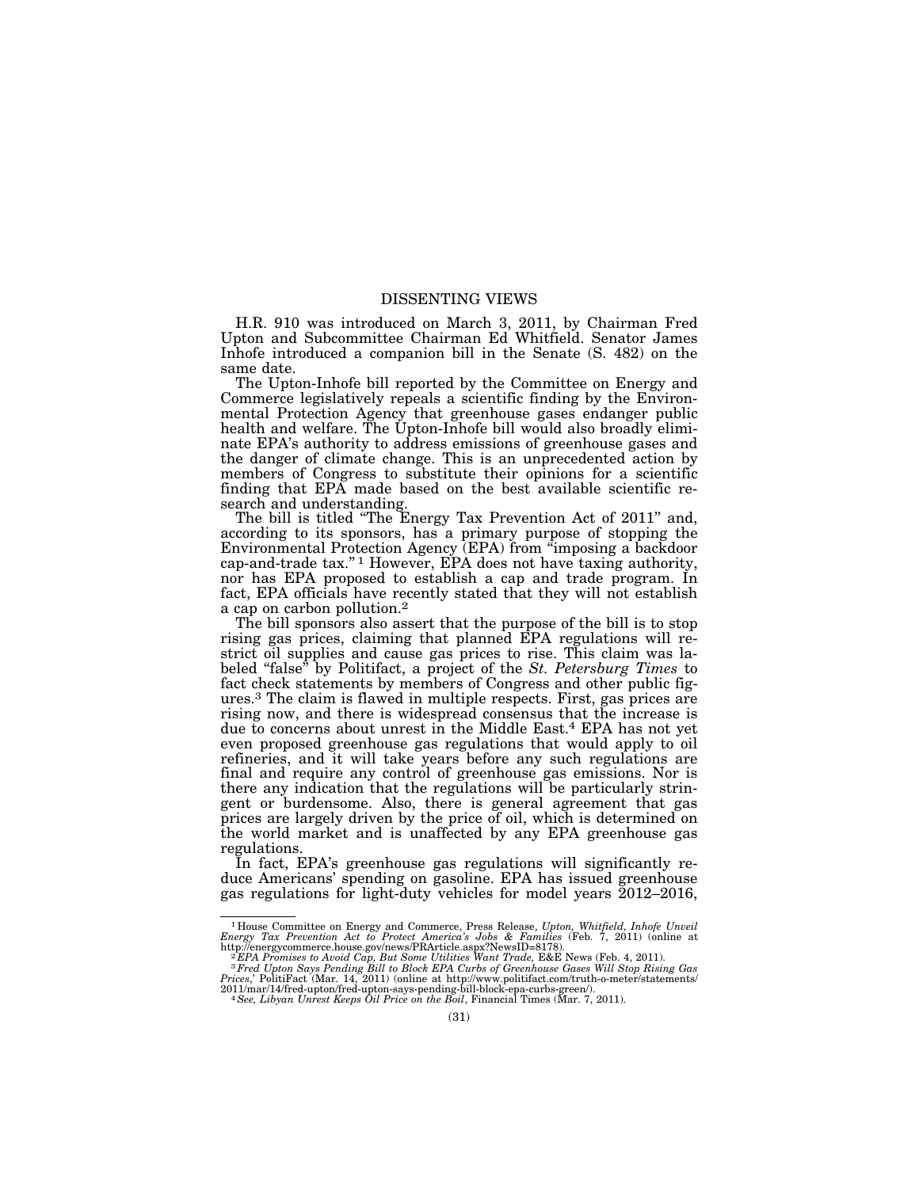# DISSENTING VIEWS

H.R. 910 was introduced on March 3, 2011, by Chairman Fred Upton and Subcommittee Chairman Ed Whitfield. Senator James Inhofe introduced a companion bill in the Senate (S. 482) on the same date.

The Upton-Inhofe bill reported by the Committee on Energy and Commerce legislatively repeals a scientific finding by the Environmental Protection Agency that greenhouse gases endanger public health and welfare. The Upton-Inhofe bill would also broadly eliminate EPA's authority to address emissions of greenhouse gases and the danger of climate change. This is an unprecedented action by members of Congress to substitute their opinions for a scientific finding that EPA made based on the best available scientific research and understanding.

The bill is titled "The Energy Tax Prevention Act of 2011" and, according to its sponsors, has a primary purpose of stopping the Environmental Protection Agency (EPA) from "imposing a backdoor cap-and-trade tax."[1] However, EPA does not have taxing authority, nor has EPA proposed to establish a cap and trade program. In fact, EPA officials have recently stated that they will not establish a cap on carbon pollution.[2]

The bill sponsors also assert that the purpose of the bill is to stop rising gas prices, claiming that planned EPA regulations will restrict oil supplies and cause gas prices to rise. This claim was labeled "false" by Politifact, a project of the *St. Petersburg Times* to fact check statements by members of Congress and other public figures.[3] The claim is flawed in multiple respects. First, gas prices are rising now, and there is widespread consensus that the increase is due to concerns about unrest in the Middle East.[4] EPA has not yet even proposed greenhouse gas regulations that would apply to oil refineries, and it will take years before any such regulations are final and require any control of greenhouse gas emissions. Nor is there any indication that the regulations will be particularly stringent or burdensome. Also, there is general agreement that gas prices are largely driven by the price of oil, which is determined on the world market and is unaffected by any EPA greenhouse gas regulations.

In fact, EPA's greenhouse gas regulations will significantly reduce Americans' spending on gasoline. EPA has issued greenhouse gas regulations for light-duty vehicles for model years 2012–2016,

---

[1] House Committee on Energy and Commerce, Press Release, *Upton, Whitfield, Inhofe Unveil Energy Tax Prevention Act to Protect America's Jobs & Families* (Feb. 7, 2011) (online at http://energycommerce.house.gov/news/PRArticle.aspx?NewsID=8178).

[2] *EPA Promises to Avoid Cap, But Some Utilities Want Trade*, E&E News (Feb. 4, 2011).

[3] *Fred Upton Says Pending Bill to Block EPA Curbs of Greenhouse Gases Will Stop Rising Gas Prices*,' PolitiFact (Mar. 14, 2011) (online at http://www.politifact.com/truth-o-meter/statements/2011/mar/14/fred-upton/fred-upton-says-pending-bill-block-epa-curbs-green/).

[4] *See, Libyan Unrest Keeps Oil Price on the Boil*, Financial Times (Mar. 7, 2011).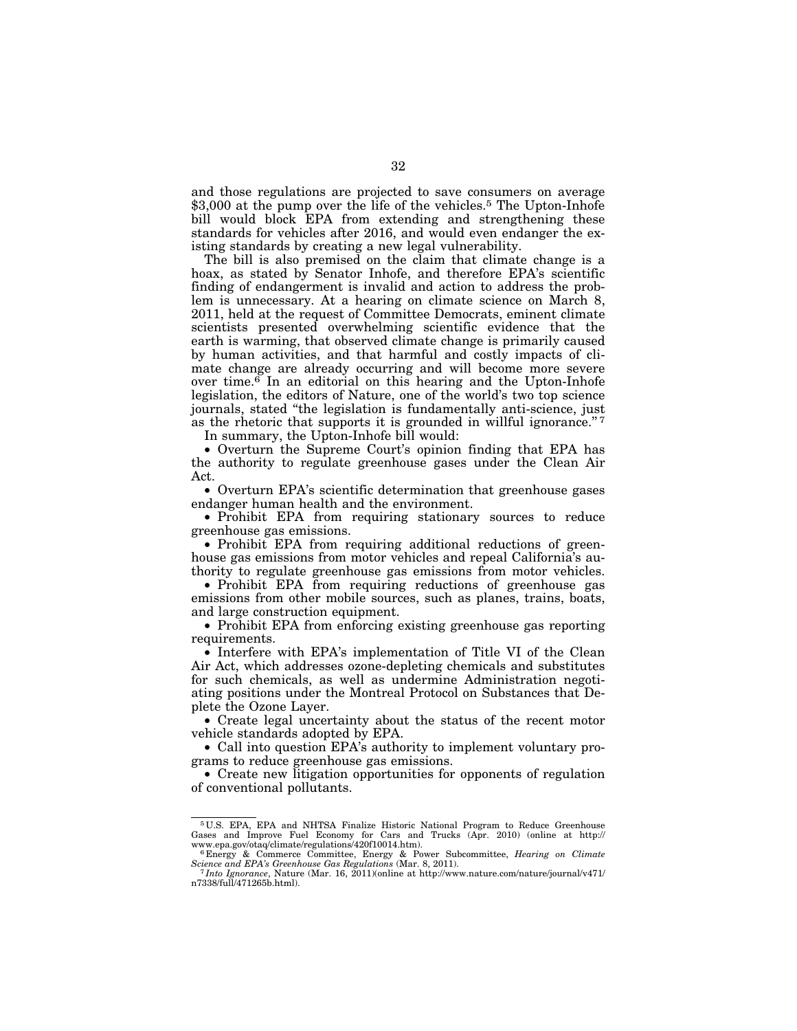and those regulations are projected to save consumers on average $3,000 at the pump over the life of the vehicles.[5] The Upton-Inhofe bill would block EPA from extending and strengthening these standards for vehicles after 2016, and would even endanger the existing standards by creating a new legal vulnerability.

The bill is also premised on the claim that climate change is a hoax, as stated by Senator Inhofe, and therefore EPA's scientific finding of endangerment is invalid and action to address the problem is unnecessary. At a hearing on climate science on March 8, 2011, held at the request of Committee Democrats, eminent climate scientists presented overwhelming scientific evidence that the earth is warming, that observed climate change is primarily caused by human activities, and that harmful and costly impacts of climate change are already occurring and will become more severe over time.[6] In an editorial on this hearing and the Upton-Inhofe legislation, the editors of Nature, one of the world's two top science journals, stated "the legislation is fundamentally anti-science, just as the rhetoric that supports it is grounded in willful ignorance."[7]

In summary, the Upton-Inhofe bill would:

- Overturn the Supreme Court's opinion finding that EPA has the authority to regulate greenhouse gases under the Clean Air Act.
- Overturn EPA's scientific determination that greenhouse gases endanger human health and the environment.
- Prohibit EPA from requiring stationary sources to reduce greenhouse gas emissions.
- Prohibit EPA from requiring additional reductions of greenhouse gas emissions from motor vehicles and repeal California's authority to regulate greenhouse gas emissions from motor vehicles.
- Prohibit EPA from requiring reductions of greenhouse gas emissions from other mobile sources, such as planes, trains, boats, and large construction equipment.
- Prohibit EPA from enforcing existing greenhouse gas reporting requirements.
- Interfere with EPA's implementation of Title VI of the Clean Air Act, which addresses ozone-depleting chemicals and substitutes for such chemicals, as well as undermine Administration negotiating positions under the Montreal Protocol on Substances that Deplete the Ozone Layer.
- Create legal uncertainty about the status of the recent motor vehicle standards adopted by EPA.
- Call into question EPA's authority to implement voluntary programs to reduce greenhouse gas emissions.
- Create new litigation opportunities for opponents of regulation of conventional pollutants.

---

[5] U.S. EPA, EPA and NHTSA Finalize Historic National Program to Reduce Greenhouse Gases and Improve Fuel Economy for Cars and Trucks (Apr. 2010) (online at http://www.epa.gov/otaq/climate/regulations/420f10014.htm).

[6] Energy & Commerce Committee, Energy & Power Subcommittee, *Hearing on Climate Science and EPA's Greenhouse Gas Regulations* (Mar. 8, 2011).

[7] *Into Ignorance*, Nature (Mar. 16, 2011)(online at http://www.nature.com/nature/journal/v471/n7338/full/471265b.html).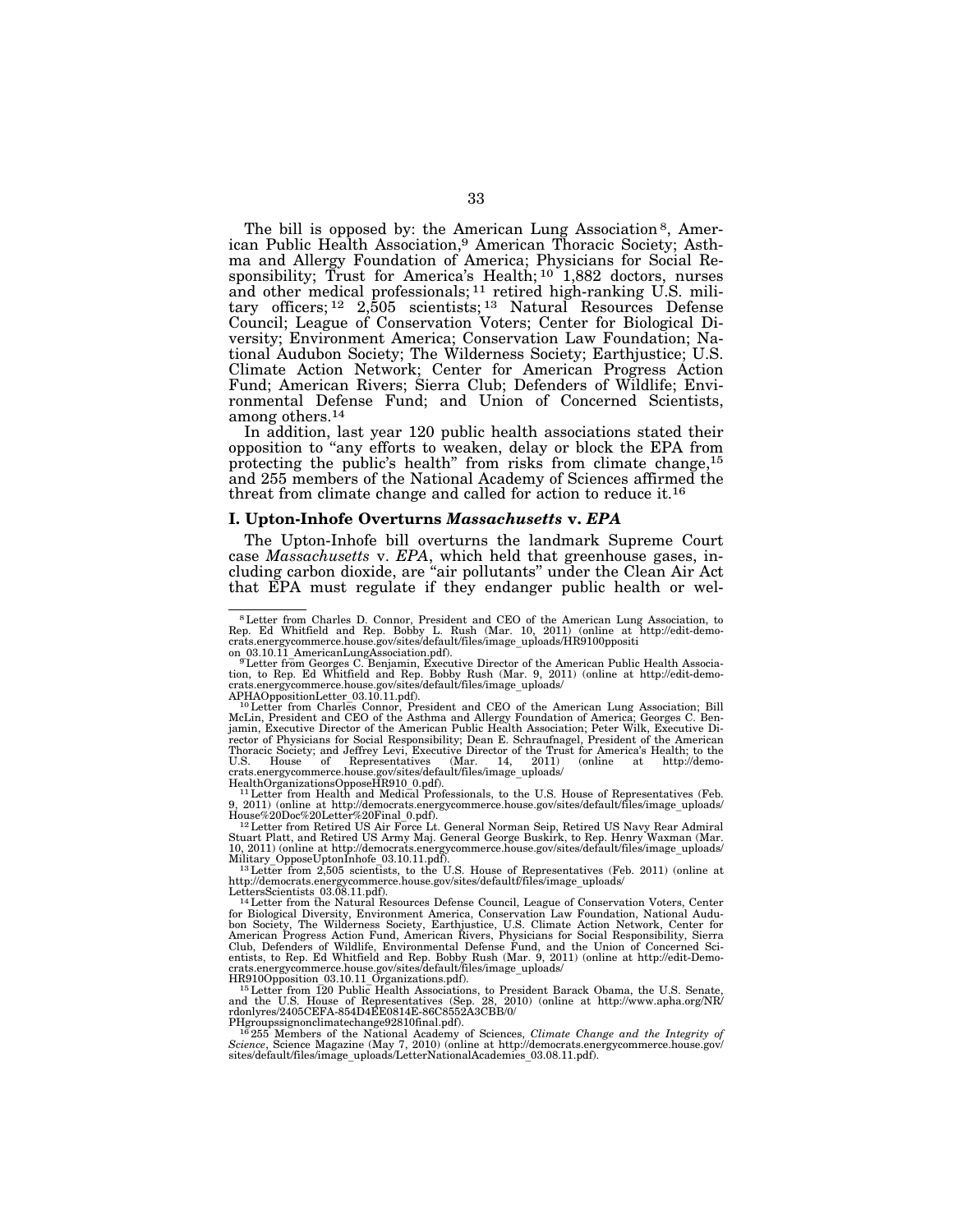The bill is opposed by: the American Lung Association [8], American Public Health Association,[9] American Thoracic Society; Asthma and Allergy Foundation of America; Physicians for Social Responsibility; Trust for America's Health; [10] 1,882 doctors, nurses and other medical professionals; [11] retired high-ranking U.S. military officers; [12] 2,505 scientists; [13] Natural Resources Defense Council; League of Conservation Voters; Center for Biological Diversity; Environment America; Conservation Law Foundation; National Audubon Society; The Wilderness Society; Earthjustice; U.S. Climate Action Network; Center for American Progress Action Fund; American Rivers; Sierra Club; Defenders of Wildlife; Environmental Defense Fund; and Union of Concerned Scientists, among others.[14]

In addition, last year 120 public health associations stated their opposition to "any efforts to weaken, delay or block the EPA from protecting the public's health" from risks from climate change,[15] and 255 members of the National Academy of Sciences affirmed the threat from climate change and called for action to reduce it.[16]

### I. Upton-Inhofe Overturns *Massachusetts* v. *EPA*

The Upton-Inhofe bill overturns the landmark Supreme Court case *Massachusetts* v. *EPA*, which held that greenhouse gases, including carbon dioxide, are "air pollutants" under the Clean Air Act that EPA must regulate if they endanger public health or wel-

---

[8] Letter from Charles D. Connor, President and CEO of the American Lung Association, to Rep. Ed Whitfield and Rep. Bobby L. Rush (Mar. 10, 2011) (online at http://edit-democrats.energycommerce.house.gov/sites/default/files/image_uploads/HR9100ppositi on_03.10.11_AmericanLungAssociation.pdf).

[9] Letter from Georges C. Benjamin, Executive Director of the American Public Health Association, to Rep. Ed Whitfield and Rep. Bobby Rush (Mar. 9, 2011) (online at http://edit-democrats.energycommerce.house.gov/sites/default/files/image_uploads/APHAOppositionLetter_03.10.11.pdf).

[10] Letter from Charles Connor, President and CEO of the American Lung Association; Bill McLin, President and CEO of the Asthma and Allergy Foundation of America; Georges C. Benjamin, Executive Director of the American Public Health Association; Peter Wilk, Executive Director of Physicians for Social Responsibility; Dean E. Schraufnagel, President of the American Thoracic Society; and Jeffrey Levi, Executive Director of the Trust for America's Health; to the U.S. House of Representatives (Mar. 14, 2011) (online at http://democrats.energycommerce.house.gov/sites/default/files/image_uploads/HealthOrganizationsOpposeHR910_0.pdf).

[11] Letter from Health and Medical Professionals, to the U.S. House of Representatives (Feb. 9, 2011) (online at http://democrats.energycommerce.house.gov/sites/default/files/image_uploads/House%20Doc%20Letter%20Final_0.pdf).

[12] Letter from Retired US Air Force Lt. General Norman Seip, Retired US Navy Rear Admiral Stuart Platt, and Retired US Army Maj. General George Buskirk, to Rep. Henry Waxman (Mar. 10, 2011) (online at http://democrats.energycommerce.house.gov/sites/default/files/image_uploads/Military_OpposeUptonInhofe_03.10.11.pdf).

[13] Letter from 2,505 scientists, to the U.S. House of Representatives (Feb. 2011) (online at http://democrats.energycommerce.house.gov/sites/defaultf/files/image_uploads/LettersScientists_03.08.11.pdf).

[14] Letter from the Natural Resources Defense Council, League of Conservation Voters, Center for Biological Diversity, Environment America, Conservation Law Foundation, National Audubon Society, The Wilderness Society, Earthjustice, U.S. Climate Action Network, Center for American Progress Action Fund, American Rivers, Physicians for Social Responsibility, Sierra Club, Defenders of Wildlife, Environmental Defense Fund, and the Union of Concerned Scientists, to Rep. Ed Whitfield and Rep. Bobby Rush (Mar. 9, 2011) (online at http://edit-Democrats.energycommerce.house.gov/sites/default/files/image_uploads/HR910Opposition_03.10.11_Organizations.pdf).

[15] Letter from 120 Public Health Associations, to President Barack Obama, the U.S. Senate, and the U.S. House of Representatives (Sep. 28, 2010) (online at http://www.apha.org/NR/rdonlyres/2405CEFA-854D4EE0814E-86C8552A3CBB/0/PHgroupssignonclimatechange92810final.pdf).

[16] 255 Members of the National Academy of Sciences, *Climate Change and the Integrity of Science*, Science Magazine (May 7, 2010) (online at http://democrats.energycommerce.house.gov/sites/default/files/image_uploads/LetterNationalAcademies_03.08.11.pdf).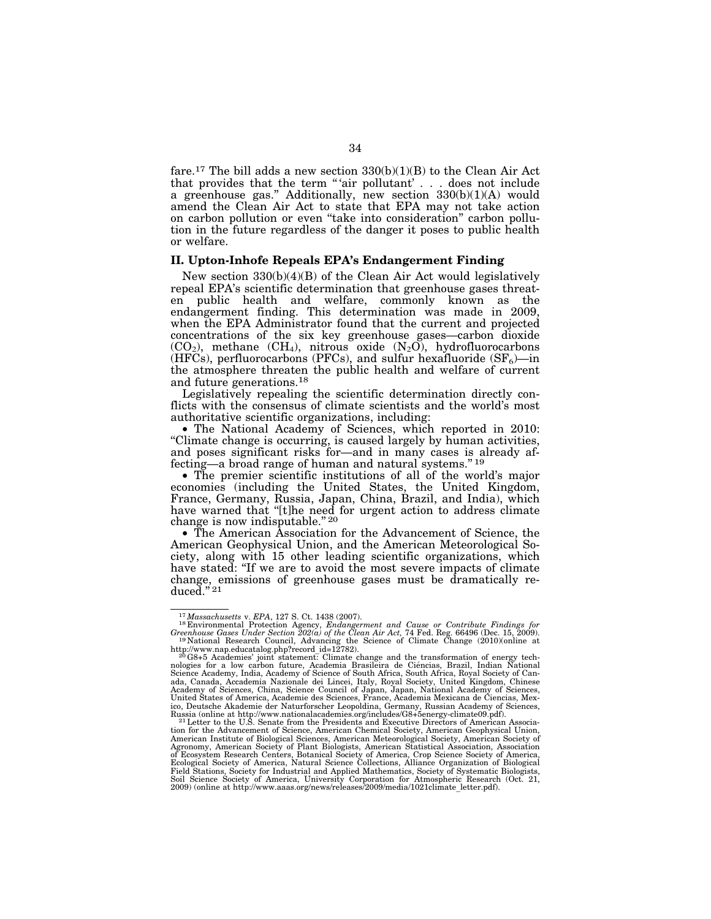fare.[17] The bill adds a new section 330(b)(1)(B) to the Clean Air Act that provides that the term "'air pollutant' . . . does not include a greenhouse gas." Additionally, new section 330(b)(1)(A) would amend the Clean Air Act to state that EPA may not take action on carbon pollution or even "take into consideration" carbon pollution in the future regardless of the danger it poses to public health or welfare.

## II. Upton-Inhofe Repeals EPA's Endangerment Finding

New section 330(b)(4)(B) of the Clean Air Act would legislatively repeal EPA's scientific determination that greenhouse gases threaten public health and welfare, commonly known as the endangerment finding. This determination was made in 2009, when the EPA Administrator found that the current and projected concentrations of the six key greenhouse gases—carbon dioxide ($CO_2$), methane ($CH_4$), nitrous oxide ($N_2O$), hydrofluorocarbons (HFCs), perfluorocarbons (PFCs), and sulfur hexafluoride ($SF_6$)—in the atmosphere threaten the public health and welfare of current and future generations.[18]

Legislatively repealing the scientific determination directly conflicts with the consensus of climate scientists and the world's most authoritative scientific organizations, including:

- The National Academy of Sciences, which reported in 2010: "Climate change is occurring, is caused largely by human activities, and poses significant risks for—and in many cases is already affecting—a broad range of human and natural systems."[19]
- The premier scientific institutions of all of the world's major economies (including the United States, the United Kingdom, France, Germany, Russia, Japan, China, Brazil, and India), which have warned that "[t]he need for urgent action to address climate change is now indisputable."[20]
- The American Association for the Advancement of Science, the American Geophysical Union, and the American Meteorological Society, along with 15 other leading scientific organizations, which have stated: "If we are to avoid the most severe impacts of climate change, emissions of greenhouse gases must be dramatically reduced."[21]

---

[17] *Massachusetts* v. *EPA*, 127 S. Ct. 1438 (2007).

[18] Environmental Protection Agency, *Endangerment and Cause or Contribute Findings for Greenhouse Gases Under Section 202(a) of the Clean Air Act,* 74 Fed. Reg. 66496 (Dec. 15, 2009).

[19] National Research Council, Advancing the Science of Climate Change (2010)(online at http://www.nap.educatalog.php?record_id=12782).

[20] G8+5 Academies' joint statement: Climate change and the transformation of energy technologies for a low carbon future, Academia Brasileira de Ciências, Brazil, Indian National Science Academy, India, Academy of Science of South Africa, South Africa, Royal Society of Canada, Canada, Accademia Nazionale dei Lincei, Italy, Royal Society, United Kingdom, Chinese Academy of Sciences, China, Science Council of Japan, Japan, National Academy of Sciences, United States of America, Academie des Sciences, France, Academia Mexicana de Ciencias, Mexico, Deutsche Akademie der Naturforscher Leopoldina, Germany, Russian Academy of Sciences, Russia (online at http://www.nationalacademies.org/includes/G8+5energy-climate09.pdf).

[21] Letter to the U.S. Senate from the Presidents and Executive Directors of American Association for the Advancement of Science, American Chemical Society, American Geophysical Union, American Institute of Biological Sciences, American Meteorological Society, American Society of Agronomy, American Society of Plant Biologists, American Statistical Association, Association of Ecosystem Research Centers, Botanical Society of America, Crop Science Society of America, Ecological Society of America, Natural Science Collections, Alliance Organization of Biological Field Stations, Society for Industrial and Applied Mathematics, Society of Systematic Biologists, Soil Science Society of America, University Corporation for Atmospheric Research (Oct. 21, 2009) (online at http://www.aaas.org/news/releases/2009/media/1021climate_letter.pdf).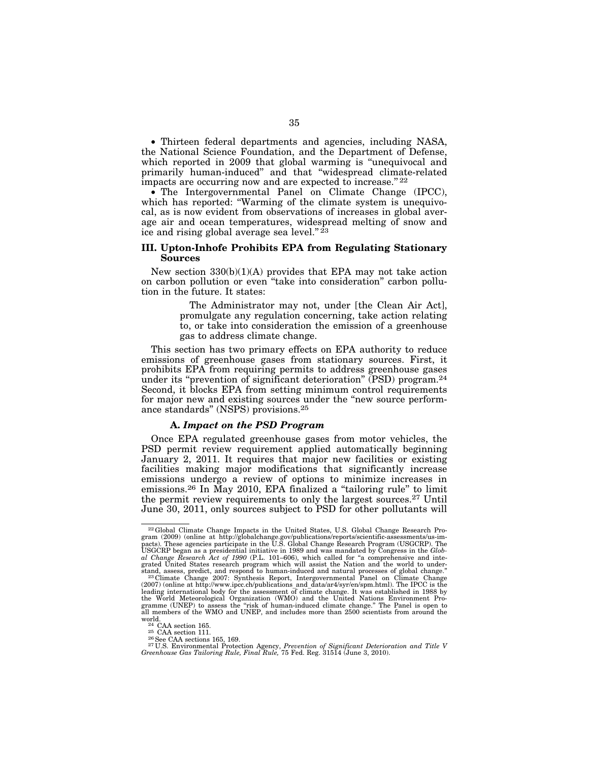• Thirteen federal departments and agencies, including NASA, the National Science Foundation, and the Department of Defense, which reported in 2009 that global warming is "unequivocal and primarily human-induced" and that "widespread climate-related impacts are occurring now and are expected to increase."[22]

• The Intergovernmental Panel on Climate Change (IPCC), which has reported: "Warming of the climate system is unequivocal, as is now evident from observations of increases in global average air and ocean temperatures, widespread melting of snow and ice and rising global average sea level."[23]

### III. Upton-Inhofe Prohibits EPA from Regulating Stationary Sources

New section 330(b)(1)(A) provides that EPA may not take action on carbon pollution or even "take into consideration" carbon pollution in the future. It states:

> The Administrator may not, under [the Clean Air Act], promulgate any regulation concerning, take action relating to, or take into consideration the emission of a greenhouse gas to address climate change.

This section has two primary effects on EPA authority to reduce emissions of greenhouse gases from stationary sources. First, it prohibits EPA from requiring permits to address greenhouse gases under its "prevention of significant deterioration" (PSD) program.[24] Second, it blocks EPA from setting minimum control requirements for major new and existing sources under the "new source performance standards" (NSPS) provisions.[25]

#### A. *Impact on the PSD Program*

Once EPA regulated greenhouse gases from motor vehicles, the PSD permit review requirement applied automatically beginning January 2, 2011. It requires that major new facilities or existing facilities making major modifications that significantly increase emissions undergo a review of options to minimize increases in emissions.[26] In May 2010, EPA finalized a "tailoring rule" to limit the permit review requirements to only the largest sources.[27] Until June 30, 2011, only sources subject to PSD for other pollutants will

---

[22] Global Climate Change Impacts in the United States, U.S. Global Change Research Program (2009) (online at http://globalchange.gov/publications/reports/scientific-assessments/us-impacts). These agencies participate in the U.S. Global Change Research Program (USGCRP). The USGCRP began as a presidential initiative in 1989 and was mandated by Congress in the *Global Change Research Act of 1990* (P.L. 101–606), which called for "a comprehensive and integrated United States research program which will assist the Nation and the world to understand, assess, predict, and respond to human-induced and natural processes of global change."

[23] Climate Change 2007: Synthesis Report, Intergovernmental Panel on Climate Change (2007) (online at http://www.ipcc.ch/publications_and_data/ar4/syr/en/spm.html). The IPCC is the leading international body for the assessment of climate change. It was established in 1988 by the World Meteorological Organization (WMO) and the United Nations Environment Programme (UNEP) to assess the "risk of human-induced climate change." The Panel is open to all members of the WMO and UNEP, and includes more than 2500 scientists from around the world.

[24] CAA section 165.

[25] CAA section 111.

[26] See CAA sections 165, 169.

[27] U.S. Environmental Protection Agency, *Prevention of Significant Deterioration and Title V Greenhouse Gas Tailoring Rule, Final Rule,* 75 Fed. Reg. 31514 (June 3, 2010).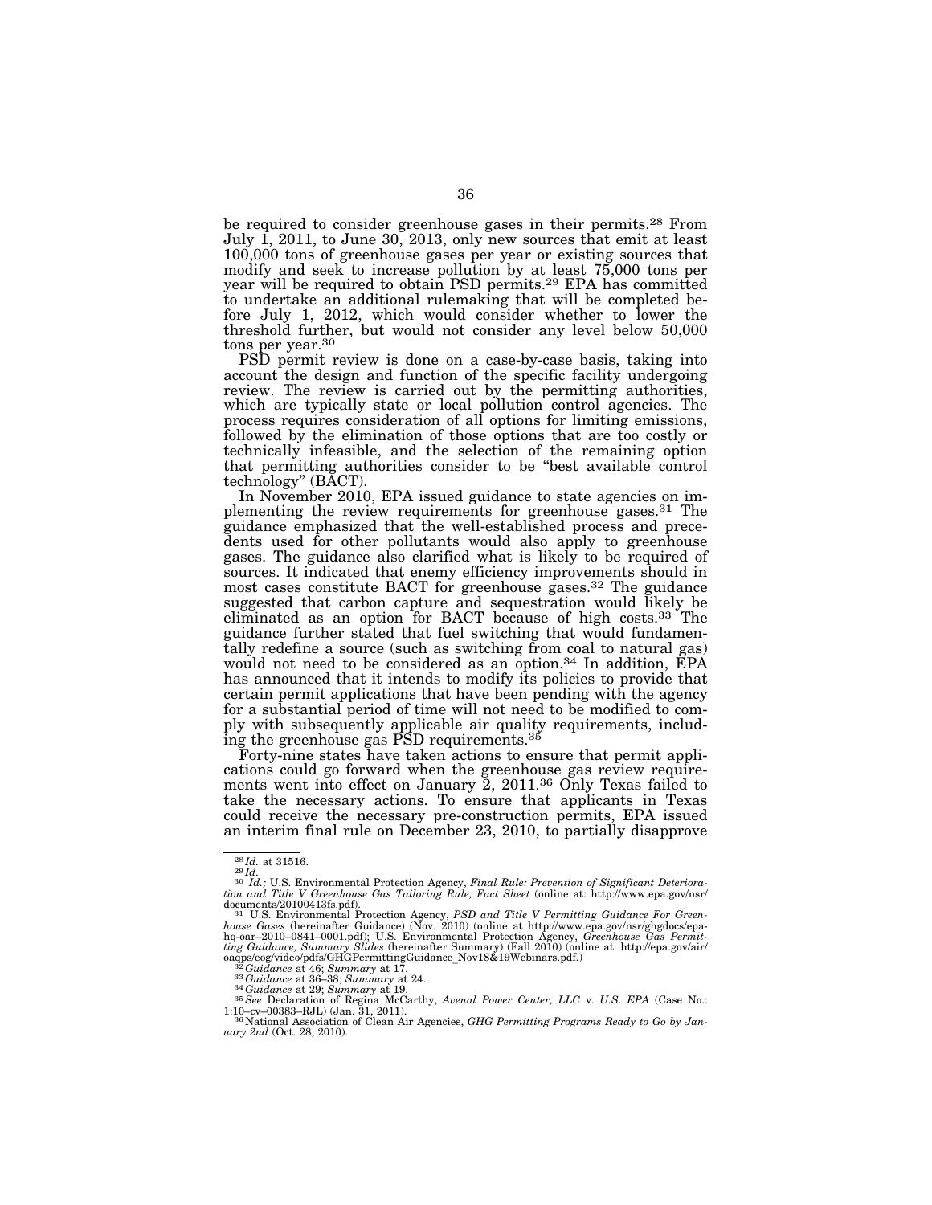be required to consider greenhouse gases in their permits.[28] From July 1, 2011, to June 30, 2013, only new sources that emit at least 100,000 tons of greenhouse gases per year or existing sources that modify and seek to increase pollution by at least 75,000 tons per year will be required to obtain PSD permits.[29] EPA has committed to undertake an additional rulemaking that will be completed before July 1, 2012, which would consider whether to lower the threshold further, but would not consider any level below 50,000 tons per year.[30]

PSD permit review is done on a case-by-case basis, taking into account the design and function of the specific facility undergoing review. The review is carried out by the permitting authorities, which are typically state or local pollution control agencies. The process requires consideration of all options for limiting emissions, followed by the elimination of those options that are too costly or technically infeasible, and the selection of the remaining option that permitting authorities consider to be "best available control technology" (BACT).

In November 2010, EPA issued guidance to state agencies on implementing the review requirements for greenhouse gases.[31] The guidance emphasized that the well-established process and precedents used for other pollutants would also apply to greenhouse gases. The guidance also clarified what is likely to be required of sources. It indicated that enemy efficiency improvements should in most cases constitute BACT for greenhouse gases.[32] The guidance suggested that carbon capture and sequestration would likely be eliminated as an option for BACT because of high costs.[33] The guidance further stated that fuel switching that would fundamentally redefine a source (such as switching from coal to natural gas) would not need to be considered as an option.[34] In addition, EPA has announced that it intends to modify its policies to provide that certain permit applications that have been pending with the agency for a substantial period of time will not need to be modified to comply with subsequently applicable air quality requirements, including the greenhouse gas PSD requirements.[35]

Forty-nine states have taken actions to ensure that permit applications could go forward when the greenhouse gas review requirements went into effect on January 2, 2011.[36] Only Texas failed to take the necessary actions. To ensure that applicants in Texas could receive the necessary pre-construction permits, EPA issued an interim final rule on December 23, 2010, to partially disapprove

---

[28] *Id.* at 31516.

[29] *Id.*

[30] *Id.*; U.S. Environmental Protection Agency, *Final Rule: Prevention of Significant Deterioration and Title V Greenhouse Gas Tailoring Rule, Fact Sheet* (online at: http://www.epa.gov/nsr/documents/20100413fs.pdf).

[31] U.S. Environmental Protection Agency, *PSD and Title V Permitting Guidance For Greenhouse Gases* (hereinafter Guidance) (Nov. 2010) (online at http://www.epa.gov/nsr/ghgdocs/epa-hq-oar–2010–0841–0001.pdf); U.S. Environmental Protection Agency, *Greenhouse Gas Permitting Guidance, Summary Slides* (hereinafter Summary) (Fall 2010) (online at: http://epa.gov/air/oaqps/eog/video/pdfs/GHGPermittingGuidance_Nov18&19Webinars.pdf.)

[32] *Guidance* at 46; *Summary* at 17.

[33] *Guidance* at 36–38; *Summary* at 24.

[34] *Guidance* at 29; *Summary* at 19.

[35] *See* Declaration of Regina McCarthy, *Avenal Power Center, LLC* v. *U.S. EPA* (Case No.: 1:10–cv–00383–RJL) (Jan. 31, 2011).

[36] National Association of Clean Air Agencies, *GHG Permitting Programs Ready to Go by January 2nd* (Oct. 28, 2010).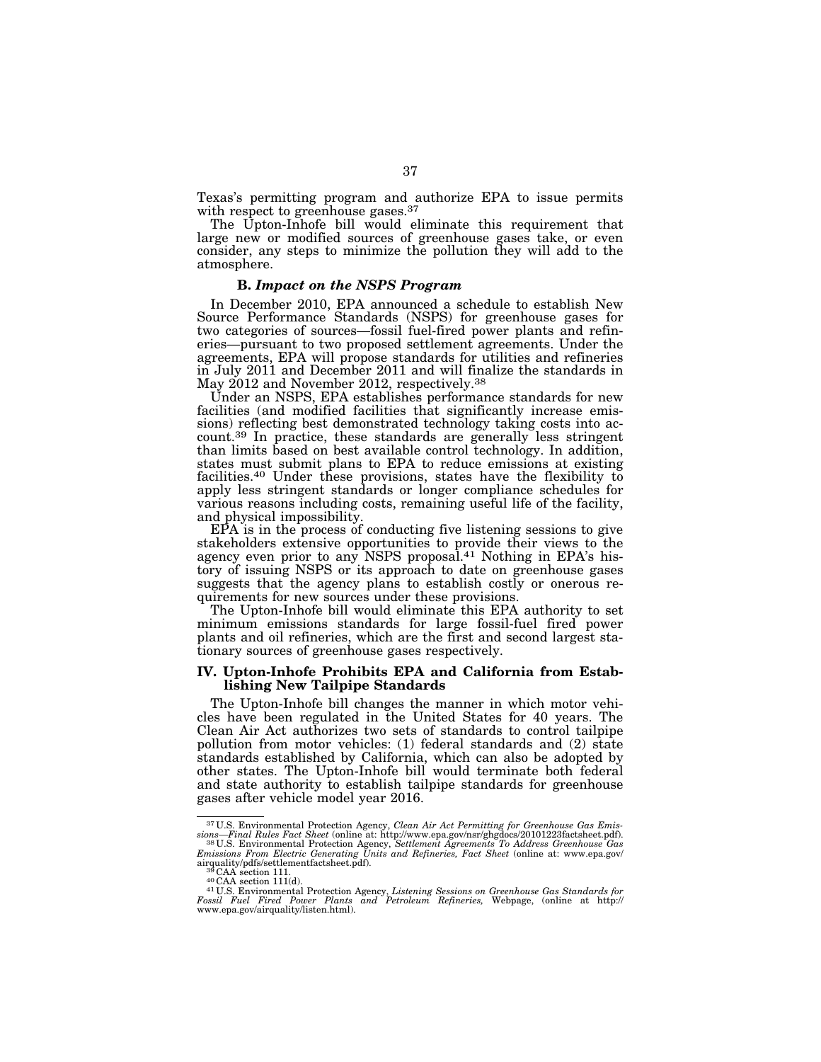Texas's permitting program and authorize EPA to issue permits with respect to greenhouse gases.[37]

The Upton-Inhofe bill would eliminate this requirement that large new or modified sources of greenhouse gases take, or even consider, any steps to minimize the pollution they will add to the atmosphere.

### B. *Impact on the NSPS Program*

In December 2010, EPA announced a schedule to establish New Source Performance Standards (NSPS) for greenhouse gases for two categories of sources—fossil fuel-fired power plants and refineries—pursuant to two proposed settlement agreements. Under the agreements, EPA will propose standards for utilities and refineries in July 2011 and December 2011 and will finalize the standards in May 2012 and November 2012, respectively.[38]

Under an NSPS, EPA establishes performance standards for new facilities (and modified facilities that significantly increase emissions) reflecting best demonstrated technology taking costs into account.[39] In practice, these standards are generally less stringent than limits based on best available control technology. In addition, states must submit plans to EPA to reduce emissions at existing facilities.[40] Under these provisions, states have the flexibility to apply less stringent standards or longer compliance schedules for various reasons including costs, remaining useful life of the facility, and physical impossibility.

EPA is in the process of conducting five listening sessions to give stakeholders extensive opportunities to provide their views to the agency even prior to any NSPS proposal.[41] Nothing in EPA's history of issuing NSPS or its approach to date on greenhouse gases suggests that the agency plans to establish costly or onerous requirements for new sources under these provisions.

The Upton-Inhofe bill would eliminate this EPA authority to set minimum emissions standards for large fossil-fuel fired power plants and oil refineries, which are the first and second largest stationary sources of greenhouse gases respectively.

## IV. Upton-Inhofe Prohibits EPA and California from Establishing New Tailpipe Standards

The Upton-Inhofe bill changes the manner in which motor vehicles have been regulated in the United States for 40 years. The Clean Air Act authorizes two sets of standards to control tailpipe pollution from motor vehicles: (1) federal standards and (2) state standards established by California, which can also be adopted by other states. The Upton-Inhofe bill would terminate both federal and state authority to establish tailpipe standards for greenhouse gases after vehicle model year 2016.

---

[37] U.S. Environmental Protection Agency, *Clean Air Act Permitting for Greenhouse Gas Emissions—Final Rules Fact Sheet* (online at: http://www.epa.gov/nsr/ghgdocs/20101223factsheet.pdf).

[38] U.S. Environmental Protection Agency, *Settlement Agreements To Address Greenhouse Gas Emissions From Electric Generating Units and Refineries, Fact Sheet* (online at: www.epa.gov/airquality/pdfs/settlementfactsheet.pdf).

[39] CAA section 111.

[40] CAA section 111(d).

[41] U.S. Environmental Protection Agency, *Listening Sessions on Greenhouse Gas Standards for Fossil Fuel Fired Power Plants and Petroleum Refineries,* Webpage, (online at http://www.epa.gov/airquality/listen.html).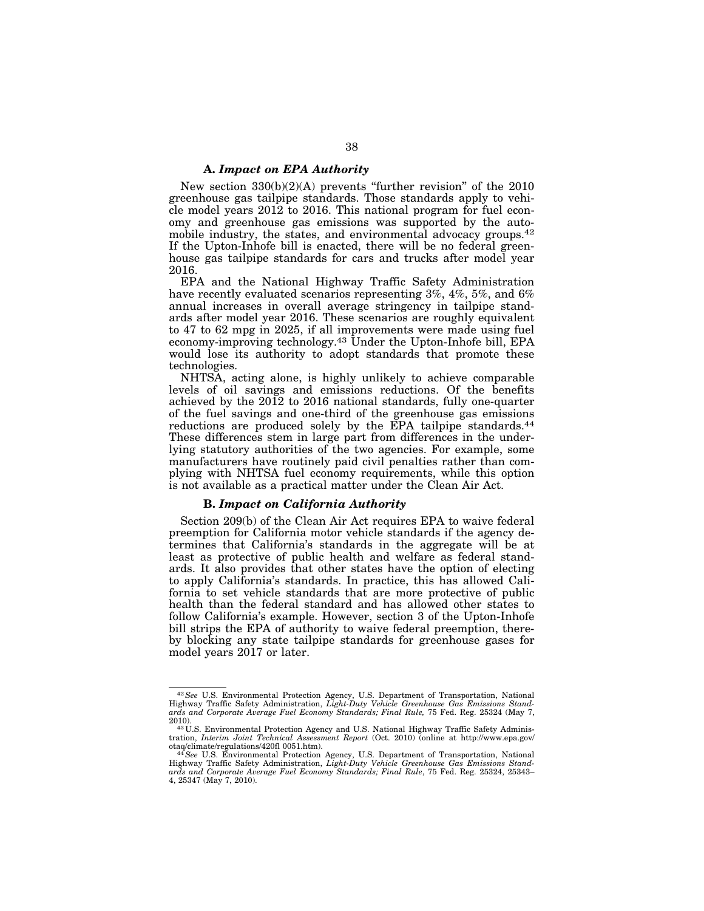### A. *Impact on EPA Authority*

New section 330(b)(2)(A) prevents "further revision" of the 2010 greenhouse gas tailpipe standards. Those standards apply to vehicle model years 2012 to 2016. This national program for fuel economy and greenhouse gas emissions was supported by the automobile industry, the states, and environmental advocacy groups.[42] If the Upton-Inhofe bill is enacted, there will be no federal greenhouse gas tailpipe standards for cars and trucks after model year 2016.

EPA and the National Highway Traffic Safety Administration have recently evaluated scenarios representing 3%, 4%, 5%, and 6% annual increases in overall average stringency in tailpipe standards after model year 2016. These scenarios are roughly equivalent to 47 to 62 mpg in 2025, if all improvements were made using fuel economy-improving technology.[43] Under the Upton-Inhofe bill, EPA would lose its authority to adopt standards that promote these technologies.

NHTSA, acting alone, is highly unlikely to achieve comparable levels of oil savings and emissions reductions. Of the benefits achieved by the 2012 to 2016 national standards, fully one-quarter of the fuel savings and one-third of the greenhouse gas emissions reductions are produced solely by the EPA tailpipe standards.[44] These differences stem in large part from differences in the underlying statutory authorities of the two agencies. For example, some manufacturers have routinely paid civil penalties rather than complying with NHTSA fuel economy requirements, while this option is not available as a practical matter under the Clean Air Act.

### B. *Impact on California Authority*

Section 209(b) of the Clean Air Act requires EPA to waive federal preemption for California motor vehicle standards if the agency determines that California's standards in the aggregate will be at least as protective of public health and welfare as federal standards. It also provides that other states have the option of electing to apply California's standards. In practice, this has allowed California to set vehicle standards that are more protective of public health than the federal standard and has allowed other states to follow California's example. However, section 3 of the Upton-Inhofe bill strips the EPA of authority to waive federal preemption, thereby blocking any state tailpipe standards for greenhouse gases for model years 2017 or later.

---

[42] *See* U.S. Environmental Protection Agency, U.S. Department of Transportation, National Highway Traffic Safety Administration, *Light-Duty Vehicle Greenhouse Gas Emissions Standards and Corporate Average Fuel Economy Standards; Final Rule,* 75 Fed. Reg. 25324 (May 7, 2010).

[43] U.S. Environmental Protection Agency and U.S. National Highway Traffic Safety Administration, *Interim Joint Technical Assessment Report* (Oct. 2010) (online at http://www.epa.gov/otaq/climate/regulations/420f1 0051.htm).

[44] *See* U.S. Environmental Protection Agency, U.S. Department of Transportation, National Highway Traffic Safety Administration, *Light-Duty Vehicle Greenhouse Gas Emissions Standards and Corporate Average Fuel Economy Standards; Final Rule*, 75 Fed. Reg. 25324, 25343–4, 25347 (May 7, 2010).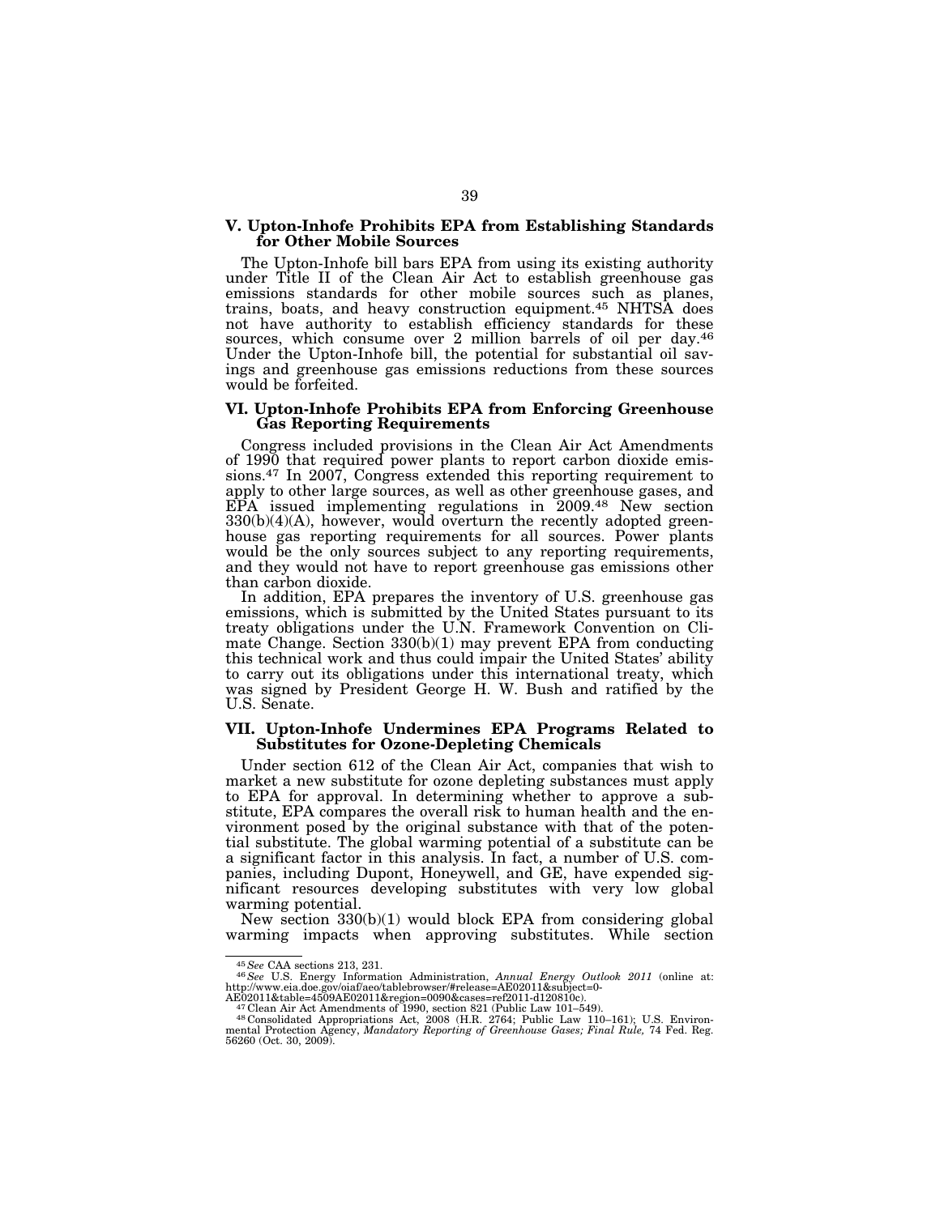### V. Upton-Inhofe Prohibits EPA from Establishing Standards for Other Mobile Sources

The Upton-Inhofe bill bars EPA from using its existing authority under Title II of the Clean Air Act to establish greenhouse gas emissions standards for other mobile sources such as planes, trains, boats, and heavy construction equipment.[45] NHTSA does not have authority to establish efficiency standards for these sources, which consume over 2 million barrels of oil per day.[46] Under the Upton-Inhofe bill, the potential for substantial oil savings and greenhouse gas emissions reductions from these sources would be forfeited.

### VI. Upton-Inhofe Prohibits EPA from Enforcing Greenhouse Gas Reporting Requirements

Congress included provisions in the Clean Air Act Amendments of 1990 that required power plants to report carbon dioxide emissions.[47] In 2007, Congress extended this reporting requirement to apply to other large sources, as well as other greenhouse gases, and EPA issued implementing regulations in 2009.[48] New section 330(b)(4)(A), however, would overturn the recently adopted greenhouse gas reporting requirements for all sources. Power plants would be the only sources subject to any reporting requirements, and they would not have to report greenhouse gas emissions other than carbon dioxide.

In addition, EPA prepares the inventory of U.S. greenhouse gas emissions, which is submitted by the United States pursuant to its treaty obligations under the U.N. Framework Convention on Climate Change. Section 330(b)(1) may prevent EPA from conducting this technical work and thus could impair the United States' ability to carry out its obligations under this international treaty, which was signed by President George H. W. Bush and ratified by the U.S. Senate.

### VII. Upton-Inhofe Undermines EPA Programs Related to Substitutes for Ozone-Depleting Chemicals

Under section 612 of the Clean Air Act, companies that wish to market a new substitute for ozone depleting substances must apply to EPA for approval. In determining whether to approve a substitute, EPA compares the overall risk to human health and the environment posed by the original substance with that of the potential substitute. The global warming potential of a substitute can be a significant factor in this analysis. In fact, a number of U.S. companies, including Dupont, Honeywell, and GE, have expended significant resources developing substitutes with very low global warming potential.

New section 330(b)(1) would block EPA from considering global warming impacts when approving substitutes. While section

---

[45] *See* CAA sections 213, 231.

[46] *See* U.S. Energy Information Administration, *Annual Energy Outlook 2011* (online at: http://www.eia.doe.gov/oiaf/aeo/tablebrowser/#release=AE02011&subject=0-AE02011&table=4509AE02011&region=0090&cases=ref2011-d120810c).

[47] Clean Air Act Amendments of 1990, section 821 (Public Law 101–549).

[48] Consolidated Appropriations Act, 2008 (H.R. 2764; Public Law 110–161); U.S. Environmental Protection Agency, *Mandatory Reporting of Greenhouse Gases; Final Rule,* 74 Fed. Reg. 56260 (Oct. 30, 2009).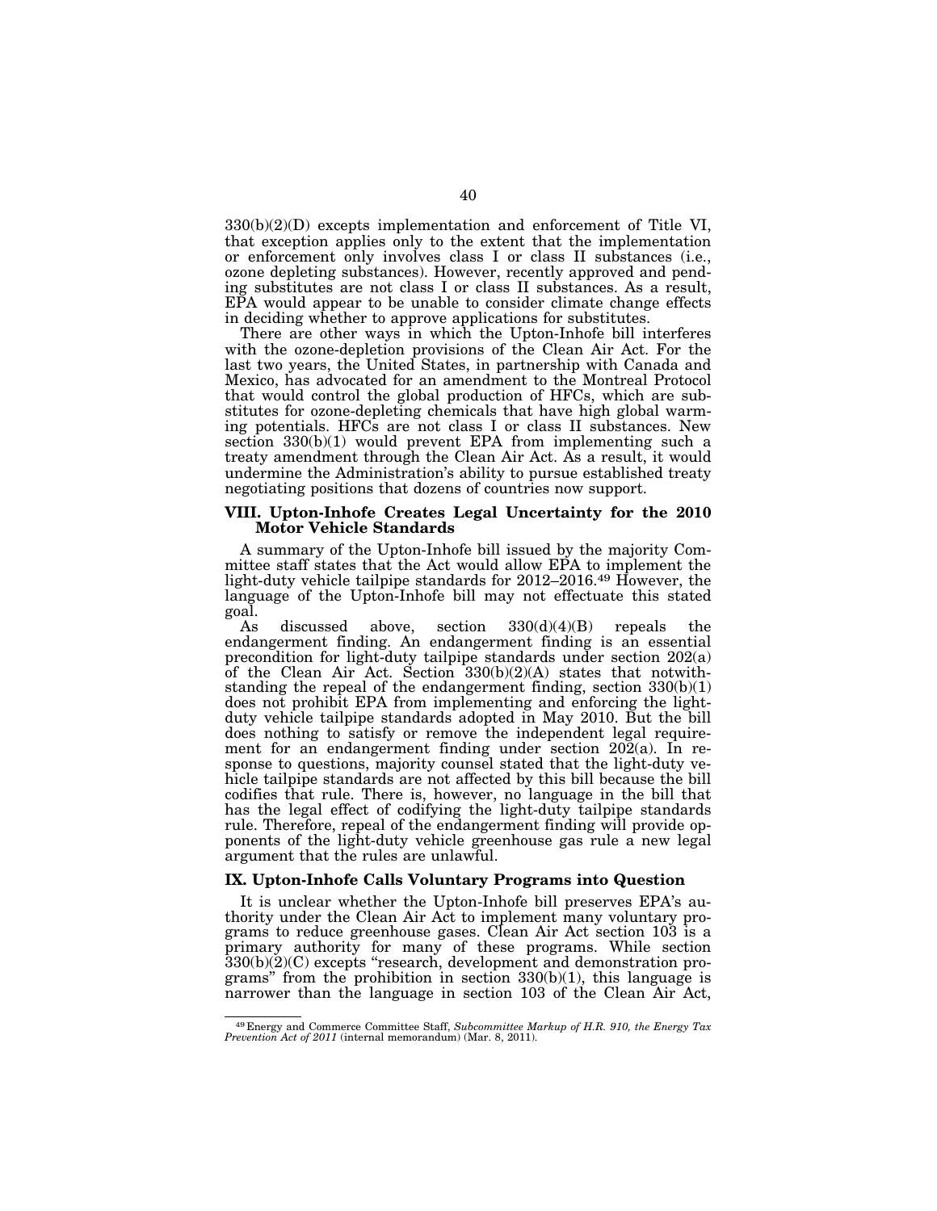330(b)(2)(D) excepts implementation and enforcement of Title VI, that exception applies only to the extent that the implementation or enforcement only involves class I or class II substances (i.e., ozone depleting substances). However, recently approved and pending substitutes are not class I or class II substances. As a result, EPA would appear to be unable to consider climate change effects in deciding whether to approve applications for substitutes.

There are other ways in which the Upton-Inhofe bill interferes with the ozone-depletion provisions of the Clean Air Act. For the last two years, the United States, in partnership with Canada and Mexico, has advocated for an amendment to the Montreal Protocol that would control the global production of HFCs, which are substitutes for ozone-depleting chemicals that have high global warming potentials. HFCs are not class I or class II substances. New section 330(b)(1) would prevent EPA from implementing such a treaty amendment through the Clean Air Act. As a result, it would undermine the Administration's ability to pursue established treaty negotiating positions that dozens of countries now support.

### VIII. Upton-Inhofe Creates Legal Uncertainty for the 2010 Motor Vehicle Standards

A summary of the Upton-Inhofe bill issued by the majority Committee staff states that the Act would allow EPA to implement the light-duty vehicle tailpipe standards for 2012–2016.[49] However, the language of the Upton-Inhofe bill may not effectuate this stated goal.

As discussed above, section 330(d)(4)(B) repeals the endangerment finding. An endangerment finding is an essential precondition for light-duty tailpipe standards under section 202(a) of the Clean Air Act. Section 330(b)(2)(A) states that notwithstanding the repeal of the endangerment finding, section 330(b)(1) does not prohibit EPA from implementing and enforcing the light-duty vehicle tailpipe standards adopted in May 2010. But the bill does nothing to satisfy or remove the independent legal requirement for an endangerment finding under section 202(a). In response to questions, majority counsel stated that the light-duty vehicle tailpipe standards are not affected by this bill because the bill codifies that rule. There is, however, no language in the bill that has the legal effect of codifying the light-duty tailpipe standards rule. Therefore, repeal of the endangerment finding will provide opponents of the light-duty vehicle greenhouse gas rule a new legal argument that the rules are unlawful.

### IX. Upton-Inhofe Calls Voluntary Programs into Question

It is unclear whether the Upton-Inhofe bill preserves EPA's authority under the Clean Air Act to implement many voluntary programs to reduce greenhouse gases. Clean Air Act section 103 is a primary authority for many of these programs. While section 330(b)(2)(C) excepts "research, development and demonstration programs" from the prohibition in section 330(b)(1), this language is narrower than the language in section 103 of the Clean Air Act,

---

[49] Energy and Commerce Committee Staff, *Subcommittee Markup of H.R. 910, the Energy Tax Prevention Act of 2011* (internal memorandum) (Mar. 8, 2011).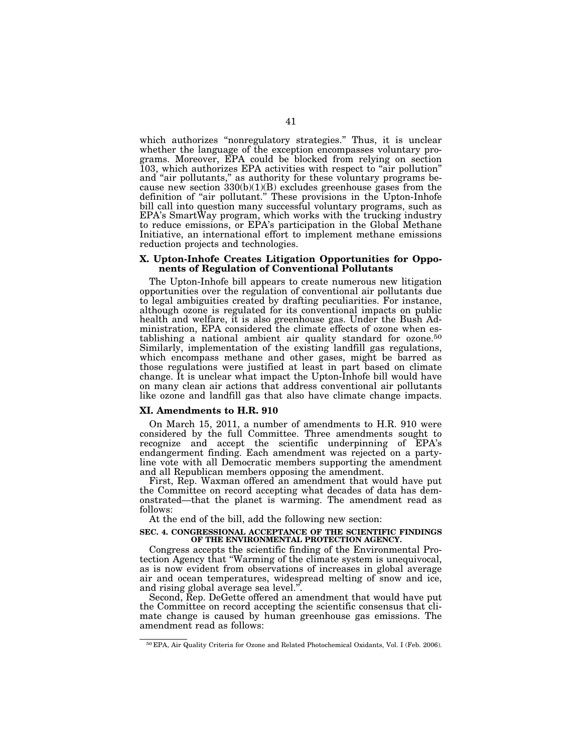which authorizes "nonregulatory strategies." Thus, it is unclear whether the language of the exception encompasses voluntary programs. Moreover, EPA could be blocked from relying on section 103, which authorizes EPA activities with respect to "air pollution" and "air pollutants," as authority for these voluntary programs because new section 330(b)(1)(B) excludes greenhouse gases from the definition of "air pollutant." These provisions in the Upton-Inhofe bill call into question many successful voluntary programs, such as EPA's SmartWay program, which works with the trucking industry to reduce emissions, or EPA's participation in the Global Methane Initiative, an international effort to implement methane emissions reduction projects and technologies.

### X. Upton-Inhofe Creates Litigation Opportunities for Opponents of Regulation of Conventional Pollutants

The Upton-Inhofe bill appears to create numerous new litigation opportunities over the regulation of conventional air pollutants due to legal ambiguities created by drafting peculiarities. For instance, although ozone is regulated for its conventional impacts on public health and welfare, it is also greenhouse gas. Under the Bush Administration, EPA considered the climate effects of ozone when establishing a national ambient air quality standard for ozone.[50] Similarly, implementation of the existing landfill gas regulations, which encompass methane and other gases, might be barred as those regulations were justified at least in part based on climate change. It is unclear what impact the Upton-Inhofe bill would have on many clean air actions that address conventional air pollutants like ozone and landfill gas that also have climate change impacts.

### XI. Amendments to H.R. 910

On March 15, 2011, a number of amendments to H.R. 910 were considered by the full Committee. Three amendments sought to recognize and accept the scientific underpinning of EPA's endangerment finding. Each amendment was rejected on a party-line vote with all Democratic members supporting the amendment and all Republican members opposing the amendment.

First, Rep. Waxman offered an amendment that would have put the Committee on record accepting what decades of data has demonstrated—that the planet is warming. The amendment read as follows:

At the end of the bill, add the following new section:

**SEC. 4. CONGRESSIONAL ACCEPTANCE OF THE SCIENTIFIC FINDINGS OF THE ENVIRONMENTAL PROTECTION AGENCY.**

Congress accepts the scientific finding of the Environmental Protection Agency that "Warming of the climate system is unequivocal, as is now evident from observations of increases in global average air and ocean temperatures, widespread melting of snow and ice, and rising global average sea level.".

Second, Rep. DeGette offered an amendment that would have put the Committee on record accepting the scientific consensus that climate change is caused by human greenhouse gas emissions. The amendment read as follows:

---

[50] EPA, Air Quality Criteria for Ozone and Related Photochemical Oxidants, Vol. I (Feb. 2006).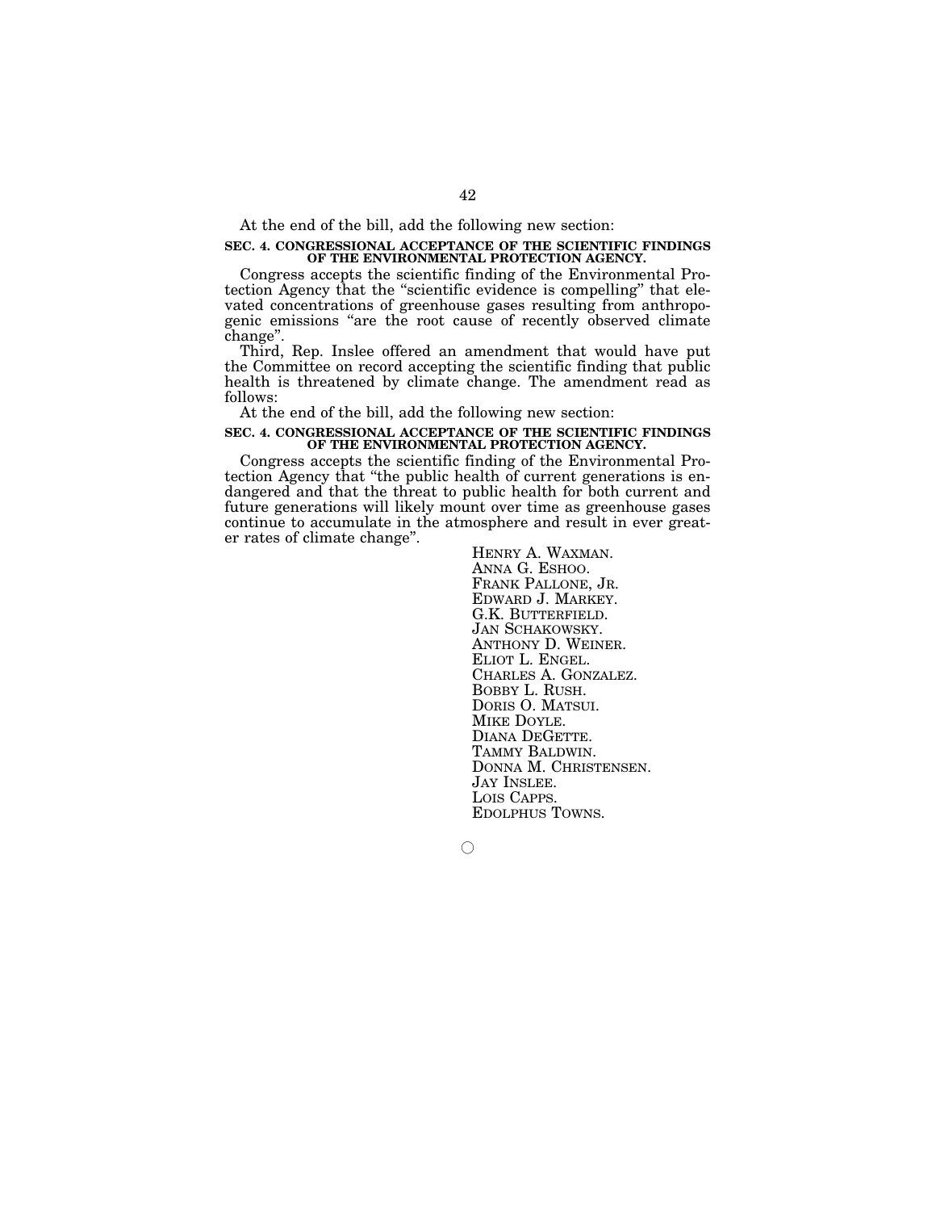At the end of the bill, add the following new section:

**SEC. 4. CONGRESSIONAL ACCEPTANCE OF THE SCIENTIFIC FINDINGS OF THE ENVIRONMENTAL PROTECTION AGENCY.**

Congress accepts the scientific finding of the Environmental Protection Agency that the "scientific evidence is compelling" that elevated concentrations of greenhouse gases resulting from anthropogenic emissions "are the root cause of recently observed climate change".

Third, Rep. Inslee offered an amendment that would have put the Committee on record accepting the scientific finding that public health is threatened by climate change. The amendment read as follows:

At the end of the bill, add the following new section:

**SEC. 4. CONGRESSIONAL ACCEPTANCE OF THE SCIENTIFIC FINDINGS OF THE ENVIRONMENTAL PROTECTION AGENCY.**

Congress accepts the scientific finding of the Environmental Protection Agency that "the public health of current generations is endangered and that the threat to public health for both current and future generations will likely mount over time as greenhouse gases continue to accumulate in the atmosphere and result in ever greater rates of climate change".

HENRY A. WAXMAN.
ANNA G. ESHOO.
FRANK PALLONE, JR.
EDWARD J. MARKEY.
G.K. BUTTERFIELD.
JAN SCHAKOWSKY.
ANTHONY D. WEINER.
ELIOT L. ENGEL.
CHARLES A. GONZALEZ.
BOBBY L. RUSH.
DORIS O. MATSUI.
MIKE DOYLE.
DIANA DEGETTE.
TAMMY BALDWIN.
DONNA M. CHRISTENSEN.
JAY INSLEE.
LOIS CAPPS.
EDOLPHUS TOWNS.